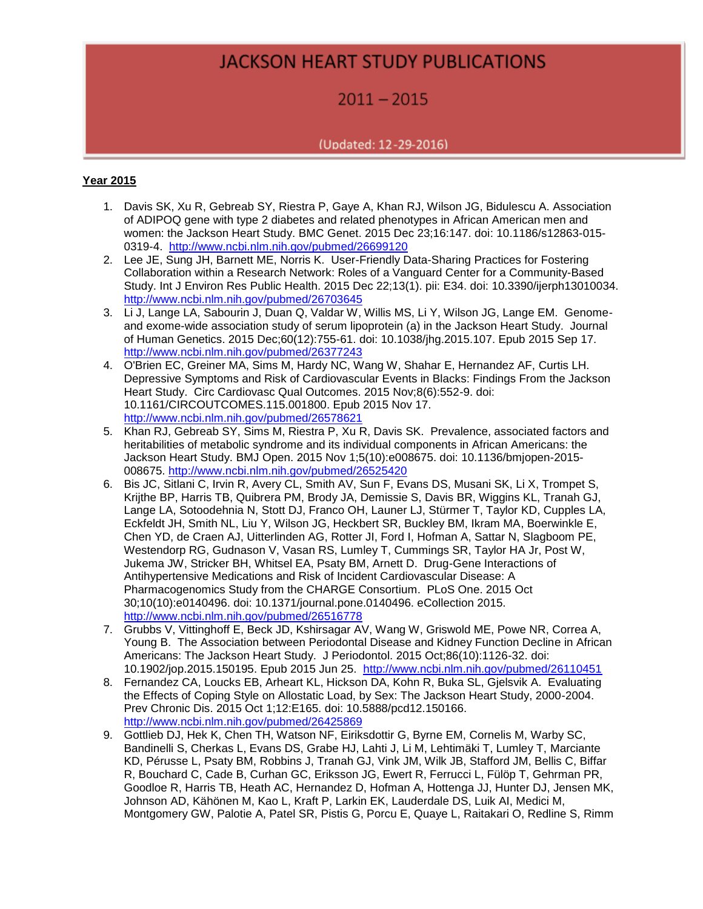# JACKSON HEART STUDY PUBLICATIONS

## 2011 – 2015

(Updated: 12-29-2016)

**Year 2015**

1. Davis SK, Xu R, Gebreab SY, Riestra P, Gaye A, Khan RJ, Wilson JG, Bidulescu A. Association of ADIPOQ gene with type 2 diabetes and related phenotypes in African American men and women: the Jackson Heart Study. BMC Genet. 2015 Dec 23;16:147. doi: 10.1186/s12863-015-0319-4. http://www.ncbi.nlm.nih.gov/pubmed/26699120
2. Lee JE, Sung JH, Barnett ME, Norris K. User-Friendly Data-Sharing Practices for Fostering Collaboration within a Research Network: Roles of a Vanguard Center for a Community-Based Study. Int J Environ Res Public Health. 2015 Dec 22;13(1). pii: E34. doi: 10.3390/ijerph13010034. http://www.ncbi.nlm.nih.gov/pubmed/26703645
3. Li J, Lange LA, Sabourin J, Duan Q, Valdar W, Willis MS, Li Y, Wilson JG, Lange EM. Genome- and exome-wide association study of serum lipoprotein (a) in the Jackson Heart Study. Journal of Human Genetics. 2015 Dec;60(12):755-61. doi: 10.1038/jhg.2015.107. Epub 2015 Sep 17. http://www.ncbi.nlm.nih.gov/pubmed/26377243
4. O'Brien EC, Greiner MA, Sims M, Hardy NC, Wang W, Shahar E, Hernandez AF, Curtis LH. Depressive Symptoms and Risk of Cardiovascular Events in Blacks: Findings From the Jackson Heart Study. Circ Cardiovasc Qual Outcomes. 2015 Nov;8(6):552-9. doi: 10.1161/CIRCOUTCOMES.115.001800. Epub 2015 Nov 17. http://www.ncbi.nlm.nih.gov/pubmed/26578621
5. Khan RJ, Gebreab SY, Sims M, Riestra P, Xu R, Davis SK. Prevalence, associated factors and heritabilities of metabolic syndrome and its individual components in African Americans: the Jackson Heart Study. BMJ Open. 2015 Nov 1;5(10):e008675. doi: 10.1136/bmjopen-2015-008675. http://www.ncbi.nlm.nih.gov/pubmed/26525420
6. Bis JC, Sitlani C, Irvin R, Avery CL, Smith AV, Sun F, Evans DS, Musani SK, Li X, Trompet S, Krijthe BP, Harris TB, Quibrera PM, Brody JA, Demissie S, Davis BR, Wiggins KL, Tranah GJ, Lange LA, Sotoodehnia N, Stott DJ, Franco OH, Launer LJ, Stürmer T, Taylor KD, Cupples LA, Eckfeldt JH, Smith NL, Liu Y, Wilson JG, Heckbert SR, Buckley BM, Ikram MA, Boerwinkle E, Chen YD, de Craen AJ, Uitterlinden AG, Rotter JI, Ford I, Hofman A, Sattar N, Slagboom PE, Westendorp RG, Gudnason V, Vasan RS, Lumley T, Cummings SR, Taylor HA Jr, Post W, Jukema JW, Stricker BH, Whitsel EA, Psaty BM, Arnett D. Drug-Gene Interactions of Antihypertensive Medications and Risk of Incident Cardiovascular Disease: A Pharmacogenomics Study from the CHARGE Consortium. PLoS One. 2015 Oct 30;10(10):e0140496. doi: 10.1371/journal.pone.0140496. eCollection 2015. http://www.ncbi.nlm.nih.gov/pubmed/26516778
7. Grubbs V, Vittinghoff E, Beck JD, Kshirsagar AV, Wang W, Griswold ME, Powe NR, Correa A, Young B. The Association between Periodontal Disease and Kidney Function Decline in African Americans: The Jackson Heart Study. J Periodontol. 2015 Oct;86(10):1126-32. doi: 10.1902/jop.2015.150195. Epub 2015 Jun 25. http://www.ncbi.nlm.nih.gov/pubmed/26110451
8. Fernandez CA, Loucks EB, Arheart KL, Hickson DA, Kohn R, Buka SL, Gjelsvik A. Evaluating the Effects of Coping Style on Allostatic Load, by Sex: The Jackson Heart Study, 2000-2004. Prev Chronic Dis. 2015 Oct 1;12:E165. doi: 10.5888/pcd12.150166. http://www.ncbi.nlm.nih.gov/pubmed/26425869
9. Gottlieb DJ, Hek K, Chen TH, Watson NF, Eiriksdottir G, Byrne EM, Cornelis M, Warby SC, Bandinelli S, Cherkas L, Evans DS, Grabe HJ, Lahti J, Li M, Lehtimäki T, Lumley T, Marciante KD, Pérusse L, Psaty BM, Robbins J, Tranah GJ, Vink JM, Wilk JB, Stafford JM, Bellis C, Biffar R, Bouchard C, Cade B, Curhan GC, Eriksson JG, Ewert R, Ferrucci L, Fülöp T, Gehrman PR, Goodloe R, Harris TB, Heath AC, Hernandez D, Hofman A, Hottenga JJ, Hunter DJ, Jensen MK, Johnson AD, Kähönen M, Kao L, Kraft P, Larkin EK, Lauderdale DS, Luik AI, Medici M, Montgomery GW, Palotie A, Patel SR, Pistis G, Porcu E, Quaye L, Raitakari O, Redline S, Rimm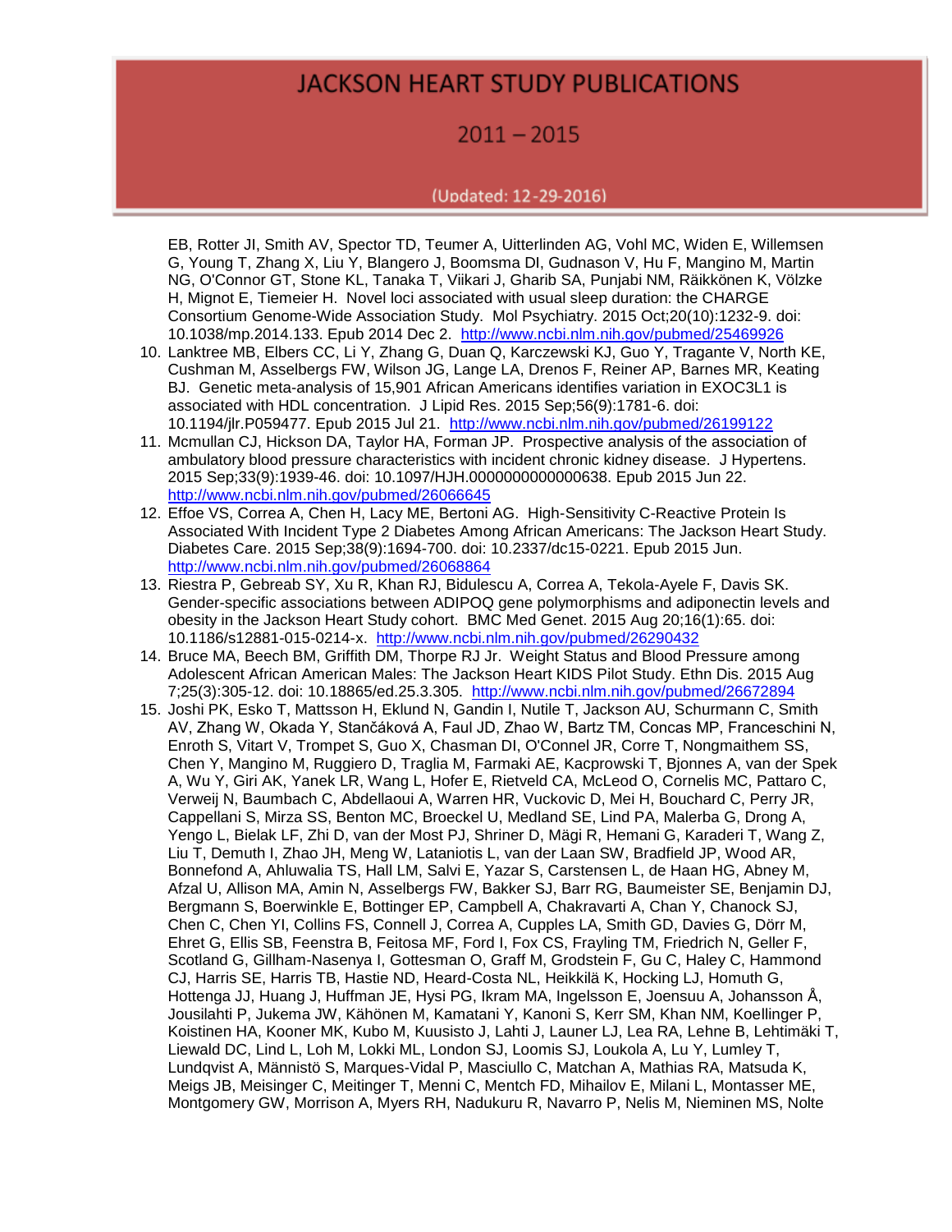EB, Rotter JI, Smith AV, Spector TD, Teumer A, Uitterlinden AG, Vohl MC, Widen E, Willemsen G, Young T, Zhang X, Liu Y, Blangero J, Boomsma DI, Gudnason V, Hu F, Mangino M, Martin NG, O'Connor GT, Stone KL, Tanaka T, Viikari J, Gharib SA, Punjabi NM, Räikkönen K, Völzke H, Mignot E, Tiemeier H. Novel loci associated with usual sleep duration: the CHARGE Consortium Genome-Wide Association Study. Mol Psychiatry. 2015 Oct;20(10):1232-9. doi: 10.1038/mp.2014.133. Epub 2014 Dec 2. http://www.ncbi.nlm.nih.gov/pubmed/25469926

10. Lanktree MB, Elbers CC, Li Y, Zhang G, Duan Q, Karczewski KJ, Guo Y, Tragante V, North KE, Cushman M, Asselbergs FW, Wilson JG, Lange LA, Drenos F, Reiner AP, Barnes MR, Keating BJ. Genetic meta-analysis of 15,901 African Americans identifies variation in EXOC3L1 is associated with HDL concentration. J Lipid Res. 2015 Sep;56(9):1781-6. doi: 10.1194/jlr.P059477. Epub 2015 Jul 21. http://www.ncbi.nlm.nih.gov/pubmed/26199122
11. Mcmullan CJ, Hickson DA, Taylor HA, Forman JP. Prospective analysis of the association of ambulatory blood pressure characteristics with incident chronic kidney disease. J Hypertens. 2015 Sep;33(9):1939-46. doi: 10.1097/HJH.0000000000000638. Epub 2015 Jun 22. http://www.ncbi.nlm.nih.gov/pubmed/26066645
12. Effoe VS, Correa A, Chen H, Lacy ME, Bertoni AG. High-Sensitivity C-Reactive Protein Is Associated With Incident Type 2 Diabetes Among African Americans: The Jackson Heart Study. Diabetes Care. 2015 Sep;38(9):1694-700. doi: 10.2337/dc15-0221. Epub 2015 Jun. http://www.ncbi.nlm.nih.gov/pubmed/26068864
13. Riestra P, Gebreab SY, Xu R, Khan RJ, Bidulescu A, Correa A, Tekola-Ayele F, Davis SK. Gender-specific associations between ADIPOQ gene polymorphisms and adiponectin levels and obesity in the Jackson Heart Study cohort. BMC Med Genet. 2015 Aug 20;16(1):65. doi: 10.1186/s12881-015-0214-x. http://www.ncbi.nlm.nih.gov/pubmed/26290432
14. Bruce MA, Beech BM, Griffith DM, Thorpe RJ Jr. Weight Status and Blood Pressure among Adolescent African American Males: The Jackson Heart KIDS Pilot Study. Ethn Dis. 2015 Aug 7;25(3):305-12. doi: 10.18865/ed.25.3.305. http://www.ncbi.nlm.nih.gov/pubmed/26672894
15. Joshi PK, Esko T, Mattsson H, Eklund N, Gandin I, Nutile T, Jackson AU, Schurmann C, Smith AV, Zhang W, Okada Y, Stančáková A, Faul JD, Zhao W, Bartz TM, Concas MP, Franceschini N, Enroth S, Vitart V, Trompet S, Guo X, Chasman DI, O'Connel JR, Corre T, Nongmaithem SS, Chen Y, Mangino M, Ruggiero D, Traglia M, Farmaki AE, Kacprowski T, Bjonnes A, van der Spek A, Wu Y, Giri AK, Yanek LR, Wang L, Hofer E, Rietveld CA, McLeod O, Cornelis MC, Pattaro C, Verweij N, Baumbach C, Abdellaoui A, Warren HR, Vuckovic D, Mei H, Bouchard C, Perry JR, Cappellani S, Mirza SS, Benton MC, Broeckel U, Medland SE, Lind PA, Malerba G, Drong A, Yengo L, Bielak LF, Zhi D, van der Most PJ, Shriner D, Mägi R, Hemani G, Karaderi T, Wang Z, Liu T, Demuth I, Zhao JH, Meng W, Lataniotis L, van der Laan SW, Bradfield JP, Wood AR, Bonnefond A, Ahluwalia TS, Hall LM, Salvi E, Yazar S, Carstensen L, de Haan HG, Abney M, Afzal U, Allison MA, Amin N, Asselbergs FW, Bakker SJ, Barr RG, Baumeister SE, Benjamin DJ, Bergmann S, Boerwinkle E, Bottinger EP, Campbell A, Chakravarti A, Chan Y, Chanock SJ, Chen C, Chen YI, Collins FS, Connell J, Correa A, Cupples LA, Smith GD, Davies G, Dörr M, Ehret G, Ellis SB, Feenstra B, Feitosa MF, Ford I, Fox CS, Frayling TM, Friedrich N, Geller F, Scotland G, Gillham-Nasenya I, Gottesman O, Graff M, Grodstein F, Gu C, Haley C, Hammond CJ, Harris SE, Harris TB, Hastie ND, Heard-Costa NL, Heikkilä K, Hocking LJ, Homuth G, Hottenga JJ, Huang J, Huffman JE, Hysi PG, Ikram MA, Ingelsson E, Joensuu A, Johansson Å, Jousilahti P, Jukema JW, Kähönen M, Kamatani Y, Kanoni S, Kerr SM, Khan NM, Koellinger P, Koistinen HA, Kooner MK, Kubo M, Kuusisto J, Lahti J, Launer LJ, Lea RA, Lehne B, Lehtimäki T, Liewald DC, Lind L, Loh M, Lokki ML, London SJ, Loomis SJ, Loukola A, Lu Y, Lumley T, Lundqvist A, Männistö S, Marques-Vidal P, Masciullo C, Matchan A, Mathias RA, Matsuda K, Meigs JB, Meisinger C, Meitinger T, Menni C, Mentch FD, Mihailov E, Milani L, Montasser ME, Montgomery GW, Morrison A, Myers RH, Nadukuru R, Navarro P, Nelis M, Nieminen MS, Nolte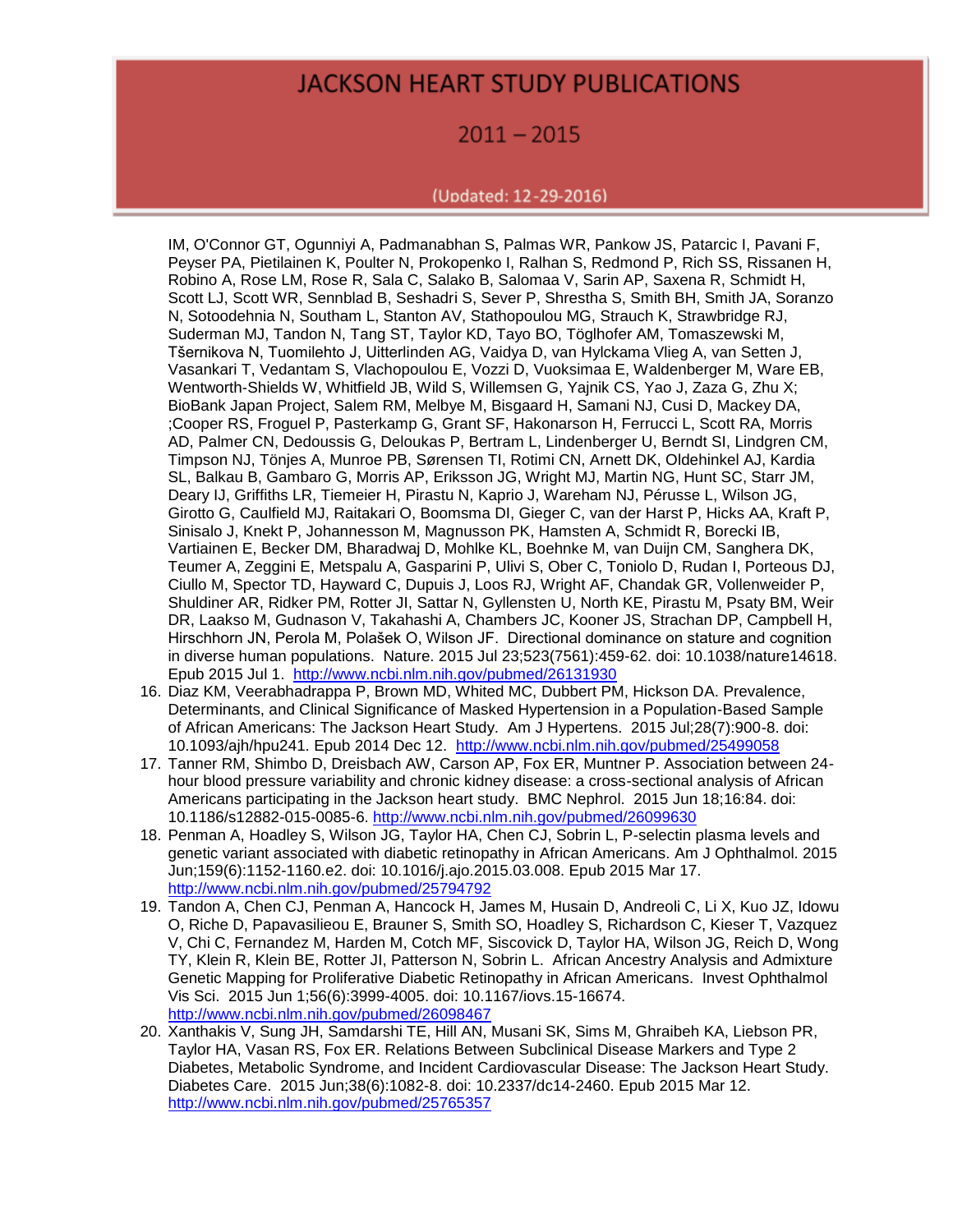IM, O'Connor GT, Ogunniyi A, Padmanabhan S, Palmas WR, Pankow JS, Patarcic I, Pavani F, Peyser PA, Pietilainen K, Poulter N, Prokopenko I, Ralhan S, Redmond P, Rich SS, Rissanen H, Robino A, Rose LM, Rose R, Sala C, Salako B, Salomaa V, Sarin AP, Saxena R, Schmidt H, Scott LJ, Scott WR, Sennblad B, Seshadri S, Sever P, Shrestha S, Smith BH, Smith JA, Soranzo N, Sotoodehnia N, Southam L, Stanton AV, Stathopoulou MG, Strauch K, Strawbridge RJ, Suderman MJ, Tandon N, Tang ST, Taylor KD, Tayo BO, Töglhofer AM, Tomaszewski M, Tšernikova N, Tuomilehto J, Uitterlinden AG, Vaidya D, van Hylckama Vlieg A, van Setten J, Vasankari T, Vedantam S, Vlachopoulou E, Vozzi D, Vuoksimaa E, Waldenberger M, Ware EB, Wentworth-Shields W, Whitfield JB, Wild S, Willemsen G, Yajnik CS, Yao J, Zaza G, Zhu X; BioBank Japan Project, Salem RM, Melbye M, Bisgaard H, Samani NJ, Cusi D, Mackey DA, ;Cooper RS, Froguel P, Pasterkamp G, Grant SF, Hakonarson H, Ferrucci L, Scott RA, Morris AD, Palmer CN, Dedoussis G, Deloukas P, Bertram L, Lindenberger U, Berndt SI, Lindgren CM, Timpson NJ, Tönjes A, Munroe PB, Sørensen TI, Rotimi CN, Arnett DK, Oldehinkel AJ, Kardia SL, Balkau B, Gambaro G, Morris AP, Eriksson JG, Wright MJ, Martin NG, Hunt SC, Starr JM, Deary IJ, Griffiths LR, Tiemeier H, Pirastu N, Kaprio J, Wareham NJ, Pérusse L, Wilson JG, Girotto G, Caulfield MJ, Raitakari O, Boomsma DI, Gieger C, van der Harst P, Hicks AA, Kraft P, Sinisalo J, Knekt P, Johannesson M, Magnusson PK, Hamsten A, Schmidt R, Borecki IB, Vartiainen E, Becker DM, Bharadwaj D, Mohlke KL, Boehnke M, van Duijn CM, Sanghera DK, Teumer A, Zeggini E, Metspalu A, Gasparini P, Ulivi S, Ober C, Toniolo D, Rudan I, Porteous DJ, Ciullo M, Spector TD, Hayward C, Dupuis J, Loos RJ, Wright AF, Chandak GR, Vollenweider P, Shuldiner AR, Ridker PM, Rotter JI, Sattar N, Gyllensten U, North KE, Pirastu M, Psaty BM, Weir DR, Laakso M, Gudnason V, Takahashi A, Chambers JC, Kooner JS, Strachan DP, Campbell H, Hirschhorn JN, Perola M, Polašek O, Wilson JF. Directional dominance on stature and cognition in diverse human populations. Nature. 2015 Jul 23;523(7561):459-62. doi: 10.1038/nature14618. Epub 2015 Jul 1. http://www.ncbi.nlm.nih.gov/pubmed/26131930

16. Diaz KM, Veerabhadrappa P, Brown MD, Whited MC, Dubbert PM, Hickson DA. Prevalence, Determinants, and Clinical Significance of Masked Hypertension in a Population-Based Sample of African Americans: The Jackson Heart Study. Am J Hypertens. 2015 Jul;28(7):900-8. doi: 10.1093/ajh/hpu241. Epub 2014 Dec 12. http://www.ncbi.nlm.nih.gov/pubmed/25499058
17. Tanner RM, Shimbo D, Dreisbach AW, Carson AP, Fox ER, Muntner P. Association between 24-hour blood pressure variability and chronic kidney disease: a cross-sectional analysis of African Americans participating in the Jackson heart study. BMC Nephrol. 2015 Jun 18;16:84. doi: 10.1186/s12882-015-0085-6. http://www.ncbi.nlm.nih.gov/pubmed/26099630
18. Penman A, Hoadley S, Wilson JG, Taylor HA, Chen CJ, Sobrin L, P-selectin plasma levels and genetic variant associated with diabetic retinopathy in African Americans. Am J Ophthalmol. 2015 Jun;159(6):1152-1160.e2. doi: 10.1016/j.ajo.2015.03.008. Epub 2015 Mar 17. http://www.ncbi.nlm.nih.gov/pubmed/25794792
19. Tandon A, Chen CJ, Penman A, Hancock H, James M, Husain D, Andreoli C, Li X, Kuo JZ, Idowu O, Riche D, Papavasilieou E, Brauner S, Smith SO, Hoadley S, Richardson C, Kieser T, Vazquez V, Chi C, Fernandez M, Harden M, Cotch MF, Siscovick D, Taylor HA, Wilson JG, Reich D, Wong TY, Klein R, Klein BE, Rotter JI, Patterson N, Sobrin L. African Ancestry Analysis and Admixture Genetic Mapping for Proliferative Diabetic Retinopathy in African Americans. Invest Ophthalmol Vis Sci. 2015 Jun 1;56(6):3999-4005. doi: 10.1167/iovs.15-16674. http://www.ncbi.nlm.nih.gov/pubmed/26098467
20. Xanthakis V, Sung JH, Samdarshi TE, Hill AN, Musani SK, Sims M, Ghraibeh KA, Liebson PR, Taylor HA, Vasan RS, Fox ER. Relations Between Subclinical Disease Markers and Type 2 Diabetes, Metabolic Syndrome, and Incident Cardiovascular Disease: The Jackson Heart Study. Diabetes Care. 2015 Jun;38(6):1082-8. doi: 10.2337/dc14-2460. Epub 2015 Mar 12. http://www.ncbi.nlm.nih.gov/pubmed/25765357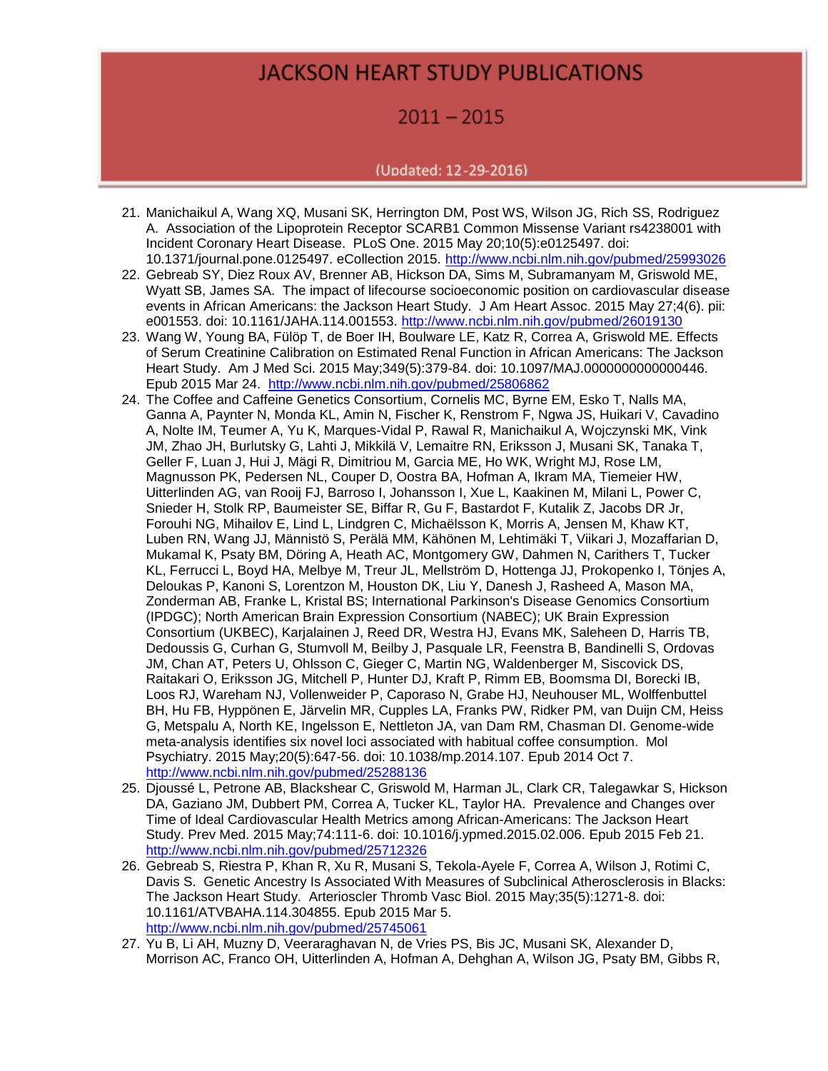# JACKSON HEART STUDY PUBLICATIONS

## 2011 – 2015

(Updated: 12-29-2016)

21. Manichaikul A, Wang XQ, Musani SK, Herrington DM, Post WS, Wilson JG, Rich SS, Rodriguez A. Association of the Lipoprotein Receptor SCARB1 Common Missense Variant rs4238001 with Incident Coronary Heart Disease. PLoS One. 2015 May 20;10(5):e0125497. doi: 10.1371/journal.pone.0125497. eCollection 2015. http://www.ncbi.nlm.nih.gov/pubmed/25993026
22. Gebreab SY, Diez Roux AV, Brenner AB, Hickson DA, Sims M, Subramanyam M, Griswold ME, Wyatt SB, James SA. The impact of lifecourse socioeconomic position on cardiovascular disease events in African Americans: the Jackson Heart Study. J Am Heart Assoc. 2015 May 27;4(6). pii: e001553. doi: 10.1161/JAHA.114.001553. http://www.ncbi.nlm.nih.gov/pubmed/26019130
23. Wang W, Young BA, Fülöp T, de Boer IH, Boulware LE, Katz R, Correa A, Griswold ME. Effects of Serum Creatinine Calibration on Estimated Renal Function in African Americans: The Jackson Heart Study. Am J Med Sci. 2015 May;349(5):379-84. doi: 10.1097/MAJ.0000000000000446. Epub 2015 Mar 24. http://www.ncbi.nlm.nih.gov/pubmed/25806862
24. The Coffee and Caffeine Genetics Consortium, Cornelis MC, Byrne EM, Esko T, Nalls MA, Ganna A, Paynter N, Monda KL, Amin N, Fischer K, Renstrom F, Ngwa JS, Huikari V, Cavadino A, Nolte IM, Teumer A, Yu K, Marques-Vidal P, Rawal R, Manichaikul A, Wojczynski MK, Vink JM, Zhao JH, Burlutsky G, Lahti J, Mikkilä V, Lemaitre RN, Eriksson J, Musani SK, Tanaka T, Geller F, Luan J, Hui J, Mägi R, Dimitriou M, Garcia ME, Ho WK, Wright MJ, Rose LM, Magnusson PK, Pedersen NL, Couper D, Oostra BA, Hofman A, Ikram MA, Tiemeier HW, Uitterlinden AG, van Rooij FJ, Barroso I, Johansson I, Xue L, Kaakinen M, Milani L, Power C, Snieder H, Stolk RP, Baumeister SE, Biffar R, Gu F, Bastardot F, Kutalik Z, Jacobs DR Jr, Forouhi NG, Mihailov E, Lind L, Lindgren C, Michaëlsson K, Morris A, Jensen M, Khaw KT, Luben RN, Wang JJ, Männistö S, Perälä MM, Kähönen M, Lehtimäki T, Viikari J, Mozaffarian D, Mukamal K, Psaty BM, Döring A, Heath AC, Montgomery GW, Dahmen N, Carithers T, Tucker KL, Ferrucci L, Boyd HA, Melbye M, Treur JL, Mellström D, Hottenga JJ, Prokopenko I, Tönjes A, Deloukas P, Kanoni S, Lorentzon M, Houston DK, Liu Y, Danesh J, Rasheed A, Mason MA, Zonderman AB, Franke L, Kristal BS; International Parkinson's Disease Genomics Consortium (IPDGC); North American Brain Expression Consortium (NABEC); UK Brain Expression Consortium (UKBEC), Karjalainen J, Reed DR, Westra HJ, Evans MK, Saleheen D, Harris TB, Dedoussis G, Curhan G, Stumvoll M, Beilby J, Pasquale LR, Feenstra B, Bandinelli S, Ordovas JM, Chan AT, Peters U, Ohlsson C, Gieger C, Martin NG, Waldenberger M, Siscovick DS, Raitakari O, Eriksson JG, Mitchell P, Hunter DJ, Kraft P, Rimm EB, Boomsma DI, Borecki IB, Loos RJ, Wareham NJ, Vollenweider P, Caporaso N, Grabe HJ, Neuhouser ML, Wolffenbuttel BH, Hu FB, Hyppönen E, Järvelin MR, Cupples LA, Franks PW, Ridker PM, van Duijn CM, Heiss G, Metspalu A, North KE, Ingelsson E, Nettleton JA, van Dam RM, Chasman DI. Genome-wide meta-analysis identifies six novel loci associated with habitual coffee consumption. Mol Psychiatry. 2015 May;20(5):647-56. doi: 10.1038/mp.2014.107. Epub 2014 Oct 7. http://www.ncbi.nlm.nih.gov/pubmed/25288136
25. Djoussé L, Petrone AB, Blackshear C, Griswold M, Harman JL, Clark CR, Talegawkar S, Hickson DA, Gaziano JM, Dubbert PM, Correa A, Tucker KL, Taylor HA. Prevalence and Changes over Time of Ideal Cardiovascular Health Metrics among African-Americans: The Jackson Heart Study. Prev Med. 2015 May;74:111-6. doi: 10.1016/j.ypmed.2015.02.006. Epub 2015 Feb 21. http://www.ncbi.nlm.nih.gov/pubmed/25712326
26. Gebreab S, Riestra P, Khan R, Xu R, Musani S, Tekola-Ayele F, Correa A, Wilson J, Rotimi C, Davis S. Genetic Ancestry Is Associated With Measures of Subclinical Atherosclerosis in Blacks: The Jackson Heart Study. Arterioscler Thromb Vasc Biol. 2015 May;35(5):1271-8. doi: 10.1161/ATVBAHA.114.304855. Epub 2015 Mar 5. http://www.ncbi.nlm.nih.gov/pubmed/25745061
27. Yu B, Li AH, Muzny D, Veeraraghavan N, de Vries PS, Bis JC, Musani SK, Alexander D, Morrison AC, Franco OH, Uitterlinden A, Hofman A, Dehghan A, Wilson JG, Psaty BM, Gibbs R,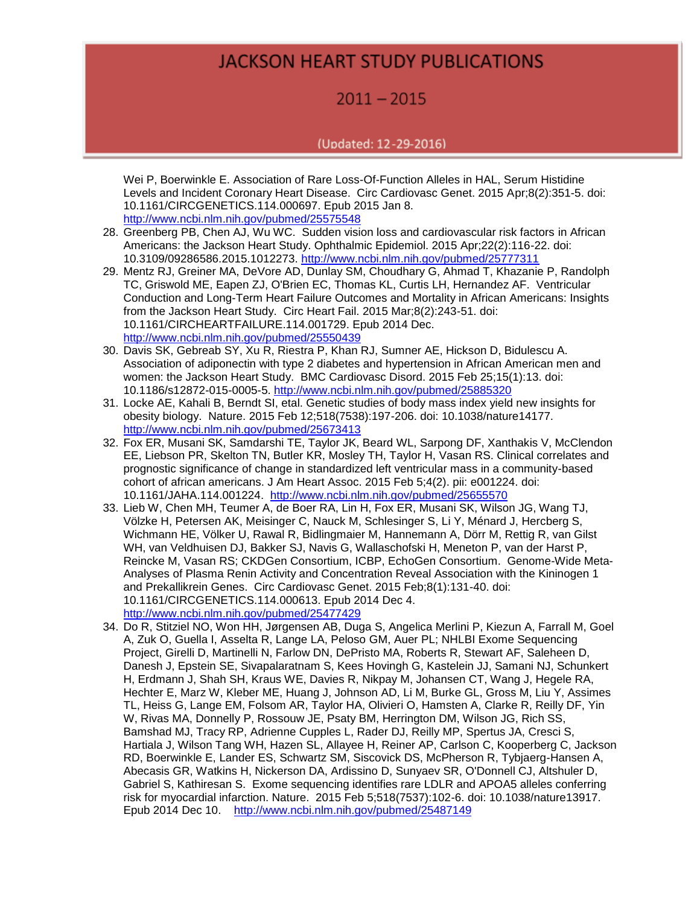Wei P, Boerwinkle E. Association of Rare Loss-Of-Function Alleles in HAL, Serum Histidine Levels and Incident Coronary Heart Disease. Circ Cardiovasc Genet. 2015 Apr;8(2):351-5. doi: 10.1161/CIRCGENETICS.114.000697. Epub 2015 Jan 8. http://www.ncbi.nlm.nih.gov/pubmed/25575548

28. Greenberg PB, Chen AJ, Wu WC. Sudden vision loss and cardiovascular risk factors in African Americans: the Jackson Heart Study. Ophthalmic Epidemiol. 2015 Apr;22(2):116-22. doi: 10.3109/09286586.2015.1012273. http://www.ncbi.nlm.nih.gov/pubmed/25777311
29. Mentz RJ, Greiner MA, DeVore AD, Dunlay SM, Choudhary G, Ahmad T, Khazanie P, Randolph TC, Griswold ME, Eapen ZJ, O'Brien EC, Thomas KL, Curtis LH, Hernandez AF. Ventricular Conduction and Long-Term Heart Failure Outcomes and Mortality in African Americans: Insights from the Jackson Heart Study. Circ Heart Fail. 2015 Mar;8(2):243-51. doi: 10.1161/CIRCHEARTFAILURE.114.001729. Epub 2014 Dec. http://www.ncbi.nlm.nih.gov/pubmed/25550439
30. Davis SK, Gebreab SY, Xu R, Riestra P, Khan RJ, Sumner AE, Hickson D, Bidulescu A. Association of adiponectin with type 2 diabetes and hypertension in African American men and women: the Jackson Heart Study. BMC Cardiovasc Disord. 2015 Feb 25;15(1):13. doi: 10.1186/s12872-015-0005-5. http://www.ncbi.nlm.nih.gov/pubmed/25885320
31. Locke AE, Kahali B, Berndt SI, etal. Genetic studies of body mass index yield new insights for obesity biology. Nature. 2015 Feb 12;518(7538):197-206. doi: 10.1038/nature14177. http://www.ncbi.nlm.nih.gov/pubmed/25673413
32. Fox ER, Musani SK, Samdarshi TE, Taylor JK, Beard WL, Sarpong DF, Xanthakis V, McClendon EE, Liebson PR, Skelton TN, Butler KR, Mosley TH, Taylor H, Vasan RS. Clinical correlates and prognostic significance of change in standardized left ventricular mass in a community-based cohort of african americans. J Am Heart Assoc. 2015 Feb 5;4(2). pii: e001224. doi: 10.1161/JAHA.114.001224. http://www.ncbi.nlm.nih.gov/pubmed/25655570
33. Lieb W, Chen MH, Teumer A, de Boer RA, Lin H, Fox ER, Musani SK, Wilson JG, Wang TJ, Völzke H, Petersen AK, Meisinger C, Nauck M, Schlesinger S, Li Y, Ménard J, Hercberg S, Wichmann HE, Völker U, Rawal R, Bidlingmaier M, Hannemann A, Dörr M, Rettig R, van Gilst WH, van Veldhuisen DJ, Bakker SJ, Navis G, Wallaschofski H, Meneton P, van der Harst P, Reincke M, Vasan RS; CKDGen Consortium, ICBP, EchoGen Consortium. Genome-Wide Meta-Analyses of Plasma Renin Activity and Concentration Reveal Association with the Kininogen 1 and Prekallikrein Genes. Circ Cardiovasc Genet. 2015 Feb;8(1):131-40. doi: 10.1161/CIRCGENETICS.114.000613. Epub 2014 Dec 4. http://www.ncbi.nlm.nih.gov/pubmed/25477429
34. Do R, Stitziel NO, Won HH, Jørgensen AB, Duga S, Angelica Merlini P, Kiezun A, Farrall M, Goel A, Zuk O, Guella I, Asselta R, Lange LA, Peloso GM, Auer PL; NHLBI Exome Sequencing Project, Girelli D, Martinelli N, Farlow DN, DePristo MA, Roberts R, Stewart AF, Saleheen D, Danesh J, Epstein SE, Sivapalaratnam S, Kees Hovingh G, Kastelein JJ, Samani NJ, Schunkert H, Erdmann J, Shah SH, Kraus WE, Davies R, Nikpay M, Johansen CT, Wang J, Hegele RA, Hechter E, Marz W, Kleber ME, Huang J, Johnson AD, Li M, Burke GL, Gross M, Liu Y, Assimes TL, Heiss G, Lange EM, Folsom AR, Taylor HA, Olivieri O, Hamsten A, Clarke R, Reilly DF, Yin W, Rivas MA, Donnelly P, Rossouw JE, Psaty BM, Herrington DM, Wilson JG, Rich SS, Bamshad MJ, Tracy RP, Adrienne Cupples L, Rader DJ, Reilly MP, Spertus JA, Cresci S, Hartiala J, Wilson Tang WH, Hazen SL, Allayee H, Reiner AP, Carlson C, Kooperberg C, Jackson RD, Boerwinkle E, Lander ES, Schwartz SM, Siscovick DS, McPherson R, Tybjaerg-Hansen A, Abecasis GR, Watkins H, Nickerson DA, Ardissino D, Sunyaev SR, O'Donnell CJ, Altshuler D, Gabriel S, Kathiresan S. Exome sequencing identifies rare LDLR and APOA5 alleles conferring risk for myocardial infarction. Nature. 2015 Feb 5;518(7537):102-6. doi: 10.1038/nature13917. Epub 2014 Dec 10. http://www.ncbi.nlm.nih.gov/pubmed/25487149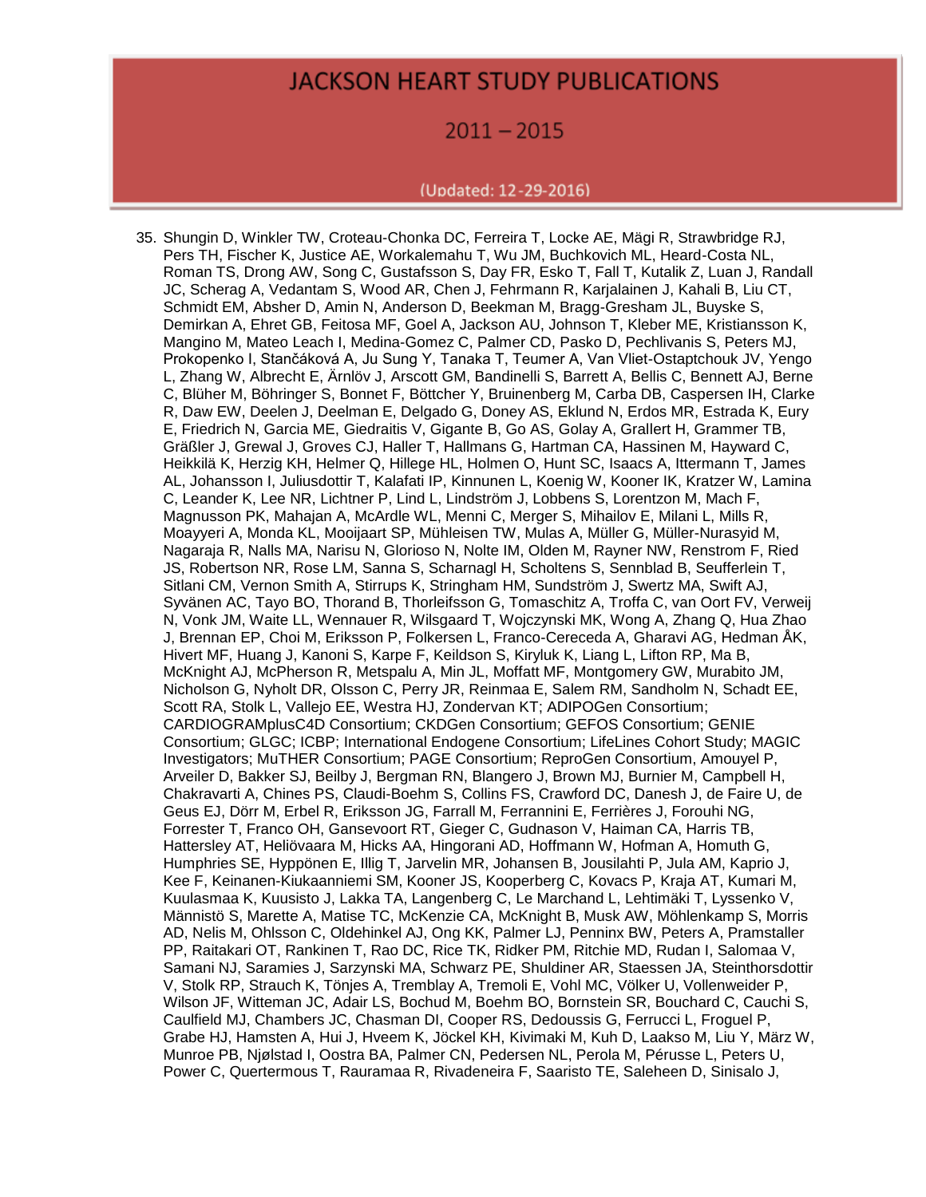35. Shungin D, Winkler TW, Croteau-Chonka DC, Ferreira T, Locke AE, Mägi R, Strawbridge RJ, Pers TH, Fischer K, Justice AE, Workalemahu T, Wu JM, Buchkovich ML, Heard-Costa NL, Roman TS, Drong AW, Song C, Gustafsson S, Day FR, Esko T, Fall T, Kutalik Z, Luan J, Randall JC, Scherag A, Vedantam S, Wood AR, Chen J, Fehrmann R, Karjalainen J, Kahali B, Liu CT, Schmidt EM, Absher D, Amin N, Anderson D, Beekman M, Bragg-Gresham JL, Buyske S, Demirkan A, Ehret GB, Feitosa MF, Goel A, Jackson AU, Johnson T, Kleber ME, Kristiansson K, Mangino M, Mateo Leach I, Medina-Gomez C, Palmer CD, Pasko D, Pechlivanis S, Peters MJ, Prokopenko I, Stančáková A, Ju Sung Y, Tanaka T, Teumer A, Van Vliet-Ostaptchouk JV, Yengo L, Zhang W, Albrecht E, Ärnlöv J, Arscott GM, Bandinelli S, Barrett A, Bellis C, Bennett AJ, Berne C, Blüher M, Böhringer S, Bonnet F, Böttcher Y, Bruinenberg M, Carba DB, Caspersen IH, Clarke R, Daw EW, Deelen J, Deelman E, Delgado G, Doney AS, Eklund N, Erdos MR, Estrada K, Eury E, Friedrich N, Garcia ME, Giedraitis V, Gigante B, Go AS, Golay A, Grallert H, Grammer TB, Gräßler J, Grewal J, Groves CJ, Haller T, Hallmans G, Hartman CA, Hassinen M, Hayward C, Heikkilä K, Herzig KH, Helmer Q, Hillege HL, Holmen O, Hunt SC, Isaacs A, Ittermann T, James AL, Johansson I, Juliusdottir T, Kalafati IP, Kinnunen L, Koenig W, Kooner IK, Kratzer W, Lamina C, Leander K, Lee NR, Lichtner P, Lind L, Lindström J, Lobbens S, Lorentzon M, Mach F, Magnusson PK, Mahajan A, McArdle WL, Menni C, Merger S, Mihailov E, Milani L, Mills R, Moayyeri A, Monda KL, Mooijaart SP, Mühleisen TW, Mulas A, Müller G, Müller-Nurasyid M, Nagaraja R, Nalls MA, Narisu N, Glorioso N, Nolte IM, Olden M, Rayner NW, Renstrom F, Ried JS, Robertson NR, Rose LM, Sanna S, Scharnagl H, Scholtens S, Sennblad B, Seufferlein T, Sitlani CM, Vernon Smith A, Stirrups K, Stringham HM, Sundström J, Swertz MA, Swift AJ, Syvänen AC, Tayo BO, Thorand B, Thorleifsson G, Tomaschitz A, Troffa C, van Oort FV, Verweij N, Vonk JM, Waite LL, Wennauer R, Wilsgaard T, Wojczynski MK, Wong A, Zhang Q, Hua Zhao J, Brennan EP, Choi M, Eriksson P, Folkersen L, Franco-Cereceda A, Gharavi AG, Hedman ÅK, Hivert MF, Huang J, Kanoni S, Karpe F, Keildson S, Kiryluk K, Liang L, Lifton RP, Ma B, McKnight AJ, McPherson R, Metspalu A, Min JL, Moffatt MF, Montgomery GW, Murabito JM, Nicholson G, Nyholt DR, Olsson C, Perry JR, Reinmaa E, Salem RM, Sandholm N, Schadt EE, Scott RA, Stolk L, Vallejo EE, Westra HJ, Zondervan KT; ADIPOGen Consortium; CARDIOGRAMplusC4D Consortium; CKDGen Consortium; GEFOS Consortium; GENIE Consortium; GLGC; ICBP; International Endogene Consortium; LifeLines Cohort Study; MAGIC Investigators; MuTHER Consortium; PAGE Consortium; ReproGen Consortium, Amouyel P, Arveiler D, Bakker SJ, Beilby J, Bergman RN, Blangero J, Brown MJ, Burnier M, Campbell H, Chakravarti A, Chines PS, Claudi-Boehm S, Collins FS, Crawford DC, Danesh J, de Faire U, de Geus EJ, Dörr M, Erbel R, Eriksson JG, Farrall M, Ferrannini E, Ferrières J, Forouhi NG, Forrester T, Franco OH, Gansevoort RT, Gieger C, Gudnason V, Haiman CA, Harris TB, Hattersley AT, Heliövaara M, Hicks AA, Hingorani AD, Hoffmann W, Hofman A, Homuth G, Humphries SE, Hyppönen E, Illig T, Jarvelin MR, Johansen B, Jousilahti P, Jula AM, Kaprio J, Kee F, Keinanen-Kiukaanniemi SM, Kooner JS, Kooperberg C, Kovacs P, Kraja AT, Kumari M, Kuulasmaa K, Kuusisto J, Lakka TA, Langenberg C, Le Marchand L, Lehtimäki T, Lyssenko V, Männistö S, Marette A, Matise TC, McKenzie CA, McKnight B, Musk AW, Möhlenkamp S, Morris AD, Nelis M, Ohlsson C, Oldehinkel AJ, Ong KK, Palmer LJ, Penninx BW, Peters A, Pramstaller PP, Raitakari OT, Rankinen T, Rao DC, Rice TK, Ridker PM, Ritchie MD, Rudan I, Salomaa V, Samani NJ, Saramies J, Sarzynski MA, Schwarz PE, Shuldiner AR, Staessen JA, Steinthorsdottir V, Stolk RP, Strauch K, Tönjes A, Tremblay A, Tremoli E, Vohl MC, Völker U, Vollenweider P, Wilson JF, Witteman JC, Adair LS, Bochud M, Boehm BO, Bornstein SR, Bouchard C, Cauchi S, Caulfield MJ, Chambers JC, Chasman DI, Cooper RS, Dedoussis G, Ferrucci L, Froguel P, Grabe HJ, Hamsten A, Hui J, Hveem K, Jöckel KH, Kivimaki M, Kuh D, Laakso M, Liu Y, März W, Munroe PB, Njølstad I, Oostra BA, Palmer CN, Pedersen NL, Perola M, Pérusse L, Peters U, Power C, Quertermous T, Rauramaa R, Rivadeneira F, Saaristo TE, Saleheen D, Sinisalo J,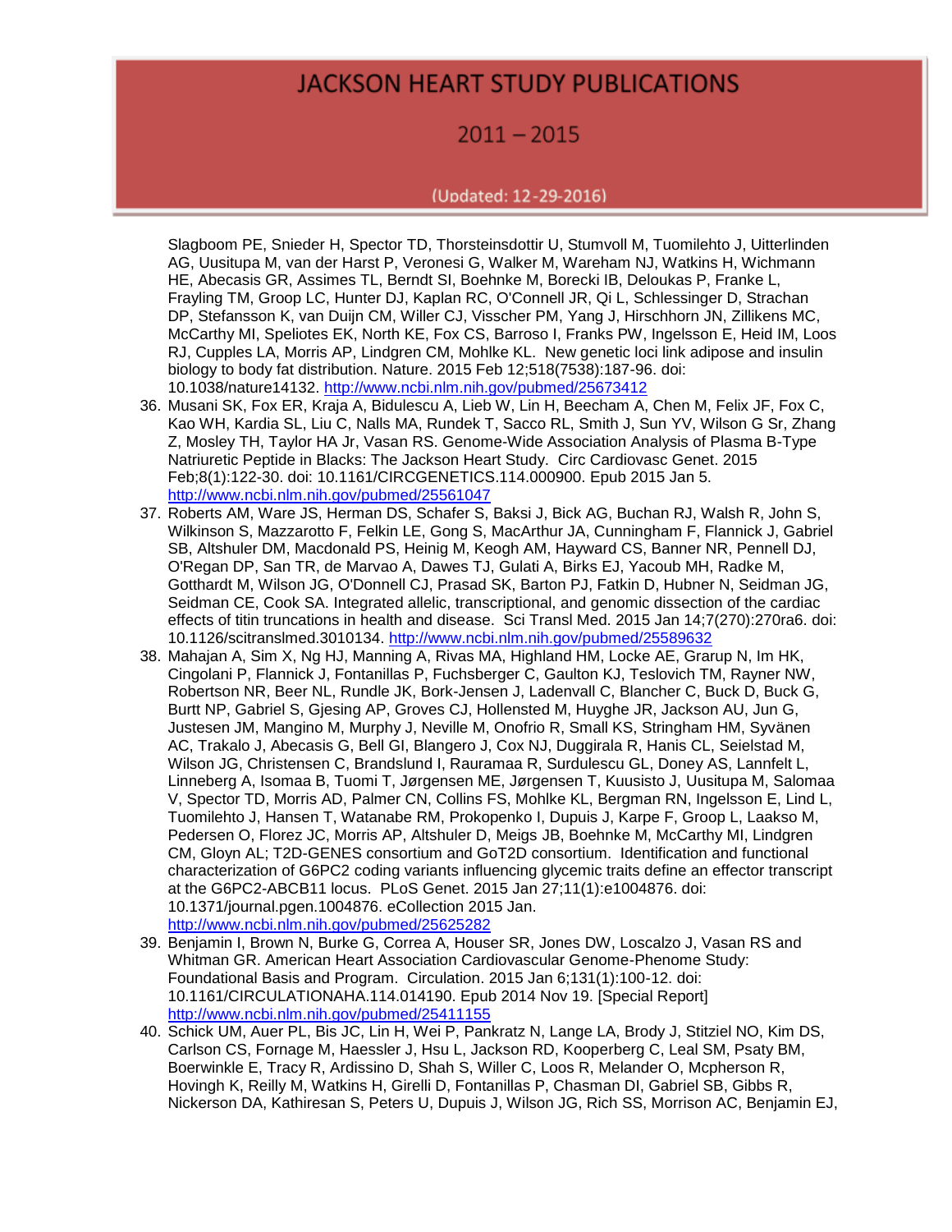Slagboom PE, Snieder H, Spector TD, Thorsteinsdottir U, Stumvoll M, Tuomilehto J, Uitterlinden AG, Uusitupa M, van der Harst P, Veronesi G, Walker M, Wareham NJ, Watkins H, Wichmann HE, Abecasis GR, Assimes TL, Berndt SI, Boehnke M, Borecki IB, Deloukas P, Franke L, Frayling TM, Groop LC, Hunter DJ, Kaplan RC, O'Connell JR, Qi L, Schlessinger D, Strachan DP, Stefansson K, van Duijn CM, Willer CJ, Visscher PM, Yang J, Hirschhorn JN, Zillikens MC, McCarthy MI, Speliotes EK, North KE, Fox CS, Barroso I, Franks PW, Ingelsson E, Heid IM, Loos RJ, Cupples LA, Morris AP, Lindgren CM, Mohlke KL. New genetic loci link adipose and insulin biology to body fat distribution. Nature. 2015 Feb 12;518(7538):187-96. doi: 10.1038/nature14132. http://www.ncbi.nlm.nih.gov/pubmed/25673412

36. Musani SK, Fox ER, Kraja A, Bidulescu A, Lieb W, Lin H, Beecham A, Chen M, Felix JF, Fox C, Kao WH, Kardia SL, Liu C, Nalls MA, Rundek T, Sacco RL, Smith J, Sun YV, Wilson G Sr, Zhang Z, Mosley TH, Taylor HA Jr, Vasan RS. Genome-Wide Association Analysis of Plasma B-Type Natriuretic Peptide in Blacks: The Jackson Heart Study. Circ Cardiovasc Genet. 2015 Feb;8(1):122-30. doi: 10.1161/CIRCGENETICS.114.000900. Epub 2015 Jan 5. http://www.ncbi.nlm.nih.gov/pubmed/25561047
37. Roberts AM, Ware JS, Herman DS, Schafer S, Baksi J, Bick AG, Buchan RJ, Walsh R, John S, Wilkinson S, Mazzarotto F, Felkin LE, Gong S, MacArthur JA, Cunningham F, Flannick J, Gabriel SB, Altshuler DM, Macdonald PS, Heinig M, Keogh AM, Hayward CS, Banner NR, Pennell DJ, O'Regan DP, San TR, de Marvao A, Dawes TJ, Gulati A, Birks EJ, Yacoub MH, Radke M, Gotthardt M, Wilson JG, O'Donnell CJ, Prasad SK, Barton PJ, Fatkin D, Hubner N, Seidman JG, Seidman CE, Cook SA. Integrated allelic, transcriptional, and genomic dissection of the cardiac effects of titin truncations in health and disease. Sci Transl Med. 2015 Jan 14;7(270):270ra6. doi: 10.1126/scitranslmed.3010134. http://www.ncbi.nlm.nih.gov/pubmed/25589632
38. Mahajan A, Sim X, Ng HJ, Manning A, Rivas MA, Highland HM, Locke AE, Grarup N, Im HK, Cingolani P, Flannick J, Fontanillas P, Fuchsberger C, Gaulton KJ, Teslovich TM, Rayner NW, Robertson NR, Beer NL, Rundle JK, Bork-Jensen J, Ladenvall C, Blancher C, Buck D, Buck G, Burtt NP, Gabriel S, Gjesing AP, Groves CJ, Hollensted M, Huyghe JR, Jackson AU, Jun G, Justesen JM, Mangino M, Murphy J, Neville M, Onofrio R, Small KS, Stringham HM, Syvänen AC, Trakalo J, Abecasis G, Bell GI, Blangero J, Cox NJ, Duggirala R, Hanis CL, Seielstad M, Wilson JG, Christensen C, Brandslund I, Rauramaa R, Surdulescu GL, Doney AS, Lannfelt L, Linneberg A, Isomaa B, Tuomi T, Jørgensen ME, Jørgensen T, Kuusisto J, Uusitupa M, Salomaa V, Spector TD, Morris AD, Palmer CN, Collins FS, Mohlke KL, Bergman RN, Ingelsson E, Lind L, Tuomilehto J, Hansen T, Watanabe RM, Prokopenko I, Dupuis J, Karpe F, Groop L, Laakso M, Pedersen O, Florez JC, Morris AP, Altshuler D, Meigs JB, Boehnke M, McCarthy MI, Lindgren CM, Gloyn AL; T2D-GENES consortium and GoT2D consortium. Identification and functional characterization of G6PC2 coding variants influencing glycemic traits define an effector transcript at the G6PC2-ABCB11 locus. PLoS Genet. 2015 Jan 27;11(1):e1004876. doi: 10.1371/journal.pgen.1004876. eCollection 2015 Jan. http://www.ncbi.nlm.nih.gov/pubmed/25625282
39. Benjamin I, Brown N, Burke G, Correa A, Houser SR, Jones DW, Loscalzo J, Vasan RS and Whitman GR. American Heart Association Cardiovascular Genome-Phenome Study: Foundational Basis and Program. Circulation. 2015 Jan 6;131(1):100-12. doi: 10.1161/CIRCULATIONAHA.114.014190. Epub 2014 Nov 19. [Special Report] http://www.ncbi.nlm.nih.gov/pubmed/25411155
40. Schick UM, Auer PL, Bis JC, Lin H, Wei P, Pankratz N, Lange LA, Brody J, Stitziel NO, Kim DS, Carlson CS, Fornage M, Haessler J, Hsu L, Jackson RD, Kooperberg C, Leal SM, Psaty BM, Boerwinkle E, Tracy R, Ardissino D, Shah S, Willer C, Loos R, Melander O, Mcpherson R, Hovingh K, Reilly M, Watkins H, Girelli D, Fontanillas P, Chasman DI, Gabriel SB, Gibbs R, Nickerson DA, Kathiresan S, Peters U, Dupuis J, Wilson JG, Rich SS, Morrison AC, Benjamin EJ,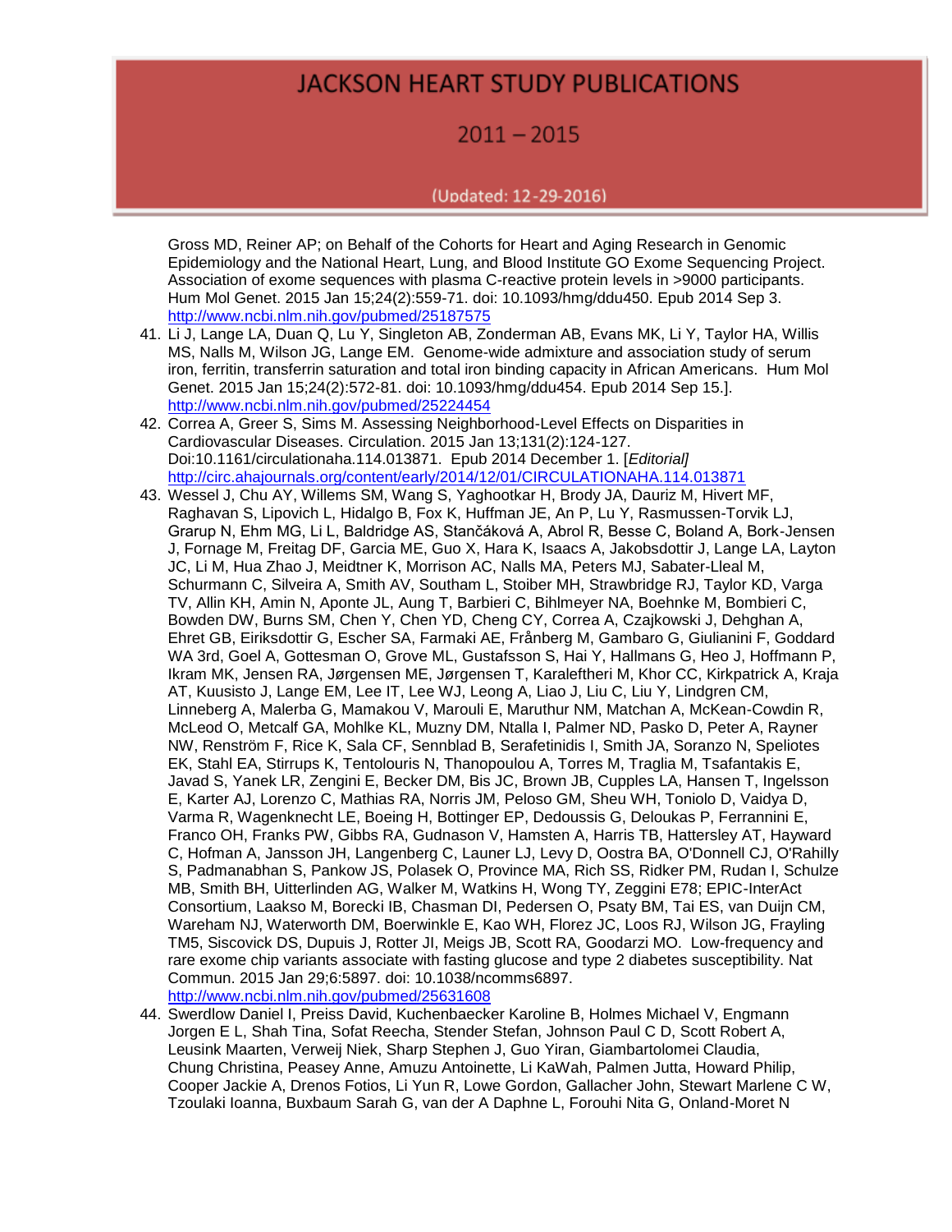Gross MD, Reiner AP; on Behalf of the Cohorts for Heart and Aging Research in Genomic Epidemiology and the National Heart, Lung, and Blood Institute GO Exome Sequencing Project. Association of exome sequences with plasma C-reactive protein levels in >9000 participants. Hum Mol Genet. 2015 Jan 15;24(2):559-71. doi: 10.1093/hmg/ddu450. Epub 2014 Sep 3. http://www.ncbi.nlm.nih.gov/pubmed/25187575

41. Li J, Lange LA, Duan Q, Lu Y, Singleton AB, Zonderman AB, Evans MK, Li Y, Taylor HA, Willis MS, Nalls M, Wilson JG, Lange EM. Genome-wide admixture and association study of serum iron, ferritin, transferrin saturation and total iron binding capacity in African Americans. Hum Mol Genet. 2015 Jan 15;24(2):572-81. doi: 10.1093/hmg/ddu454. Epub 2014 Sep 15.]. http://www.ncbi.nlm.nih.gov/pubmed/25224454
42. Correa A, Greer S, Sims M. Assessing Neighborhood-Level Effects on Disparities in Cardiovascular Diseases. Circulation. 2015 Jan 13;131(2):124-127. Doi:10.1161/circulationaha.114.013871. Epub 2014 December 1. [*Editorial]* http://circ.ahajournals.org/content/early/2014/12/01/CIRCULATIONAHA.114.013871
43. Wessel J, Chu AY, Willems SM, Wang S, Yaghootkar H, Brody JA, Dauriz M, Hivert MF, Raghavan S, Lipovich L, Hidalgo B, Fox K, Huffman JE, An P, Lu Y, Rasmussen-Torvik LJ, Grarup N, Ehm MG, Li L, Baldridge AS, Stančáková A, Abrol R, Besse C, Boland A, Bork-Jensen J, Fornage M, Freitag DF, Garcia ME, Guo X, Hara K, Isaacs A, Jakobsdottir J, Lange LA, Layton JC, Li M, Hua Zhao J, Meidtner K, Morrison AC, Nalls MA, Peters MJ, Sabater-Lleal M, Schurmann C, Silveira A, Smith AV, Southam L, Stoiber MH, Strawbridge RJ, Taylor KD, Varga TV, Allin KH, Amin N, Aponte JL, Aung T, Barbieri C, Bihlmeyer NA, Boehnke M, Bombieri C, Bowden DW, Burns SM, Chen Y, Chen YD, Cheng CY, Correa A, Czajkowski J, Dehghan A, Ehret GB, Eiriksdottir G, Escher SA, Farmaki AE, Frånberg M, Gambaro G, Giulianini F, Goddard WA 3rd, Goel A, Gottesman O, Grove ML, Gustafsson S, Hai Y, Hallmans G, Heo J, Hoffmann P, Ikram MK, Jensen RA, Jørgensen ME, Jørgensen T, Karaleftheri M, Khor CC, Kirkpatrick A, Kraja AT, Kuusisto J, Lange EM, Lee IT, Lee WJ, Leong A, Liao J, Liu C, Liu Y, Lindgren CM, Linneberg A, Malerba G, Mamakou V, Marouli E, Maruthur NM, Matchan A, McKean-Cowdin R, McLeod O, Metcalf GA, Mohlke KL, Muzny DM, Ntalla I, Palmer ND, Pasko D, Peter A, Rayner NW, Renström F, Rice K, Sala CF, Sennblad B, Serafetinidis I, Smith JA, Soranzo N, Speliotes EK, Stahl EA, Stirrups K, Tentolouris N, Thanopoulou A, Torres M, Traglia M, Tsafantakis E, Javad S, Yanek LR, Zengini E, Becker DM, Bis JC, Brown JB, Cupples LA, Hansen T, Ingelsson E, Karter AJ, Lorenzo C, Mathias RA, Norris JM, Peloso GM, Sheu WH, Toniolo D, Vaidya D, Varma R, Wagenknecht LE, Boeing H, Bottinger EP, Dedoussis G, Deloukas P, Ferrannini E, Franco OH, Franks PW, Gibbs RA, Gudnason V, Hamsten A, Harris TB, Hattersley AT, Hayward C, Hofman A, Jansson JH, Langenberg C, Launer LJ, Levy D, Oostra BA, O'Donnell CJ, O'Rahilly S, Padmanabhan S, Pankow JS, Polasek O, Province MA, Rich SS, Ridker PM, Rudan I, Schulze MB, Smith BH, Uitterlinden AG, Walker M, Watkins H, Wong TY, Zeggini E78; EPIC-InterAct Consortium, Laakso M, Borecki IB, Chasman DI, Pedersen O, Psaty BM, Tai ES, van Duijn CM, Wareham NJ, Waterworth DM, Boerwinkle E, Kao WH, Florez JC, Loos RJ, Wilson JG, Frayling TM5, Siscovick DS, Dupuis J, Rotter JI, Meigs JB, Scott RA, Goodarzi MO. Low-frequency and rare exome chip variants associate with fasting glucose and type 2 diabetes susceptibility. Nat Commun. 2015 Jan 29;6:5897. doi: 10.1038/ncomms6897. http://www.ncbi.nlm.nih.gov/pubmed/25631608
44. Swerdlow Daniel I, Preiss David, Kuchenbaecker Karoline B, Holmes Michael V, Engmann Jorgen E L, Shah Tina, Sofat Reecha, Stender Stefan, Johnson Paul C D, Scott Robert A, Leusink Maarten, Verweij Niek, Sharp Stephen J, Guo Yiran, Giambartolomei Claudia, Chung Christina, Peasey Anne, Amuzu Antoinette, Li KaWah, Palmen Jutta, Howard Philip, Cooper Jackie A, Drenos Fotios, Li Yun R, Lowe Gordon, Gallacher John, Stewart Marlene C W, Tzoulaki Ioanna, Buxbaum Sarah G, van der A Daphne L, Forouhi Nita G, Onland-Moret N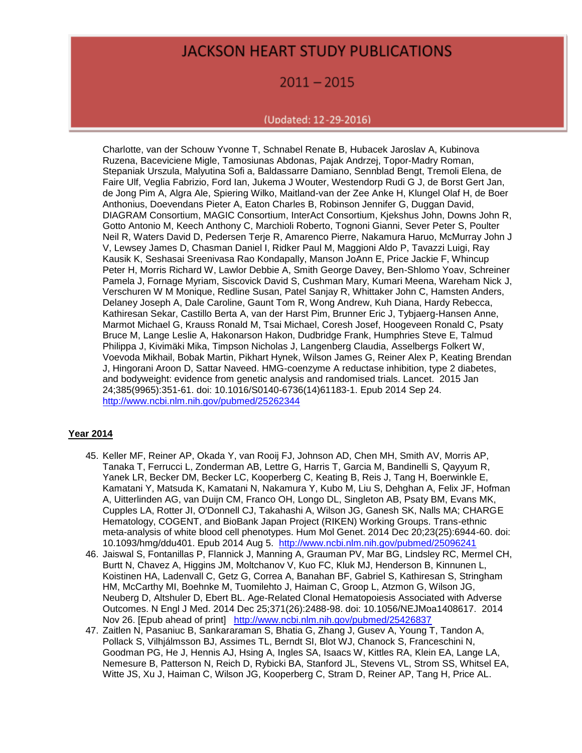Charlotte, van der Schouw Yvonne T, Schnabel Renate B, Hubacek Jaroslav A, Kubinova Ruzena, Baceviciene Migle, Tamosiunas Abdonas, Pajak Andrzej, Topor-Madry Roman, Stepaniak Urszula, Malyutina Sofi a, Baldassarre Damiano, Sennblad Bengt, Tremoli Elena, de Faire Ulf, Veglia Fabrizio, Ford Ian, Jukema J Wouter, Westendorp Rudi G J, de Borst Gert Jan, de Jong Pim A, Algra Ale, Spiering Wilko, Maitland-van der Zee Anke H, Klungel Olaf H, de Boer Anthonius, Doevendans Pieter A, Eaton Charles B, Robinson Jennifer G, Duggan David, DIAGRAM Consortium, MAGIC Consortium, InterAct Consortium, Kjekshus John, Downs John R, Gotto Antonio M, Keech Anthony C, Marchioli Roberto, Tognoni Gianni, Sever Peter S, Poulter Neil R, Waters David D, Pedersen Terje R, Amarenco Pierre, Nakamura Haruo, McMurray John J V, Lewsey James D, Chasman Daniel I, Ridker Paul M, Maggioni Aldo P, Tavazzi Luigi, Ray Kausik K, Seshasai Sreenivasa Rao Kondapally, Manson JoAnn E, Price Jackie F, Whincup Peter H, Morris Richard W, Lawlor Debbie A, Smith George Davey, Ben-Shlomo Yoav, Schreiner Pamela J, Fornage Myriam, Siscovick David S, Cushman Mary, Kumari Meena, Wareham Nick J, Verschuren W M Monique, Redline Susan, Patel Sanjay R, Whittaker John C, Hamsten Anders, Delaney Joseph A, Dale Caroline, Gaunt Tom R, Wong Andrew, Kuh Diana, Hardy Rebecca, Kathiresan Sekar, Castillo Berta A, van der Harst Pim, Brunner Eric J, Tybjaerg-Hansen Anne, Marmot Michael G, Krauss Ronald M, Tsai Michael, Coresh Josef, Hoogeveen Ronald C, Psaty Bruce M, Lange Leslie A, Hakonarson Hakon, Dudbridge Frank, Humphries Steve E, Talmud Philippa J, Kivimäki Mika, Timpson Nicholas J, Langenberg Claudia, Asselbergs Folkert W, Voevoda Mikhail, Bobak Martin, Pikhart Hynek, Wilson James G, Reiner Alex P, Keating Brendan J, Hingorani Aroon D, Sattar Naveed. HMG-coenzyme A reductase inhibition, type 2 diabetes, and bodyweight: evidence from genetic analysis and randomised trials. Lancet. 2015 Jan 24;385(9965):351-61. doi: 10.1016/S0140-6736(14)61183-1. Epub 2014 Sep 24. http://www.ncbi.nlm.nih.gov/pubmed/25262344

**Year 2014**

45. Keller MF, Reiner AP, Okada Y, van Rooij FJ, Johnson AD, Chen MH, Smith AV, Morris AP, Tanaka T, Ferrucci L, Zonderman AB, Lettre G, Harris T, Garcia M, Bandinelli S, Qayyum R, Yanek LR, Becker DM, Becker LC, Kooperberg C, Keating B, Reis J, Tang H, Boerwinkle E, Kamatani Y, Matsuda K, Kamatani N, Nakamura Y, Kubo M, Liu S, Dehghan A, Felix JF, Hofman A, Uitterlinden AG, van Duijn CM, Franco OH, Longo DL, Singleton AB, Psaty BM, Evans MK, Cupples LA, Rotter JI, O'Donnell CJ, Takahashi A, Wilson JG, Ganesh SK, Nalls MA; CHARGE Hematology, COGENT, and BioBank Japan Project (RIKEN) Working Groups. Trans-ethnic meta-analysis of white blood cell phenotypes. Hum Mol Genet. 2014 Dec 20;23(25):6944-60. doi: 10.1093/hmg/ddu401. Epub 2014 Aug 5. http://www.ncbi.nlm.nih.gov/pubmed/25096241
46. Jaiswal S, Fontanillas P, Flannick J, Manning A, Grauman PV, Mar BG, Lindsley RC, Mermel CH, Burtt N, Chavez A, Higgins JM, Moltchanov V, Kuo FC, Kluk MJ, Henderson B, Kinnunen L, Koistinen HA, Ladenvall C, Getz G, Correa A, Banahan BF, Gabriel S, Kathiresan S, Stringham HM, McCarthy MI, Boehnke M, Tuomilehto J, Haiman C, Groop L, Atzmon G, Wilson JG, Neuberg D, Altshuler D, Ebert BL. Age-Related Clonal Hematopoiesis Associated with Adverse Outcomes. N Engl J Med. 2014 Dec 25;371(26):2488-98. doi: 10.1056/NEJMoa1408617. 2014 Nov 26. [Epub ahead of print] http://www.ncbi.nlm.nih.gov/pubmed/25426837
47. Zaitlen N, Pasaniuc B, Sankararaman S, Bhatia G, Zhang J, Gusev A, Young T, Tandon A, Pollack S, Vilhjálmsson BJ, Assimes TL, Berndt SI, Blot WJ, Chanock S, Franceschini N, Goodman PG, He J, Hennis AJ, Hsing A, Ingles SA, Isaacs W, Kittles RA, Klein EA, Lange LA, Nemesure B, Patterson N, Reich D, Rybicki BA, Stanford JL, Stevens VL, Strom SS, Whitsel EA, Witte JS, Xu J, Haiman C, Wilson JG, Kooperberg C, Stram D, Reiner AP, Tang H, Price AL.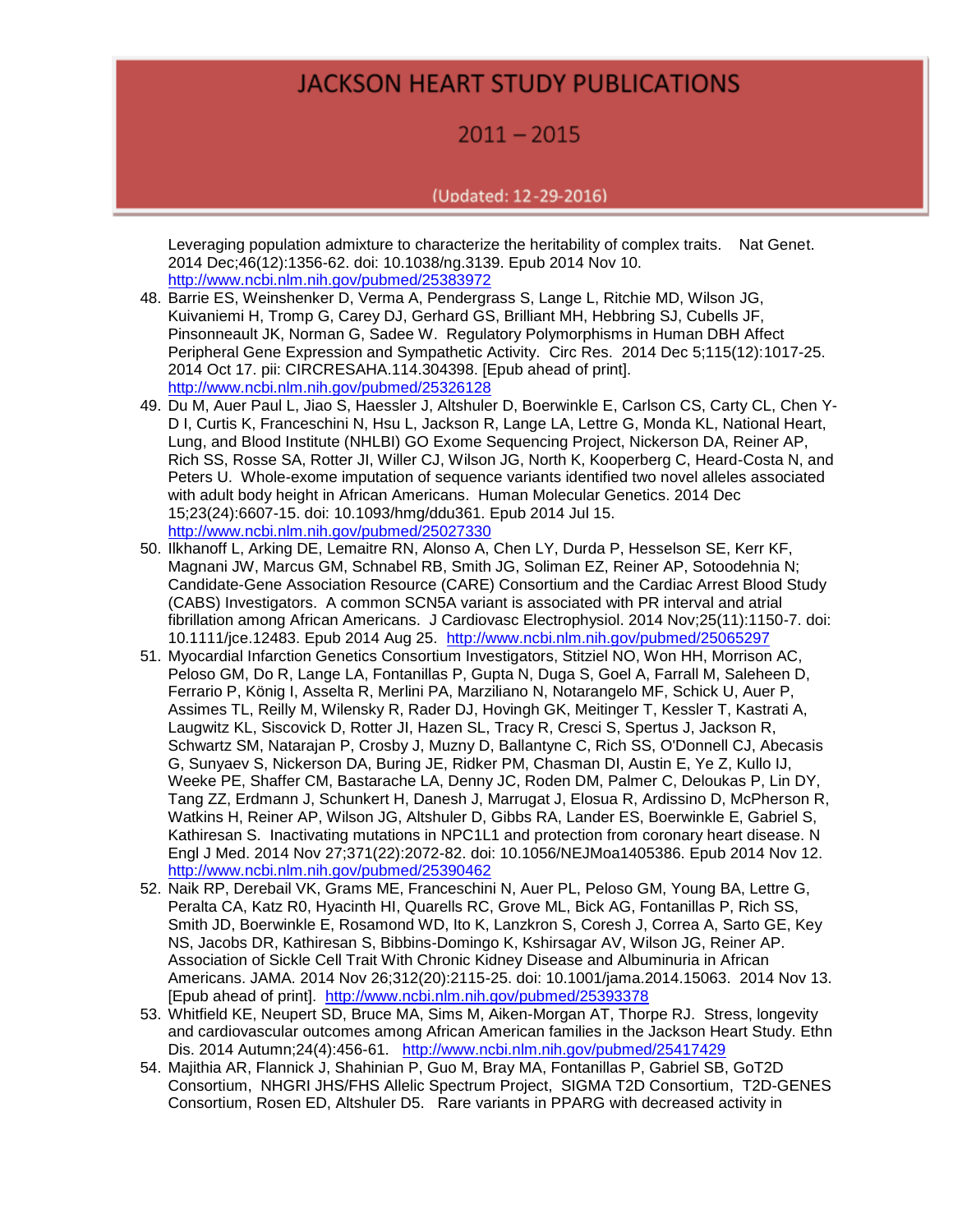Leveraging population admixture to characterize the heritability of complex traits. Nat Genet. 2014 Dec;46(12):1356-62. doi: 10.1038/ng.3139. Epub 2014 Nov 10. http://www.ncbi.nlm.nih.gov/pubmed/25383972

48. Barrie ES, Weinshenker D, Verma A, Pendergrass S, Lange L, Ritchie MD, Wilson JG, Kuivaniemi H, Tromp G, Carey DJ, Gerhard GS, Brilliant MH, Hebbring SJ, Cubells JF, Pinsonneault JK, Norman G, Sadee W. Regulatory Polymorphisms in Human DBH Affect Peripheral Gene Expression and Sympathetic Activity. Circ Res. 2014 Dec 5;115(12):1017-25. 2014 Oct 17. pii: CIRCRESAHA.114.304398. [Epub ahead of print]. http://www.ncbi.nlm.nih.gov/pubmed/25326128
49. Du M, Auer Paul L, Jiao S, Haessler J, Altshuler D, Boerwinkle E, Carlson CS, Carty CL, Chen Y-D I, Curtis K, Franceschini N, Hsu L, Jackson R, Lange LA, Lettre G, Monda KL, National Heart, Lung, and Blood Institute (NHLBI) GO Exome Sequencing Project, Nickerson DA, Reiner AP, Rich SS, Rosse SA, Rotter JI, Willer CJ, Wilson JG, North K, Kooperberg C, Heard-Costa N, and Peters U. Whole-exome imputation of sequence variants identified two novel alleles associated with adult body height in African Americans. Human Molecular Genetics. 2014 Dec 15;23(24):6607-15. doi: 10.1093/hmg/ddu361. Epub 2014 Jul 15. http://www.ncbi.nlm.nih.gov/pubmed/25027330
50. Ilkhanoff L, Arking DE, Lemaitre RN, Alonso A, Chen LY, Durda P, Hesselson SE, Kerr KF, Magnani JW, Marcus GM, Schnabel RB, Smith JG, Soliman EZ, Reiner AP, Sotoodehnia N; Candidate-Gene Association Resource (CARE) Consortium and the Cardiac Arrest Blood Study (CABS) Investigators. A common SCN5A variant is associated with PR interval and atrial fibrillation among African Americans. J Cardiovasc Electrophysiol. 2014 Nov;25(11):1150-7. doi: 10.1111/jce.12483. Epub 2014 Aug 25. http://www.ncbi.nlm.nih.gov/pubmed/25065297
51. Myocardial Infarction Genetics Consortium Investigators, Stitziel NO, Won HH, Morrison AC, Peloso GM, Do R, Lange LA, Fontanillas P, Gupta N, Duga S, Goel A, Farrall M, Saleheen D, Ferrario P, König I, Asselta R, Merlini PA, Marziliano N, Notarangelo MF, Schick U, Auer P, Assimes TL, Reilly M, Wilensky R, Rader DJ, Hovingh GK, Meitinger T, Kessler T, Kastrati A, Laugwitz KL, Siscovick D, Rotter JI, Hazen SL, Tracy R, Cresci S, Spertus J, Jackson R, Schwartz SM, Natarajan P, Crosby J, Muzny D, Ballantyne C, Rich SS, O'Donnell CJ, Abecasis G, Sunyaev S, Nickerson DA, Buring JE, Ridker PM, Chasman DI, Austin E, Ye Z, Kullo IJ, Weeke PE, Shaffer CM, Bastarache LA, Denny JC, Roden DM, Palmer C, Deloukas P, Lin DY, Tang ZZ, Erdmann J, Schunkert H, Danesh J, Marrugat J, Elosua R, Ardissino D, McPherson R, Watkins H, Reiner AP, Wilson JG, Altshuler D, Gibbs RA, Lander ES, Boerwinkle E, Gabriel S, Kathiresan S. Inactivating mutations in NPC1L1 and protection from coronary heart disease. N Engl J Med. 2014 Nov 27;371(22):2072-82. doi: 10.1056/NEJMoa1405386. Epub 2014 Nov 12. http://www.ncbi.nlm.nih.gov/pubmed/25390462
52. Naik RP, Derebail VK, Grams ME, Franceschini N, Auer PL, Peloso GM, Young BA, Lettre G, Peralta CA, Katz R0, Hyacinth HI, Quarells RC, Grove ML, Bick AG, Fontanillas P, Rich SS, Smith JD, Boerwinkle E, Rosamond WD, Ito K, Lanzkron S, Coresh J, Correa A, Sarto GE, Key NS, Jacobs DR, Kathiresan S, Bibbins-Domingo K, Kshirsagar AV, Wilson JG, Reiner AP. Association of Sickle Cell Trait With Chronic Kidney Disease and Albuminuria in African Americans. JAMA. 2014 Nov 26;312(20):2115-25. doi: 10.1001/jama.2014.15063. 2014 Nov 13. [Epub ahead of print]. http://www.ncbi.nlm.nih.gov/pubmed/25393378
53. Whitfield KE, Neupert SD, Bruce MA, Sims M, Aiken-Morgan AT, Thorpe RJ. Stress, longevity and cardiovascular outcomes among African American families in the Jackson Heart Study. Ethn Dis. 2014 Autumn;24(4):456-61. http://www.ncbi.nlm.nih.gov/pubmed/25417429
54. Majithia AR, Flannick J, Shahinian P, Guo M, Bray MA, Fontanillas P, Gabriel SB, GoT2D Consortium, NHGRI JHS/FHS Allelic Spectrum Project, SIGMA T2D Consortium, T2D-GENES Consortium, Rosen ED, Altshuler D5. Rare variants in PPARG with decreased activity in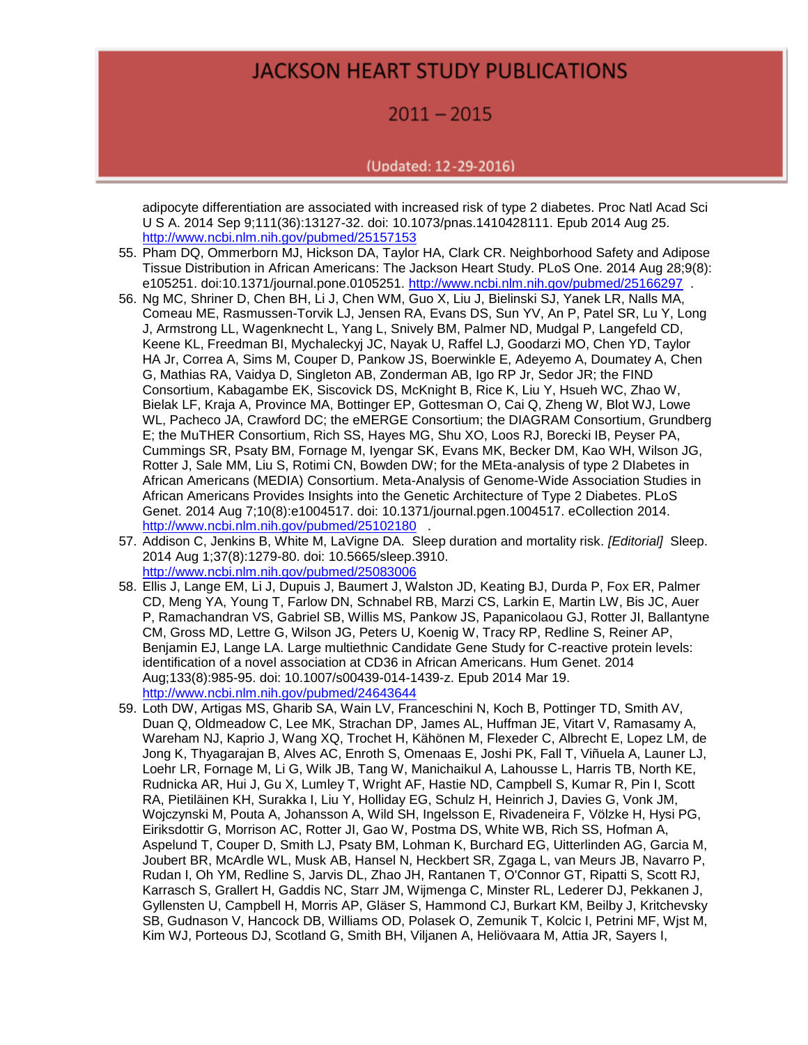adipocyte differentiation are associated with increased risk of type 2 diabetes. Proc Natl Acad Sci U S A. 2014 Sep 9;111(36):13127-32. doi: 10.1073/pnas.1410428111. Epub 2014 Aug 25. http://www.ncbi.nlm.nih.gov/pubmed/25157153

55. Pham DQ, Ommerborn MJ, Hickson DA, Taylor HA, Clark CR. Neighborhood Safety and Adipose Tissue Distribution in African Americans: The Jackson Heart Study. PLoS One. 2014 Aug 28;9(8): e105251. doi:10.1371/journal.pone.0105251. http://www.ncbi.nlm.nih.gov/pubmed/25166297 .
56. Ng MC, Shriner D, Chen BH, Li J, Chen WM, Guo X, Liu J, Bielinski SJ, Yanek LR, Nalls MA, Comeau ME, Rasmussen-Torvik LJ, Jensen RA, Evans DS, Sun YV, An P, Patel SR, Lu Y, Long J, Armstrong LL, Wagenknecht L, Yang L, Snively BM, Palmer ND, Mudgal P, Langefeld CD, Keene KL, Freedman BI, Mychaleckyj JC, Nayak U, Raffel LJ, Goodarzi MO, Chen YD, Taylor HA Jr, Correa A, Sims M, Couper D, Pankow JS, Boerwinkle E, Adeyemo A, Doumatey A, Chen G, Mathias RA, Vaidya D, Singleton AB, Zonderman AB, Igo RP Jr, Sedor JR; the FIND Consortium, Kabagambe EK, Siscovick DS, McKnight B, Rice K, Liu Y, Hsueh WC, Zhao W, Bielak LF, Kraja A, Province MA, Bottinger EP, Gottesman O, Cai Q, Zheng W, Blot WJ, Lowe WL, Pacheco JA, Crawford DC; the eMERGE Consortium; the DIAGRAM Consortium, Grundberg E; the MuTHER Consortium, Rich SS, Hayes MG, Shu XO, Loos RJ, Borecki IB, Peyser PA, Cummings SR, Psaty BM, Fornage M, Iyengar SK, Evans MK, Becker DM, Kao WH, Wilson JG, Rotter J, Sale MM, Liu S, Rotimi CN, Bowden DW; for the MEta-analysis of type 2 DIabetes in African Americans (MEDIA) Consortium. Meta-Analysis of Genome-Wide Association Studies in African Americans Provides Insights into the Genetic Architecture of Type 2 Diabetes. PLoS Genet. 2014 Aug 7;10(8):e1004517. doi: 10.1371/journal.pgen.1004517. eCollection 2014. http://www.ncbi.nlm.nih.gov/pubmed/25102180 .
57. Addison C, Jenkins B, White M, LaVigne DA. Sleep duration and mortality risk. *[Editorial]* Sleep. 2014 Aug 1;37(8):1279-80. doi: 10.5665/sleep.3910. http://www.ncbi.nlm.nih.gov/pubmed/25083006
58. Ellis J, Lange EM, Li J, Dupuis J, Baumert J, Walston JD, Keating BJ, Durda P, Fox ER, Palmer CD, Meng YA, Young T, Farlow DN, Schnabel RB, Marzi CS, Larkin E, Martin LW, Bis JC, Auer P, Ramachandran VS, Gabriel SB, Willis MS, Pankow JS, Papanicolaou GJ, Rotter JI, Ballantyne CM, Gross MD, Lettre G, Wilson JG, Peters U, Koenig W, Tracy RP, Redline S, Reiner AP, Benjamin EJ, Lange LA. Large multiethnic Candidate Gene Study for C-reactive protein levels: identification of a novel association at CD36 in African Americans. Hum Genet. 2014 Aug;133(8):985-95. doi: 10.1007/s00439-014-1439-z. Epub 2014 Mar 19. http://www.ncbi.nlm.nih.gov/pubmed/24643644
59. Loth DW, Artigas MS, Gharib SA, Wain LV, Franceschini N, Koch B, Pottinger TD, Smith AV, Duan Q, Oldmeadow C, Lee MK, Strachan DP, James AL, Huffman JE, Vitart V, Ramasamy A, Wareham NJ, Kaprio J, Wang XQ, Trochet H, Kähönen M, Flexeder C, Albrecht E, Lopez LM, de Jong K, Thyagarajan B, Alves AC, Enroth S, Omenaas E, Joshi PK, Fall T, Viñuela A, Launer LJ, Loehr LR, Fornage M, Li G, Wilk JB, Tang W, Manichaikul A, Lahousse L, Harris TB, North KE, Rudnicka AR, Hui J, Gu X, Lumley T, Wright AF, Hastie ND, Campbell S, Kumar R, Pin I, Scott RA, Pietiläinen KH, Surakka I, Liu Y, Holliday EG, Schulz H, Heinrich J, Davies G, Vonk JM, Wojczynski M, Pouta A, Johansson A, Wild SH, Ingelsson E, Rivadeneira F, Völzke H, Hysi PG, Eiriksdottir G, Morrison AC, Rotter JI, Gao W, Postma DS, White WB, Rich SS, Hofman A, Aspelund T, Couper D, Smith LJ, Psaty BM, Lohman K, Burchard EG, Uitterlinden AG, Garcia M, Joubert BR, McArdle WL, Musk AB, Hansel N, Heckbert SR, Zgaga L, van Meurs JB, Navarro P, Rudan I, Oh YM, Redline S, Jarvis DL, Zhao JH, Rantanen T, O'Connor GT, Ripatti S, Scott RJ, Karrasch S, Grallert H, Gaddis NC, Starr JM, Wijmenga C, Minster RL, Lederer DJ, Pekkanen J, Gyllensten U, Campbell H, Morris AP, Gläser S, Hammond CJ, Burkart KM, Beilby J, Kritchevsky SB, Gudnason V, Hancock DB, Williams OD, Polasek O, Zemunik T, Kolcic I, Petrini MF, Wjst M, Kim WJ, Porteous DJ, Scotland G, Smith BH, Viljanen A, Heliövaara M, Attia JR, Sayers I,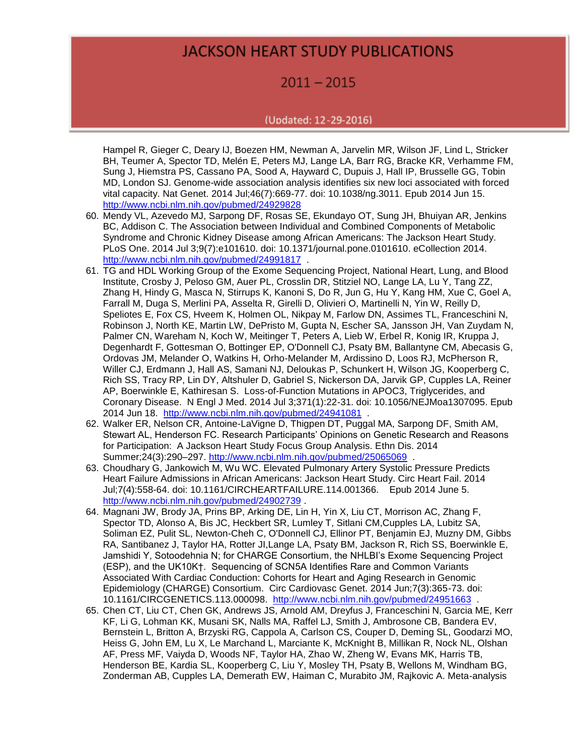Hampel R, Gieger C, Deary IJ, Boezen HM, Newman A, Jarvelin MR, Wilson JF, Lind L, Stricker BH, Teumer A, Spector TD, Melén E, Peters MJ, Lange LA, Barr RG, Bracke KR, Verhamme FM, Sung J, Hiemstra PS, Cassano PA, Sood A, Hayward C, Dupuis J, Hall IP, Brusselle GG, Tobin MD, London SJ. Genome-wide association analysis identifies six new loci associated with forced vital capacity. Nat Genet. 2014 Jul;46(7):669-77. doi: 10.1038/ng.3011. Epub 2014 Jun 15. http://www.ncbi.nlm.nih.gov/pubmed/24929828

60. Mendy VL, Azevedo MJ, Sarpong DF, Rosas SE, Ekundayo OT, Sung JH, Bhuiyan AR, Jenkins BC, Addison C. The Association between Individual and Combined Components of Metabolic Syndrome and Chronic Kidney Disease among African Americans: The Jackson Heart Study. PLoS One. 2014 Jul 3;9(7):e101610. doi: 10.1371/journal.pone.0101610. eCollection 2014. http://www.ncbi.nlm.nih.gov/pubmed/24991817 .
61. TG and HDL Working Group of the Exome Sequencing Project, National Heart, Lung, and Blood Institute, Crosby J, Peloso GM, Auer PL, Crosslin DR, Stitziel NO, Lange LA, Lu Y, Tang ZZ, Zhang H, Hindy G, Masca N, Stirrups K, Kanoni S, Do R, Jun G, Hu Y, Kang HM, Xue C, Goel A, Farrall M, Duga S, Merlini PA, Asselta R, Girelli D, Olivieri O, Martinelli N, Yin W, Reilly D, Speliotes E, Fox CS, Hveem K, Holmen OL, Nikpay M, Farlow DN, Assimes TL, Franceschini N, Robinson J, North KE, Martin LW, DePristo M, Gupta N, Escher SA, Jansson JH, Van Zuydam N, Palmer CN, Wareham N, Koch W, Meitinger T, Peters A, Lieb W, Erbel R, Konig IR, Kruppa J, Degenhardt F, Gottesman O, Bottinger EP, O'Donnell CJ, Psaty BM, Ballantyne CM, Abecasis G, Ordovas JM, Melander O, Watkins H, Orho-Melander M, Ardissino D, Loos RJ, McPherson R, Willer CJ, Erdmann J, Hall AS, Samani NJ, Deloukas P, Schunkert H, Wilson JG, Kooperberg C, Rich SS, Tracy RP, Lin DY, Altshuler D, Gabriel S, Nickerson DA, Jarvik GP, Cupples LA, Reiner AP, Boerwinkle E, Kathiresan S. Loss-of-Function Mutations in APOC3, Triglycerides, and Coronary Disease. N Engl J Med. 2014 Jul 3;371(1):22-31. doi: 10.1056/NEJMoa1307095. Epub 2014 Jun 18. http://www.ncbi.nlm.nih.gov/pubmed/24941081 .
62. Walker ER, Nelson CR, Antoine-LaVigne D, Thigpen DT, Puggal MA, Sarpong DF, Smith AM, Stewart AL, Henderson FC. Research Participants' Opinions on Genetic Research and Reasons for Participation: A Jackson Heart Study Focus Group Analysis. Ethn Dis. 2014 Summer;24(3):290–297. http://www.ncbi.nlm.nih.gov/pubmed/25065069 .
63. Choudhary G, Jankowich M, Wu WC. Elevated Pulmonary Artery Systolic Pressure Predicts Heart Failure Admissions in African Americans: Jackson Heart Study. Circ Heart Fail. 2014 Jul;7(4):558-64. doi: 10.1161/CIRCHEARTFAILURE.114.001366. Epub 2014 June 5. http://www.ncbi.nlm.nih.gov/pubmed/24902739 .
64. Magnani JW, Brody JA, Prins BP, Arking DE, Lin H, Yin X, Liu CT, Morrison AC, Zhang F, Spector TD, Alonso A, Bis JC, Heckbert SR, Lumley T, Sitlani CM,Cupples LA, Lubitz SA, Soliman EZ, Pulit SL, Newton-Cheh C, O'Donnell CJ, Ellinor PT, Benjamin EJ, Muzny DM, Gibbs RA, Santibanez J, Taylor HA, Rotter JI,Lange LA, Psaty BM, Jackson R, Rich SS, Boerwinkle E, Jamshidi Y, Sotoodehnia N; for CHARGE Consortium, the NHLBI's Exome Sequencing Project (ESP), and the UK10K†. Sequencing of SCN5A Identifies Rare and Common Variants Associated With Cardiac Conduction: Cohorts for Heart and Aging Research in Genomic Epidemiology (CHARGE) Consortium. Circ Cardiovasc Genet. 2014 Jun;7(3):365-73. doi: 10.1161/CIRCGENETICS.113.000098. http://www.ncbi.nlm.nih.gov/pubmed/24951663 .
65. Chen CT, Liu CT, Chen GK, Andrews JS, Arnold AM, Dreyfus J, Franceschini N, Garcia ME, Kerr KF, Li G, Lohman KK, Musani SK, Nalls MA, Raffel LJ, Smith J, Ambrosone CB, Bandera EV, Bernstein L, Britton A, Brzyski RG, Cappola A, Carlson CS, Couper D, Deming SL, Goodarzi MO, Heiss G, John EM, Lu X, Le Marchand L, Marciante K, McKnight B, Millikan R, Nock NL, Olshan AF, Press MF, Vaiyda D, Woods NF, Taylor HA, Zhao W, Zheng W, Evans MK, Harris TB, Henderson BE, Kardia SL, Kooperberg C, Liu Y, Mosley TH, Psaty B, Wellons M, Windham BG, Zonderman AB, Cupples LA, Demerath EW, Haiman C, Murabito JM, Rajkovic A. Meta-analysis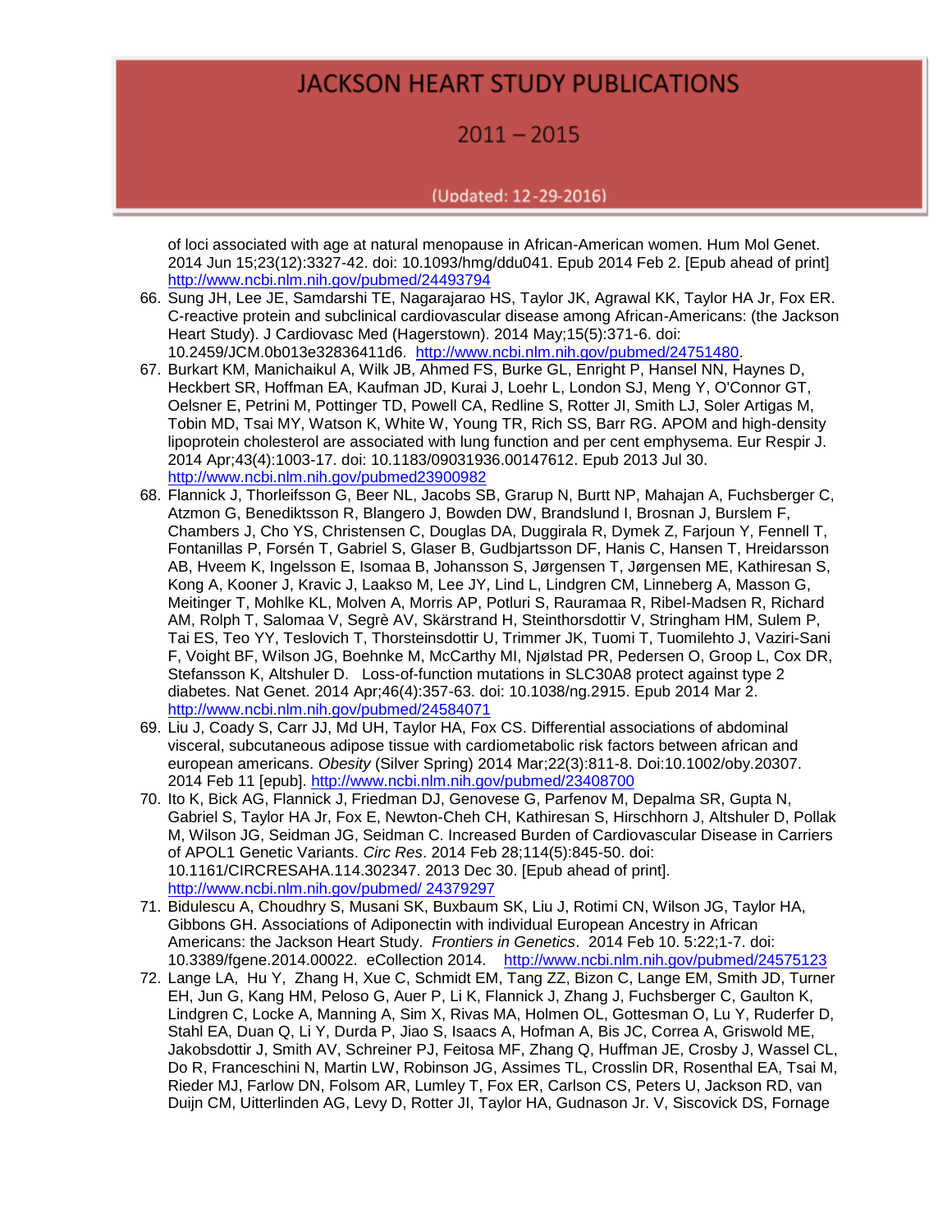of loci associated with age at natural menopause in African-American women. Hum Mol Genet. 2014 Jun 15;23(12):3327-42. doi: 10.1093/hmg/ddu041. Epub 2014 Feb 2. [Epub ahead of print] http://www.ncbi.nlm.nih.gov/pubmed/24493794

66. Sung JH, Lee JE, Samdarshi TE, Nagarajarao HS, Taylor JK, Agrawal KK, Taylor HA Jr, Fox ER. C-reactive protein and subclinical cardiovascular disease among African-Americans: (the Jackson Heart Study). J Cardiovasc Med (Hagerstown). 2014 May;15(5):371-6. doi: 10.2459/JCM.0b013e32836411d6. http://www.ncbi.nlm.nih.gov/pubmed/24751480.
67. Burkart KM, Manichaikul A, Wilk JB, Ahmed FS, Burke GL, Enright P, Hansel NN, Haynes D, Heckbert SR, Hoffman EA, Kaufman JD, Kurai J, Loehr L, London SJ, Meng Y, O'Connor GT, Oelsner E, Petrini M, Pottinger TD, Powell CA, Redline S, Rotter JI, Smith LJ, Soler Artigas M, Tobin MD, Tsai MY, Watson K, White W, Young TR, Rich SS, Barr RG. APOM and high-density lipoprotein cholesterol are associated with lung function and per cent emphysema. Eur Respir J. 2014 Apr;43(4):1003-17. doi: 10.1183/09031936.00147612. Epub 2013 Jul 30. http://www.ncbi.nlm.nih.gov/pubmed23900982
68. Flannick J, Thorleifsson G, Beer NL, Jacobs SB, Grarup N, Burtt NP, Mahajan A, Fuchsberger C, Atzmon G, Benediktsson R, Blangero J, Bowden DW, Brandslund I, Brosnan J, Burslem F, Chambers J, Cho YS, Christensen C, Douglas DA, Duggirala R, Dymek Z, Farjoun Y, Fennell T, Fontanillas P, Forsén T, Gabriel S, Glaser B, Gudbjartsson DF, Hanis C, Hansen T, Hreidarsson AB, Hveem K, Ingelsson E, Isomaa B, Johansson S, Jørgensen T, Jørgensen ME, Kathiresan S, Kong A, Kooner J, Kravic J, Laakso M, Lee JY, Lind L, Lindgren CM, Linneberg A, Masson G, Meitinger T, Mohlke KL, Molven A, Morris AP, Potluri S, Rauramaa R, Ribel-Madsen R, Richard AM, Rolph T, Salomaa V, Segrè AV, Skärstrand H, Steinthorsdottir V, Stringham HM, Sulem P, Tai ES, Teo YY, Teslovich T, Thorsteinsdottir U, Trimmer JK, Tuomi T, Tuomilehto J, Vaziri-Sani F, Voight BF, Wilson JG, Boehnke M, McCarthy MI, Njølstad PR, Pedersen O, Groop L, Cox DR, Stefansson K, Altshuler D. Loss-of-function mutations in SLC30A8 protect against type 2 diabetes. Nat Genet. 2014 Apr;46(4):357-63. doi: 10.1038/ng.2915. Epub 2014 Mar 2. http://www.ncbi.nlm.nih.gov/pubmed/24584071
69. Liu J, Coady S, Carr JJ, Md UH, Taylor HA, Fox CS. Differential associations of abdominal visceral, subcutaneous adipose tissue with cardiometabolic risk factors between african and european americans. *Obesity* (Silver Spring) 2014 Mar;22(3):811-8. Doi:10.1002/oby.20307. 2014 Feb 11 [epub]. http://www.ncbi.nlm.nih.gov/pubmed/23408700
70. Ito K, Bick AG, Flannick J, Friedman DJ, Genovese G, Parfenov M, Depalma SR, Gupta N, Gabriel S, Taylor HA Jr, Fox E, Newton-Cheh CH, Kathiresan S, Hirschhorn J, Altshuler D, Pollak M, Wilson JG, Seidman JG, Seidman C. Increased Burden of Cardiovascular Disease in Carriers of APOL1 Genetic Variants. *Circ Res*. 2014 Feb 28;114(5):845-50. doi: 10.1161/CIRCRESAHA.114.302347. 2013 Dec 30. [Epub ahead of print]. http://www.ncbi.nlm.nih.gov/pubmed/ 24379297
71. Bidulescu A, Choudhry S, Musani SK, Buxbaum SK, Liu J, Rotimi CN, Wilson JG, Taylor HA, Gibbons GH. Associations of Adiponectin with individual European Ancestry in African Americans: the Jackson Heart Study. *Frontiers in Genetics*. 2014 Feb 10. 5:22;1-7. doi: 10.3389/fgene.2014.00022. eCollection 2014. http://www.ncbi.nlm.nih.gov/pubmed/24575123
72. Lange LA, Hu Y, Zhang H, Xue C, Schmidt EM, Tang ZZ, Bizon C, Lange EM, Smith JD, Turner EH, Jun G, Kang HM, Peloso G, Auer P, Li K, Flannick J, Zhang J, Fuchsberger C, Gaulton K, Lindgren C, Locke A, Manning A, Sim X, Rivas MA, Holmen OL, Gottesman O, Lu Y, Ruderfer D, Stahl EA, Duan Q, Li Y, Durda P, Jiao S, Isaacs A, Hofman A, Bis JC, Correa A, Griswold ME, Jakobsdottir J, Smith AV, Schreiner PJ, Feitosa MF, Zhang Q, Huffman JE, Crosby J, Wassel CL, Do R, Franceschini N, Martin LW, Robinson JG, Assimes TL, Crosslin DR, Rosenthal EA, Tsai M, Rieder MJ, Farlow DN, Folsom AR, Lumley T, Fox ER, Carlson CS, Peters U, Jackson RD, van Duijn CM, Uitterlinden AG, Levy D, Rotter JI, Taylor HA, Gudnason Jr. V, Siscovick DS, Fornage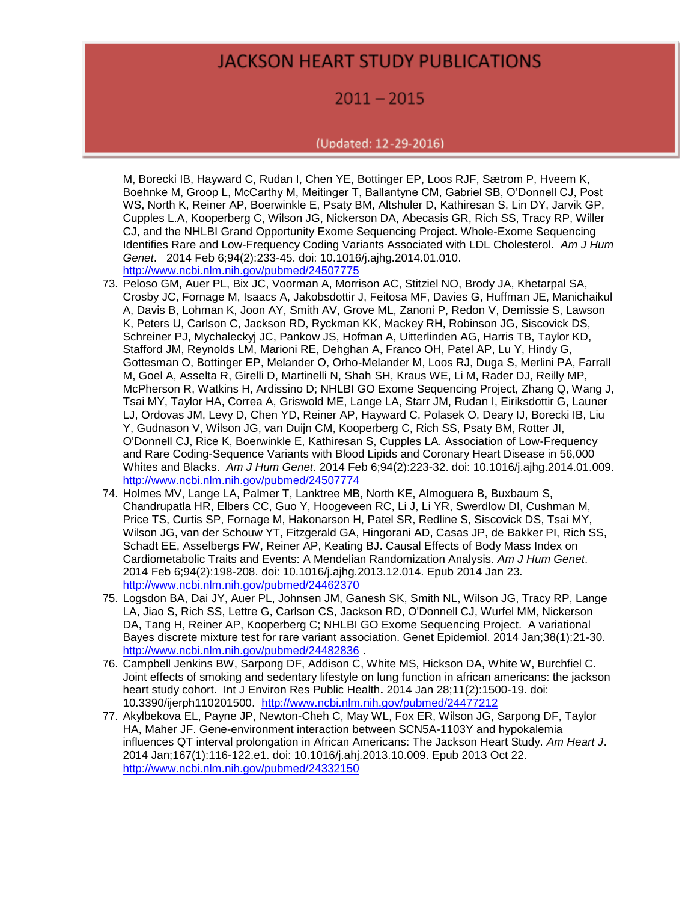M, Borecki IB, Hayward C, Rudan I, Chen YE, Bottinger EP, Loos RJF, Sætrom P, Hveem K, Boehnke M, Groop L, McCarthy M, Meitinger T, Ballantyne CM, Gabriel SB, O'Donnell CJ, Post WS, North K, Reiner AP, Boerwinkle E, Psaty BM, Altshuler D, Kathiresan S, Lin DY, Jarvik GP, Cupples L.A, Kooperberg C, Wilson JG, Nickerson DA, Abecasis GR, Rich SS, Tracy RP, Willer CJ, and the NHLBI Grand Opportunity Exome Sequencing Project. Whole-Exome Sequencing Identifies Rare and Low-Frequency Coding Variants Associated with LDL Cholesterol. *Am J Hum Genet*. 2014 Feb 6;94(2):233-45. doi: 10.1016/j.ajhg.2014.01.010. http://www.ncbi.nlm.nih.gov/pubmed/24507775

73. Peloso GM, Auer PL, Bix JC, Voorman A, Morrison AC, Stitziel NO, Brody JA, Khetarpal SA, Crosby JC, Fornage M, Isaacs A, Jakobsdottir J, Feitosa MF, Davies G, Huffman JE, Manichaikul A, Davis B, Lohman K, Joon AY, Smith AV, Grove ML, Zanoni P, Redon V, Demissie S, Lawson K, Peters U, Carlson C, Jackson RD, Ryckman KK, Mackey RH, Robinson JG, Siscovick DS, Schreiner PJ, Mychaleckyj JC, Pankow JS, Hofman A, Uitterlinden AG, Harris TB, Taylor KD, Stafford JM, Reynolds LM, Marioni RE, Dehghan A, Franco OH, Patel AP, Lu Y, Hindy G, Gottesman O, Bottinger EP, Melander O, Orho-Melander M, Loos RJ, Duga S, Merlini PA, Farrall M, Goel A, Asselta R, Girelli D, Martinelli N, Shah SH, Kraus WE, Li M, Rader DJ, Reilly MP, McPherson R, Watkins H, Ardissino D; NHLBI GO Exome Sequencing Project, Zhang Q, Wang J, Tsai MY, Taylor HA, Correa A, Griswold ME, Lange LA, Starr JM, Rudan I, Eiriksdottir G, Launer LJ, Ordovas JM, Levy D, Chen YD, Reiner AP, Hayward C, Polasek O, Deary IJ, Borecki IB, Liu Y, Gudnason V, Wilson JG, van Duijn CM, Kooperberg C, Rich SS, Psaty BM, Rotter JI, O'Donnell CJ, Rice K, Boerwinkle E, Kathiresan S, Cupples LA. Association of Low-Frequency and Rare Coding-Sequence Variants with Blood Lipids and Coronary Heart Disease in 56,000 Whites and Blacks. *Am J Hum Genet*. 2014 Feb 6;94(2):223-32. doi: 10.1016/j.ajhg.2014.01.009. http://www.ncbi.nlm.nih.gov/pubmed/24507774
74. Holmes MV, Lange LA, Palmer T, Lanktree MB, North KE, Almoguera B, Buxbaum S, Chandrupatla HR, Elbers CC, Guo Y, Hoogeveen RC, Li J, Li YR, Swerdlow DI, Cushman M, Price TS, Curtis SP, Fornage M, Hakonarson H, Patel SR, Redline S, Siscovick DS, Tsai MY, Wilson JG, van der Schouw YT, Fitzgerald GA, Hingorani AD, Casas JP, de Bakker PI, Rich SS, Schadt EE, Asselbergs FW, Reiner AP, Keating BJ. Causal Effects of Body Mass Index on Cardiometabolic Traits and Events: A Mendelian Randomization Analysis. *Am J Hum Genet*. 2014 Feb 6;94(2):198-208. doi: 10.1016/j.ajhg.2013.12.014. Epub 2014 Jan 23. http://www.ncbi.nlm.nih.gov/pubmed/24462370
75. Logsdon BA, Dai JY, Auer PL, Johnsen JM, Ganesh SK, Smith NL, Wilson JG, Tracy RP, Lange LA, Jiao S, Rich SS, Lettre G, Carlson CS, Jackson RD, O'Donnell CJ, Wurfel MM, Nickerson DA, Tang H, Reiner AP, Kooperberg C; NHLBI GO Exome Sequencing Project. A variational Bayes discrete mixture test for rare variant association. Genet Epidemiol. 2014 Jan;38(1):21-30. http://www.ncbi.nlm.nih.gov/pubmed/24482836 .
76. Campbell Jenkins BW, Sarpong DF, Addison C, White MS, Hickson DA, White W, Burchfiel C. Joint effects of smoking and sedentary lifestyle on lung function in african americans: the jackson heart study cohort. Int J Environ Res Public Health**.** 2014 Jan 28;11(2):1500-19. doi: 10.3390/ijerph110201500. http://www.ncbi.nlm.nih.gov/pubmed/24477212
77. Akylbekova EL, Payne JP, Newton-Cheh C, May WL, Fox ER, Wilson JG, Sarpong DF, Taylor HA, Maher JF. Gene-environment interaction between SCN5A-1103Y and hypokalemia influences QT interval prolongation in African Americans: The Jackson Heart Study. *Am Heart J*. 2014 Jan;167(1):116-122.e1. doi: 10.1016/j.ahj.2013.10.009. Epub 2013 Oct 22. http://www.ncbi.nlm.nih.gov/pubmed/24332150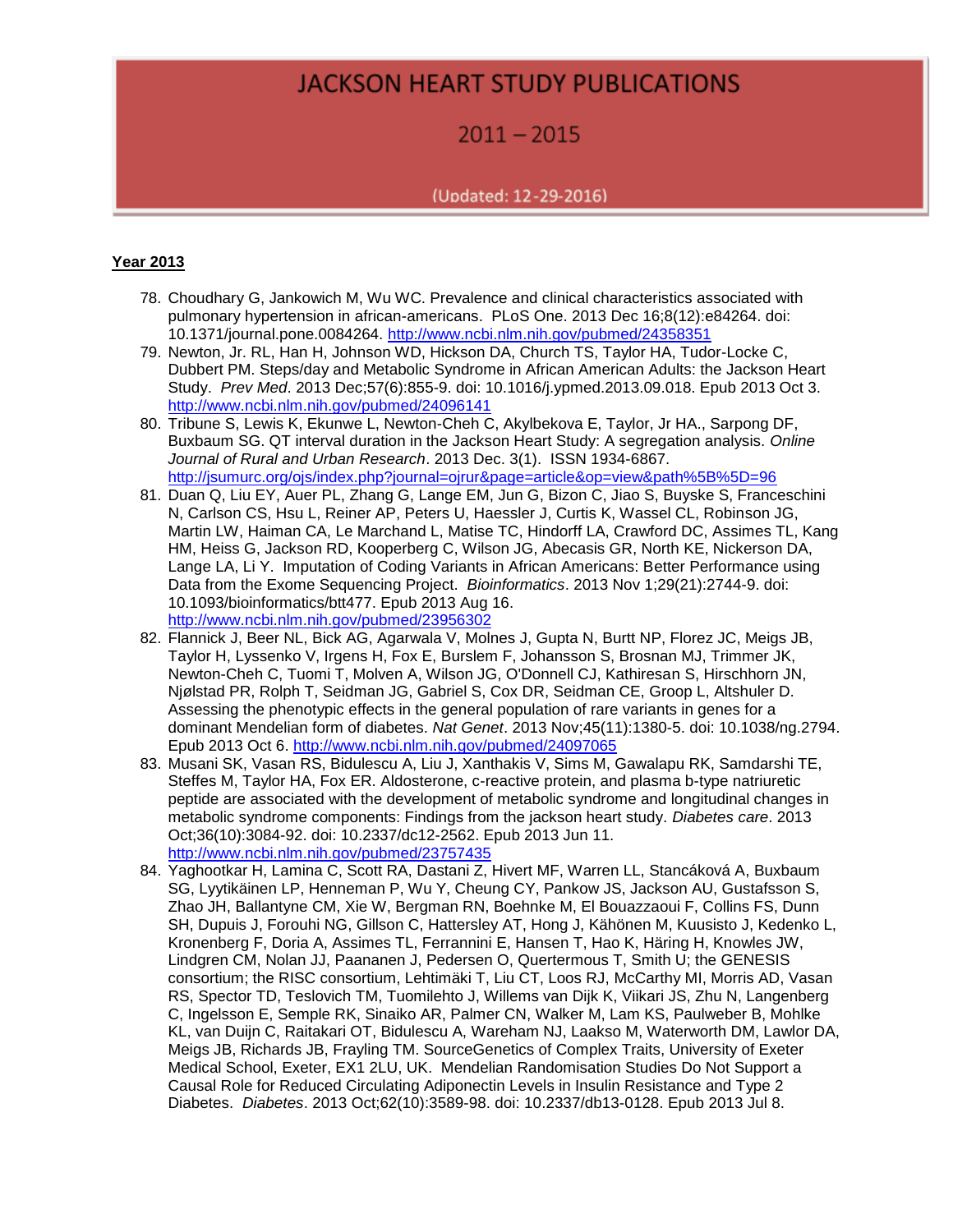## Year 2013

78. Choudhary G, Jankowich M, Wu WC. Prevalence and clinical characteristics associated with pulmonary hypertension in african-americans. PLoS One. 2013 Dec 16;8(12):e84264. doi: 10.1371/journal.pone.0084264. http://www.ncbi.nlm.nih.gov/pubmed/24358351
79. Newton, Jr. RL, Han H, Johnson WD, Hickson DA, Church TS, Taylor HA, Tudor-Locke C, Dubbert PM. Steps/day and Metabolic Syndrome in African American Adults: the Jackson Heart Study. *Prev Med*. 2013 Dec;57(6):855-9. doi: 10.1016/j.ypmed.2013.09.018. Epub 2013 Oct 3. http://www.ncbi.nlm.nih.gov/pubmed/24096141
80. Tribune S, Lewis K, Ekunwe L, Newton-Cheh C, Akylbekova E, Taylor, Jr HA., Sarpong DF, Buxbaum SG. QT interval duration in the Jackson Heart Study: A segregation analysis. *Online Journal of Rural and Urban Research*. 2013 Dec. 3(1). ISSN 1934-6867. http://jsumurc.org/ojs/index.php?journal=ojrur&page=article&op=view&path%5B%5D=96
81. Duan Q, Liu EY, Auer PL, Zhang G, Lange EM, Jun G, Bizon C, Jiao S, Buyske S, Franceschini N, Carlson CS, Hsu L, Reiner AP, Peters U, Haessler J, Curtis K, Wassel CL, Robinson JG, Martin LW, Haiman CA, Le Marchand L, Matise TC, Hindorff LA, Crawford DC, Assimes TL, Kang HM, Heiss G, Jackson RD, Kooperberg C, Wilson JG, Abecasis GR, North KE, Nickerson DA, Lange LA, Li Y. Imputation of Coding Variants in African Americans: Better Performance using Data from the Exome Sequencing Project. *Bioinformatics*. 2013 Nov 1;29(21):2744-9. doi: 10.1093/bioinformatics/btt477. Epub 2013 Aug 16. http://www.ncbi.nlm.nih.gov/pubmed/23956302
82. Flannick J, Beer NL, Bick AG, Agarwala V, Molnes J, Gupta N, Burtt NP, Florez JC, Meigs JB, Taylor H, Lyssenko V, Irgens H, Fox E, Burslem F, Johansson S, Brosnan MJ, Trimmer JK, Newton-Cheh C, Tuomi T, Molven A, Wilson JG, O'Donnell CJ, Kathiresan S, Hirschhorn JN, Njølstad PR, Rolph T, Seidman JG, Gabriel S, Cox DR, Seidman CE, Groop L, Altshuler D. Assessing the phenotypic effects in the general population of rare variants in genes for a dominant Mendelian form of diabetes. *Nat Genet*. 2013 Nov;45(11):1380-5. doi: 10.1038/ng.2794. Epub 2013 Oct 6. http://www.ncbi.nlm.nih.gov/pubmed/24097065
83. Musani SK, Vasan RS, Bidulescu A, Liu J, Xanthakis V, Sims M, Gawalapu RK, Samdarshi TE, Steffes M, Taylor HA, Fox ER. Aldosterone, c-reactive protein, and plasma b-type natriuretic peptide are associated with the development of metabolic syndrome and longitudinal changes in metabolic syndrome components: Findings from the jackson heart study. *Diabetes care*. 2013 Oct;36(10):3084-92. doi: 10.2337/dc12-2562. Epub 2013 Jun 11. http://www.ncbi.nlm.nih.gov/pubmed/23757435
84. Yaghootkar H, Lamina C, Scott RA, Dastani Z, Hivert MF, Warren LL, Stancáková A, Buxbaum SG, Lyytikäinen LP, Henneman P, Wu Y, Cheung CY, Pankow JS, Jackson AU, Gustafsson S, Zhao JH, Ballantyne CM, Xie W, Bergman RN, Boehnke M, El Bouazzaoui F, Collins FS, Dunn SH, Dupuis J, Forouhi NG, Gillson C, Hattersley AT, Hong J, Kähönen M, Kuusisto J, Kedenko L, Kronenberg F, Doria A, Assimes TL, Ferrannini E, Hansen T, Hao K, Häring H, Knowles JW, Lindgren CM, Nolan JJ, Paananen J, Pedersen O, Quertermous T, Smith U; the GENESIS consortium; the RISC consortium, Lehtimäki T, Liu CT, Loos RJ, McCarthy MI, Morris AD, Vasan RS, Spector TD, Teslovich TM, Tuomilehto J, Willems van Dijk K, Viikari JS, Zhu N, Langenberg C, Ingelsson E, Semple RK, Sinaiko AR, Palmer CN, Walker M, Lam KS, Paulweber B, Mohlke KL, van Duijn C, Raitakari OT, Bidulescu A, Wareham NJ, Laakso M, Waterworth DM, Lawlor DA, Meigs JB, Richards JB, Frayling TM. SourceGenetics of Complex Traits, University of Exeter Medical School, Exeter, EX1 2LU, UK. Mendelian Randomisation Studies Do Not Support a Causal Role for Reduced Circulating Adiponectin Levels in Insulin Resistance and Type 2 Diabetes. *Diabetes*. 2013 Oct;62(10):3589-98. doi: 10.2337/db13-0128. Epub 2013 Jul 8.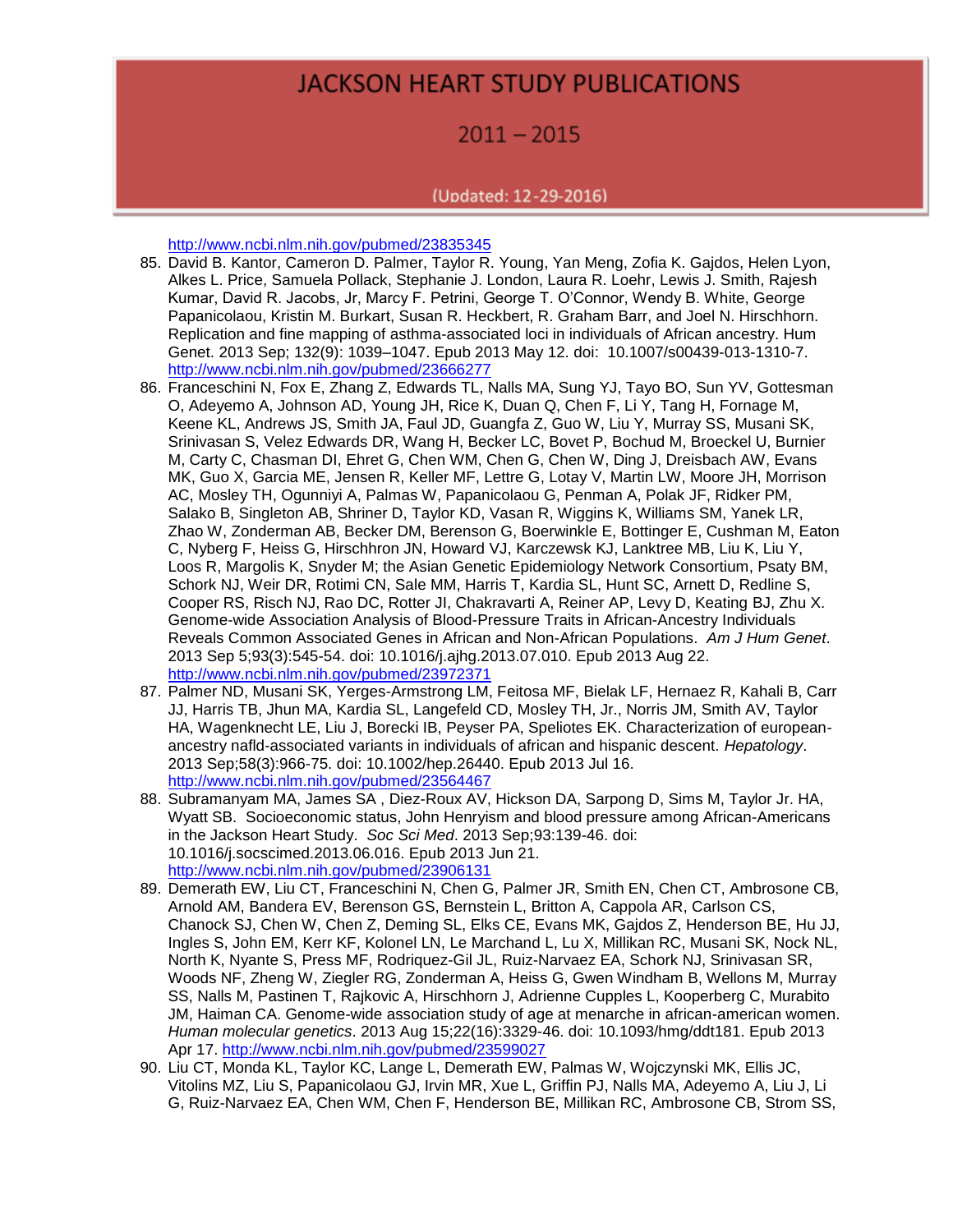http://www.ncbi.nlm.nih.gov/pubmed/23835345

85. David B. Kantor, Cameron D. Palmer, Taylor R. Young, Yan Meng, Zofia K. Gajdos, Helen Lyon, Alkes L. Price, Samuela Pollack, Stephanie J. London, Laura R. Loehr, Lewis J. Smith, Rajesh Kumar, David R. Jacobs, Jr, Marcy F. Petrini, George T. O'Connor, Wendy B. White, George Papanicolaou, Kristin M. Burkart, Susan R. Heckbert, R. Graham Barr, and Joel N. Hirschhorn. Replication and fine mapping of asthma-associated loci in individuals of African ancestry. Hum Genet. 2013 Sep; 132(9): 1039–1047. Epub 2013 May 12. doi: 10.1007/s00439-013-1310-7. http://www.ncbi.nlm.nih.gov/pubmed/23666277
86. Franceschini N, Fox E, Zhang Z, Edwards TL, Nalls MA, Sung YJ, Tayo BO, Sun YV, Gottesman O, Adeyemo A, Johnson AD, Young JH, Rice K, Duan Q, Chen F, Li Y, Tang H, Fornage M, Keene KL, Andrews JS, Smith JA, Faul JD, Guangfa Z, Guo W, Liu Y, Murray SS, Musani SK, Srinivasan S, Velez Edwards DR, Wang H, Becker LC, Bovet P, Bochud M, Broeckel U, Burnier M, Carty C, Chasman DI, Ehret G, Chen WM, Chen G, Chen W, Ding J, Dreisbach AW, Evans MK, Guo X, Garcia ME, Jensen R, Keller MF, Lettre G, Lotay V, Martin LW, Moore JH, Morrison AC, Mosley TH, Ogunniyi A, Palmas W, Papanicolaou G, Penman A, Polak JF, Ridker PM, Salako B, Singleton AB, Shriner D, Taylor KD, Vasan R, Wiggins K, Williams SM, Yanek LR, Zhao W, Zonderman AB, Becker DM, Berenson G, Boerwinkle E, Bottinger E, Cushman M, Eaton C, Nyberg F, Heiss G, Hirschhron JN, Howard VJ, Karczewsk KJ, Lanktree MB, Liu K, Liu Y, Loos R, Margolis K, Snyder M; the Asian Genetic Epidemiology Network Consortium, Psaty BM, Schork NJ, Weir DR, Rotimi CN, Sale MM, Harris T, Kardia SL, Hunt SC, Arnett D, Redline S, Cooper RS, Risch NJ, Rao DC, Rotter JI, Chakravarti A, Reiner AP, Levy D, Keating BJ, Zhu X. Genome-wide Association Analysis of Blood-Pressure Traits in African-Ancestry Individuals Reveals Common Associated Genes in African and Non-African Populations. *Am J Hum Genet*. 2013 Sep 5;93(3):545-54. doi: 10.1016/j.ajhg.2013.07.010. Epub 2013 Aug 22. http://www.ncbi.nlm.nih.gov/pubmed/23972371
87. Palmer ND, Musani SK, Yerges-Armstrong LM, Feitosa MF, Bielak LF, Hernaez R, Kahali B, Carr JJ, Harris TB, Jhun MA, Kardia SL, Langefeld CD, Mosley TH, Jr., Norris JM, Smith AV, Taylor HA, Wagenknecht LE, Liu J, Borecki IB, Peyser PA, Speliotes EK. Characterization of european-ancestry nafld-associated variants in individuals of african and hispanic descent. *Hepatology*. 2013 Sep;58(3):966-75. doi: 10.1002/hep.26440. Epub 2013 Jul 16. http://www.ncbi.nlm.nih.gov/pubmed/23564467
88. Subramanyam MA, James SA , Diez-Roux AV, Hickson DA, Sarpong D, Sims M, Taylor Jr. HA, Wyatt SB. Socioeconomic status, John Henryism and blood pressure among African-Americans in the Jackson Heart Study. *Soc Sci Med*. 2013 Sep;93:139-46. doi: 10.1016/j.socscimed.2013.06.016. Epub 2013 Jun 21. http://www.ncbi.nlm.nih.gov/pubmed/23906131
89. Demerath EW, Liu CT, Franceschini N, Chen G, Palmer JR, Smith EN, Chen CT, Ambrosone CB, Arnold AM, Bandera EV, Berenson GS, Bernstein L, Britton A, Cappola AR, Carlson CS, Chanock SJ, Chen W, Chen Z, Deming SL, Elks CE, Evans MK, Gajdos Z, Henderson BE, Hu JJ, Ingles S, John EM, Kerr KF, Kolonel LN, Le Marchand L, Lu X, Millikan RC, Musani SK, Nock NL, North K, Nyante S, Press MF, Rodriquez-Gil JL, Ruiz-Narvaez EA, Schork NJ, Srinivasan SR, Woods NF, Zheng W, Ziegler RG, Zonderman A, Heiss G, Gwen Windham B, Wellons M, Murray SS, Nalls M, Pastinen T, Rajkovic A, Hirschhorn J, Adrienne Cupples L, Kooperberg C, Murabito JM, Haiman CA. Genome-wide association study of age at menarche in african-american women. *Human molecular genetics*. 2013 Aug 15;22(16):3329-46. doi: 10.1093/hmg/ddt181. Epub 2013 Apr 17. http://www.ncbi.nlm.nih.gov/pubmed/23599027
90. Liu CT, Monda KL, Taylor KC, Lange L, Demerath EW, Palmas W, Wojczynski MK, Ellis JC, Vitolins MZ, Liu S, Papanicolaou GJ, Irvin MR, Xue L, Griffin PJ, Nalls MA, Adeyemo A, Liu J, Li G, Ruiz-Narvaez EA, Chen WM, Chen F, Henderson BE, Millikan RC, Ambrosone CB, Strom SS,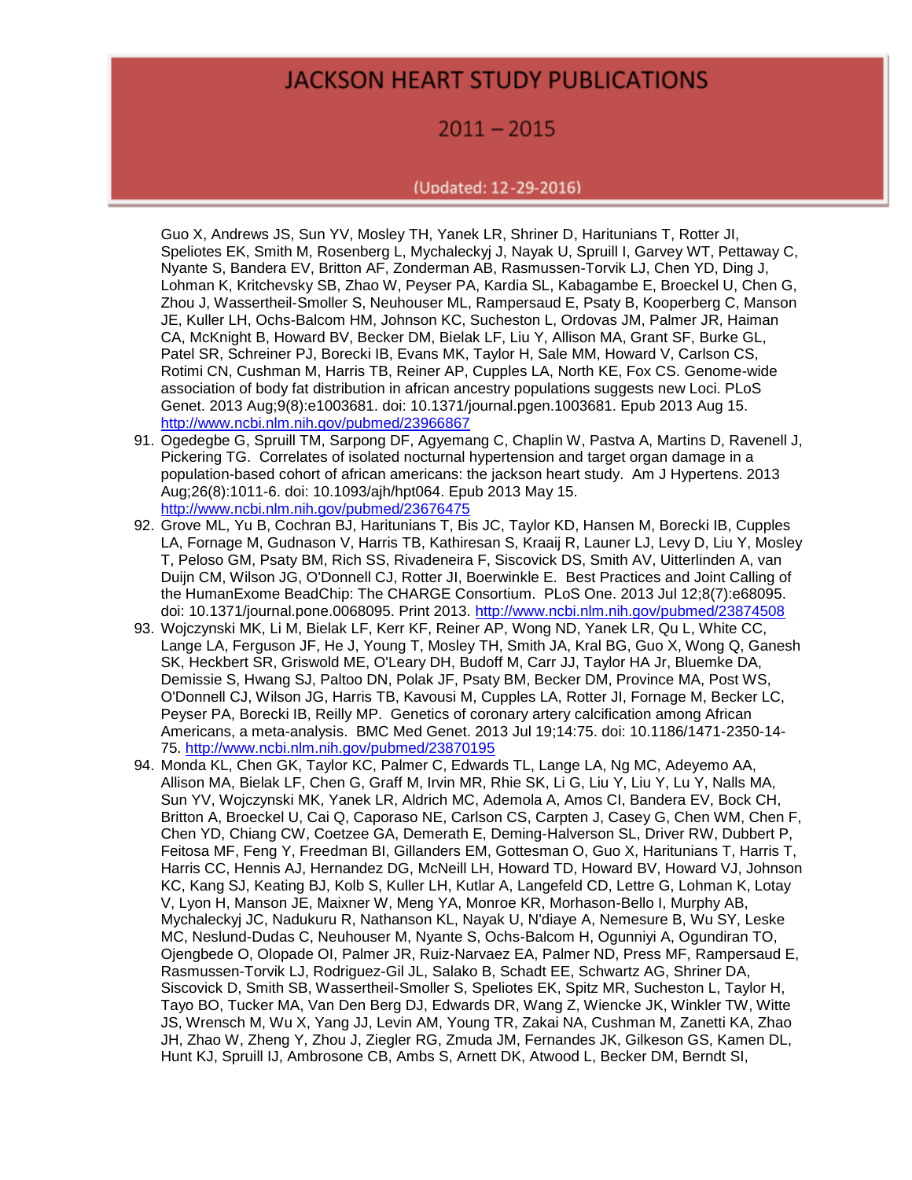Guo X, Andrews JS, Sun YV, Mosley TH, Yanek LR, Shriner D, Haritunians T, Rotter JI, Speliotes EK, Smith M, Rosenberg L, Mychaleckyj J, Nayak U, Spruill I, Garvey WT, Pettaway C, Nyante S, Bandera EV, Britton AF, Zonderman AB, Rasmussen-Torvik LJ, Chen YD, Ding J, Lohman K, Kritchevsky SB, Zhao W, Peyser PA, Kardia SL, Kabagambe E, Broeckel U, Chen G, Zhou J, Wassertheil-Smoller S, Neuhouser ML, Rampersaud E, Psaty B, Kooperberg C, Manson JE, Kuller LH, Ochs-Balcom HM, Johnson KC, Sucheston L, Ordovas JM, Palmer JR, Haiman CA, McKnight B, Howard BV, Becker DM, Bielak LF, Liu Y, Allison MA, Grant SF, Burke GL, Patel SR, Schreiner PJ, Borecki IB, Evans MK, Taylor H, Sale MM, Howard V, Carlson CS, Rotimi CN, Cushman M, Harris TB, Reiner AP, Cupples LA, North KE, Fox CS. Genome-wide association of body fat distribution in african ancestry populations suggests new Loci. PLoS Genet. 2013 Aug;9(8):e1003681. doi: 10.1371/journal.pgen.1003681. Epub 2013 Aug 15. http://www.ncbi.nlm.nih.gov/pubmed/23966867

91. Ogedegbe G, Spruill TM, Sarpong DF, Agyemang C, Chaplin W, Pastva A, Martins D, Ravenell J, Pickering TG. Correlates of isolated nocturnal hypertension and target organ damage in a population-based cohort of african americans: the jackson heart study. Am J Hypertens. 2013 Aug;26(8):1011-6. doi: 10.1093/ajh/hpt064. Epub 2013 May 15. http://www.ncbi.nlm.nih.gov/pubmed/23676475
92. Grove ML, Yu B, Cochran BJ, Haritunians T, Bis JC, Taylor KD, Hansen M, Borecki IB, Cupples LA, Fornage M, Gudnason V, Harris TB, Kathiresan S, Kraaij R, Launer LJ, Levy D, Liu Y, Mosley T, Peloso GM, Psaty BM, Rich SS, Rivadeneira F, Siscovick DS, Smith AV, Uitterlinden A, van Duijn CM, Wilson JG, O'Donnell CJ, Rotter JI, Boerwinkle E. Best Practices and Joint Calling of the HumanExome BeadChip: The CHARGE Consortium. PLoS One. 2013 Jul 12;8(7):e68095. doi: 10.1371/journal.pone.0068095. Print 2013. http://www.ncbi.nlm.nih.gov/pubmed/23874508
93. Wojczynski MK, Li M, Bielak LF, Kerr KF, Reiner AP, Wong ND, Yanek LR, Qu L, White CC, Lange LA, Ferguson JF, He J, Young T, Mosley TH, Smith JA, Kral BG, Guo X, Wong Q, Ganesh SK, Heckbert SR, Griswold ME, O'Leary DH, Budoff M, Carr JJ, Taylor HA Jr, Bluemke DA, Demissie S, Hwang SJ, Paltoo DN, Polak JF, Psaty BM, Becker DM, Province MA, Post WS, O'Donnell CJ, Wilson JG, Harris TB, Kavousi M, Cupples LA, Rotter JI, Fornage M, Becker LC, Peyser PA, Borecki IB, Reilly MP. Genetics of coronary artery calcification among African Americans, a meta-analysis. BMC Med Genet. 2013 Jul 19;14:75. doi: 10.1186/1471-2350-14-75. http://www.ncbi.nlm.nih.gov/pubmed/23870195
94. Monda KL, Chen GK, Taylor KC, Palmer C, Edwards TL, Lange LA, Ng MC, Adeyemo AA, Allison MA, Bielak LF, Chen G, Graff M, Irvin MR, Rhie SK, Li G, Liu Y, Liu Y, Lu Y, Nalls MA, Sun YV, Wojczynski MK, Yanek LR, Aldrich MC, Ademola A, Amos CI, Bandera EV, Bock CH, Britton A, Broeckel U, Cai Q, Caporaso NE, Carlson CS, Carpten J, Casey G, Chen WM, Chen F, Chen YD, Chiang CW, Coetzee GA, Demerath E, Deming-Halverson SL, Driver RW, Dubbert P, Feitosa MF, Feng Y, Freedman BI, Gillanders EM, Gottesman O, Guo X, Haritunians T, Harris T, Harris CC, Hennis AJ, Hernandez DG, McNeill LH, Howard TD, Howard BV, Howard VJ, Johnson KC, Kang SJ, Keating BJ, Kolb S, Kuller LH, Kutlar A, Langefeld CD, Lettre G, Lohman K, Lotay V, Lyon H, Manson JE, Maixner W, Meng YA, Monroe KR, Morhason-Bello I, Murphy AB, Mychaleckyj JC, Nadukuru R, Nathanson KL, Nayak U, N'diaye A, Nemesure B, Wu SY, Leske MC, Neslund-Dudas C, Neuhouser M, Nyante S, Ochs-Balcom H, Ogunniyi A, Ogundiran TO, Ojengbede O, Olopade OI, Palmer JR, Ruiz-Narvaez EA, Palmer ND, Press MF, Rampersaud E, Rasmussen-Torvik LJ, Rodriguez-Gil JL, Salako B, Schadt EE, Schwartz AG, Shriner DA, Siscovick D, Smith SB, Wassertheil-Smoller S, Speliotes EK, Spitz MR, Sucheston L, Taylor H, Tayo BO, Tucker MA, Van Den Berg DJ, Edwards DR, Wang Z, Wiencke JK, Winkler TW, Witte JS, Wrensch M, Wu X, Yang JJ, Levin AM, Young TR, Zakai NA, Cushman M, Zanetti KA, Zhao JH, Zhao W, Zheng Y, Zhou J, Ziegler RG, Zmuda JM, Fernandes JK, Gilkeson GS, Kamen DL, Hunt KJ, Spruill IJ, Ambrosone CB, Ambs S, Arnett DK, Atwood L, Becker DM, Berndt SI,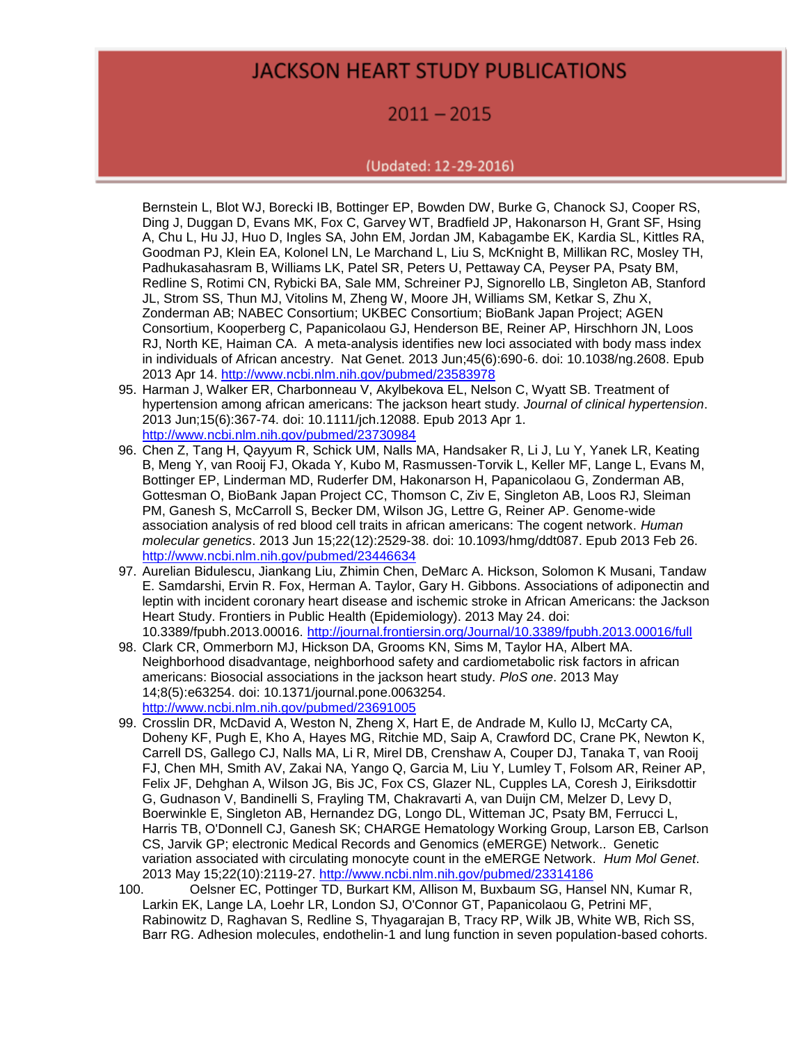Bernstein L, Blot WJ, Borecki IB, Bottinger EP, Bowden DW, Burke G, Chanock SJ, Cooper RS, Ding J, Duggan D, Evans MK, Fox C, Garvey WT, Bradfield JP, Hakonarson H, Grant SF, Hsing A, Chu L, Hu JJ, Huo D, Ingles SA, John EM, Jordan JM, Kabagambe EK, Kardia SL, Kittles RA, Goodman PJ, Klein EA, Kolonel LN, Le Marchand L, Liu S, McKnight B, Millikan RC, Mosley TH, Padhukasahasram B, Williams LK, Patel SR, Peters U, Pettaway CA, Peyser PA, Psaty BM, Redline S, Rotimi CN, Rybicki BA, Sale MM, Schreiner PJ, Signorello LB, Singleton AB, Stanford JL, Strom SS, Thun MJ, Vitolins M, Zheng W, Moore JH, Williams SM, Ketkar S, Zhu X, Zonderman AB; NABEC Consortium; UKBEC Consortium; BioBank Japan Project; AGEN Consortium, Kooperberg C, Papanicolaou GJ, Henderson BE, Reiner AP, Hirschhorn JN, Loos RJ, North KE, Haiman CA. A meta-analysis identifies new loci associated with body mass index in individuals of African ancestry. Nat Genet. 2013 Jun;45(6):690-6. doi: 10.1038/ng.2608. Epub 2013 Apr 14. http://www.ncbi.nlm.nih.gov/pubmed/23583978

95. Harman J, Walker ER, Charbonneau V, Akylbekova EL, Nelson C, Wyatt SB. Treatment of hypertension among african americans: The jackson heart study. *Journal of clinical hypertension*. 2013 Jun;15(6):367-74. doi: 10.1111/jch.12088. Epub 2013 Apr 1. http://www.ncbi.nlm.nih.gov/pubmed/23730984
96. Chen Z, Tang H, Qayyum R, Schick UM, Nalls MA, Handsaker R, Li J, Lu Y, Yanek LR, Keating B, Meng Y, van Rooij FJ, Okada Y, Kubo M, Rasmussen-Torvik L, Keller MF, Lange L, Evans M, Bottinger EP, Linderman MD, Ruderfer DM, Hakonarson H, Papanicolaou G, Zonderman AB, Gottesman O, BioBank Japan Project CC, Thomson C, Ziv E, Singleton AB, Loos RJ, Sleiman PM, Ganesh S, McCarroll S, Becker DM, Wilson JG, Lettre G, Reiner AP. Genome-wide association analysis of red blood cell traits in african americans: The cogent network. *Human molecular genetics*. 2013 Jun 15;22(12):2529-38. doi: 10.1093/hmg/ddt087. Epub 2013 Feb 26. http://www.ncbi.nlm.nih.gov/pubmed/23446634
97. Aurelian Bidulescu, Jiankang Liu, Zhimin Chen, DeMarc A. Hickson, Solomon K Musani, Tandaw E. Samdarshi, Ervin R. Fox, Herman A. Taylor, Gary H. Gibbons. Associations of adiponectin and leptin with incident coronary heart disease and ischemic stroke in African Americans: the Jackson Heart Study. Frontiers in Public Health (Epidemiology). 2013 May 24. doi: 10.3389/fpubh.2013.00016. http://journal.frontiersin.org/Journal/10.3389/fpubh.2013.00016/full
98. Clark CR, Ommerborn MJ, Hickson DA, Grooms KN, Sims M, Taylor HA, Albert MA. Neighborhood disadvantage, neighborhood safety and cardiometabolic risk factors in african americans: Biosocial associations in the jackson heart study. *PloS one*. 2013 May 14;8(5):e63254. doi: 10.1371/journal.pone.0063254. http://www.ncbi.nlm.nih.gov/pubmed/23691005
99. Crosslin DR, McDavid A, Weston N, Zheng X, Hart E, de Andrade M, Kullo IJ, McCarty CA, Doheny KF, Pugh E, Kho A, Hayes MG, Ritchie MD, Saip A, Crawford DC, Crane PK, Newton K, Carrell DS, Gallego CJ, Nalls MA, Li R, Mirel DB, Crenshaw A, Couper DJ, Tanaka T, van Rooij FJ, Chen MH, Smith AV, Zakai NA, Yango Q, Garcia M, Liu Y, Lumley T, Folsom AR, Reiner AP, Felix JF, Dehghan A, Wilson JG, Bis JC, Fox CS, Glazer NL, Cupples LA, Coresh J, Eiriksdottir G, Gudnason V, Bandinelli S, Frayling TM, Chakravarti A, van Duijn CM, Melzer D, Levy D, Boerwinkle E, Singleton AB, Hernandez DG, Longo DL, Witteman JC, Psaty BM, Ferrucci L, Harris TB, O'Donnell CJ, Ganesh SK; CHARGE Hematology Working Group, Larson EB, Carlson CS, Jarvik GP; electronic Medical Records and Genomics (eMERGE) Network.. Genetic variation associated with circulating monocyte count in the eMERGE Network. *Hum Mol Genet*. 2013 May 15;22(10):2119-27. http://www.ncbi.nlm.nih.gov/pubmed/23314186
100. Oelsner EC, Pottinger TD, Burkart KM, Allison M, Buxbaum SG, Hansel NN, Kumar R, Larkin EK, Lange LA, Loehr LR, London SJ, O'Connor GT, Papanicolaou G, Petrini MF, Rabinowitz D, Raghavan S, Redline S, Thyagarajan B, Tracy RP, White WB, Wilk JB, Rich SS, Barr RG. Adhesion molecules, endothelin-1 and lung function in seven population-based cohorts.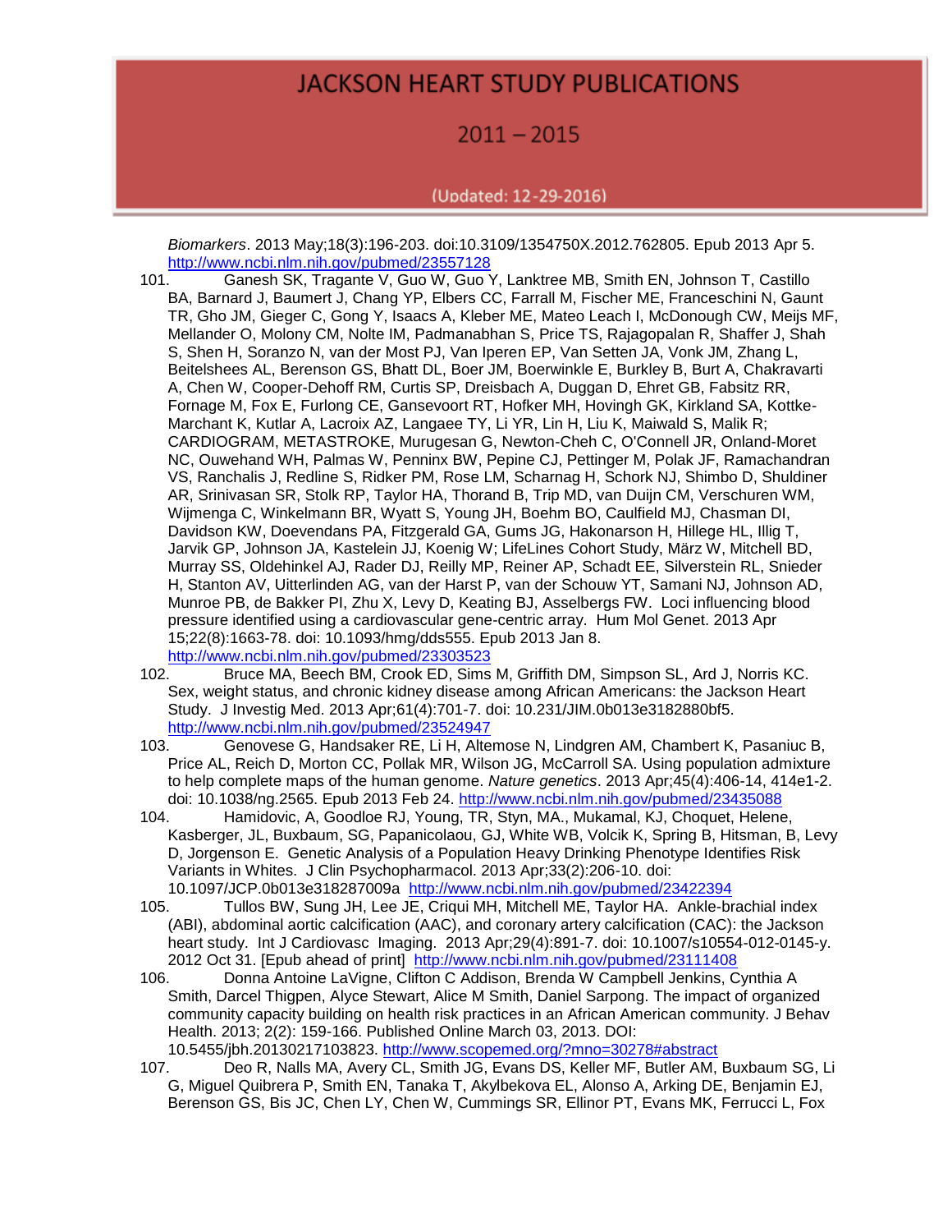*Biomarkers*. 2013 May;18(3):196-203. doi:10.3109/1354750X.2012.762805. Epub 2013 Apr 5. http://www.ncbi.nlm.nih.gov/pubmed/23557128

101. Ganesh SK, Tragante V, Guo W, Guo Y, Lanktree MB, Smith EN, Johnson T, Castillo BA, Barnard J, Baumert J, Chang YP, Elbers CC, Farrall M, Fischer ME, Franceschini N, Gaunt TR, Gho JM, Gieger C, Gong Y, Isaacs A, Kleber ME, Mateo Leach I, McDonough CW, Meijs MF, Mellander O, Molony CM, Nolte IM, Padmanabhan S, Price TS, Rajagopalan R, Shaffer J, Shah S, Shen H, Soranzo N, van der Most PJ, Van Iperen EP, Van Setten JA, Vonk JM, Zhang L, Beitelshees AL, Berenson GS, Bhatt DL, Boer JM, Boerwinkle E, Burkley B, Burt A, Chakravarti A, Chen W, Cooper-Dehoff RM, Curtis SP, Dreisbach A, Duggan D, Ehret GB, Fabsitz RR, Fornage M, Fox E, Furlong CE, Gansevoort RT, Hofker MH, Hovingh GK, Kirkland SA, Kottke-Marchant K, Kutlar A, Lacroix AZ, Langaee TY, Li YR, Lin H, Liu K, Maiwald S, Malik R; CARDIOGRAM, METASTROKE, Murugesan G, Newton-Cheh C, O'Connell JR, Onland-Moret NC, Ouwehand WH, Palmas W, Penninx BW, Pepine CJ, Pettinger M, Polak JF, Ramachandran VS, Ranchalis J, Redline S, Ridker PM, Rose LM, Scharnag H, Schork NJ, Shimbo D, Shuldiner AR, Srinivasan SR, Stolk RP, Taylor HA, Thorand B, Trip MD, van Duijn CM, Verschuren WM, Wijmenga C, Winkelmann BR, Wyatt S, Young JH, Boehm BO, Caulfield MJ, Chasman DI, Davidson KW, Doevendans PA, Fitzgerald GA, Gums JG, Hakonarson H, Hillege HL, Illig T, Jarvik GP, Johnson JA, Kastelein JJ, Koenig W; LifeLines Cohort Study, März W, Mitchell BD, Murray SS, Oldehinkel AJ, Rader DJ, Reilly MP, Reiner AP, Schadt EE, Silverstein RL, Snieder H, Stanton AV, Uitterlinden AG, van der Harst P, van der Schouw YT, Samani NJ, Johnson AD, Munroe PB, de Bakker PI, Zhu X, Levy D, Keating BJ, Asselbergs FW. Loci influencing blood pressure identified using a cardiovascular gene-centric array. Hum Mol Genet. 2013 Apr 15;22(8):1663-78. doi: 10.1093/hmg/dds555. Epub 2013 Jan 8. http://www.ncbi.nlm.nih.gov/pubmed/23303523

102. Bruce MA, Beech BM, Crook ED, Sims M, Griffith DM, Simpson SL, Ard J, Norris KC. Sex, weight status, and chronic kidney disease among African Americans: the Jackson Heart Study. J Investig Med. 2013 Apr;61(4):701-7. doi: 10.231/JIM.0b013e3182880bf5. http://www.ncbi.nlm.nih.gov/pubmed/23524947

103. Genovese G, Handsaker RE, Li H, Altemose N, Lindgren AM, Chambert K, Pasaniuc B, Price AL, Reich D, Morton CC, Pollak MR, Wilson JG, McCarroll SA. Using population admixture to help complete maps of the human genome. *Nature genetics*. 2013 Apr;45(4):406-14, 414e1-2. doi: 10.1038/ng.2565. Epub 2013 Feb 24. http://www.ncbi.nlm.nih.gov/pubmed/23435088

104. Hamidovic, A, Goodloe RJ, Young, TR, Styn, MA., Mukamal, KJ, Choquet, Helene, Kasberger, JL, Buxbaum, SG, Papanicolaou, GJ, White WB, Volcik K, Spring B, Hitsman, B, Levy D, Jorgenson E. Genetic Analysis of a Population Heavy Drinking Phenotype Identifies Risk Variants in Whites. J Clin Psychopharmacol. 2013 Apr;33(2):206-10. doi: 10.1097/JCP.0b013e318287009a http://www.ncbi.nlm.nih.gov/pubmed/23422394

105. Tullos BW, Sung JH, Lee JE, Criqui MH, Mitchell ME, Taylor HA. Ankle-brachial index (ABI), abdominal aortic calcification (AAC), and coronary artery calcification (CAC): the Jackson heart study. Int J Cardiovasc Imaging. 2013 Apr;29(4):891-7. doi: 10.1007/s10554-012-0145-y. 2012 Oct 31. [Epub ahead of print] http://www.ncbi.nlm.nih.gov/pubmed/23111408

106. Donna Antoine LaVigne, Clifton C Addison, Brenda W Campbell Jenkins, Cynthia A Smith, Darcel Thigpen, Alyce Stewart, Alice M Smith, Daniel Sarpong. The impact of organized community capacity building on health risk practices in an African American community. J Behav Health. 2013; 2(2): 159-166. Published Online March 03, 2013. DOI: 10.5455/jbh.20130217103823. http://www.scopemed.org/?mno=30278#abstract

107. Deo R, Nalls MA, Avery CL, Smith JG, Evans DS, Keller MF, Butler AM, Buxbaum SG, Li G, Miguel Quibrera P, Smith EN, Tanaka T, Akylbekova EL, Alonso A, Arking DE, Benjamin EJ, Berenson GS, Bis JC, Chen LY, Chen W, Cummings SR, Ellinor PT, Evans MK, Ferrucci L, Fox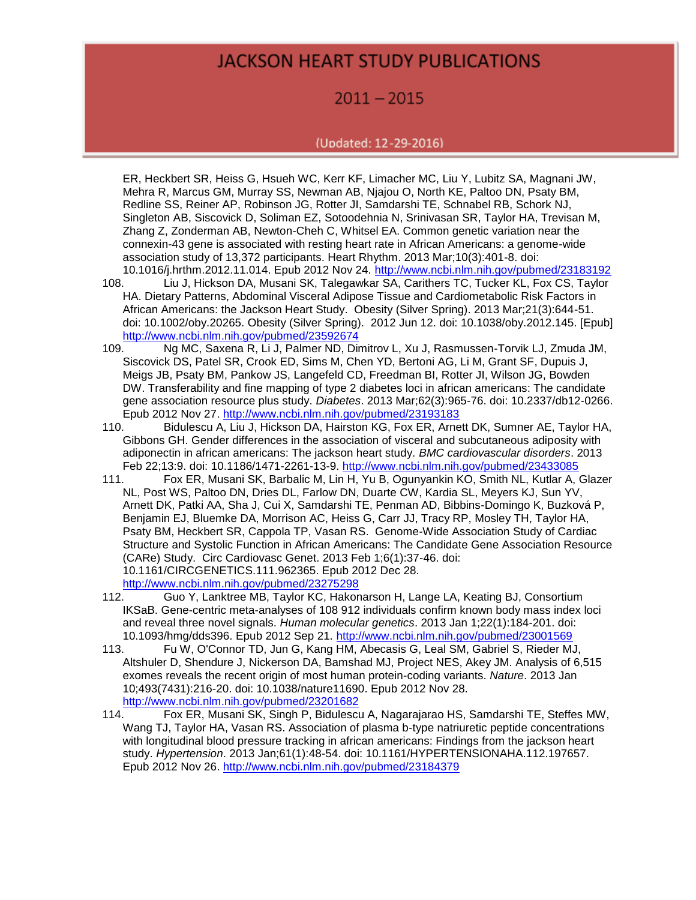ER, Heckbert SR, Heiss G, Hsueh WC, Kerr KF, Limacher MC, Liu Y, Lubitz SA, Magnani JW, Mehra R, Marcus GM, Murray SS, Newman AB, Njajou O, North KE, Paltoo DN, Psaty BM, Redline SS, Reiner AP, Robinson JG, Rotter JI, Samdarshi TE, Schnabel RB, Schork NJ, Singleton AB, Siscovick D, Soliman EZ, Sotoodehnia N, Srinivasan SR, Taylor HA, Trevisan M, Zhang Z, Zonderman AB, Newton-Cheh C, Whitsel EA. Common genetic variation near the connexin-43 gene is associated with resting heart rate in African Americans: a genome-wide association study of 13,372 participants. Heart Rhythm. 2013 Mar;10(3):401-8. doi: 10.1016/j.hrthm.2012.11.014. Epub 2012 Nov 24. http://www.ncbi.nlm.nih.gov/pubmed/23183192

108. Liu J, Hickson DA, Musani SK, Talegawkar SA, Carithers TC, Tucker KL, Fox CS, Taylor HA. Dietary Patterns, Abdominal Visceral Adipose Tissue and Cardiometabolic Risk Factors in African Americans: the Jackson Heart Study. Obesity (Silver Spring). 2013 Mar;21(3):644-51. doi: 10.1002/oby.20265. Obesity (Silver Spring). 2012 Jun 12. doi: 10.1038/oby.2012.145. [Epub] http://www.ncbi.nlm.nih.gov/pubmed/23592674

109. Ng MC, Saxena R, Li J, Palmer ND, Dimitrov L, Xu J, Rasmussen-Torvik LJ, Zmuda JM, Siscovick DS, Patel SR, Crook ED, Sims M, Chen YD, Bertoni AG, Li M, Grant SF, Dupuis J, Meigs JB, Psaty BM, Pankow JS, Langefeld CD, Freedman BI, Rotter JI, Wilson JG, Bowden DW. Transferability and fine mapping of type 2 diabetes loci in african americans: The candidate gene association resource plus study. *Diabetes*. 2013 Mar;62(3):965-76. doi: 10.2337/db12-0266. Epub 2012 Nov 27. http://www.ncbi.nlm.nih.gov/pubmed/23193183

110. Bidulescu A, Liu J, Hickson DA, Hairston KG, Fox ER, Arnett DK, Sumner AE, Taylor HA, Gibbons GH. Gender differences in the association of visceral and subcutaneous adiposity with adiponectin in african americans: The jackson heart study. *BMC cardiovascular disorders*. 2013 Feb 22;13:9. doi: 10.1186/1471-2261-13-9. http://www.ncbi.nlm.nih.gov/pubmed/23433085

111. Fox ER, Musani SK, Barbalic M, Lin H, Yu B, Ogunyankin KO, Smith NL, Kutlar A, Glazer NL, Post WS, Paltoo DN, Dries DL, Farlow DN, Duarte CW, Kardia SL, Meyers KJ, Sun YV, Arnett DK, Patki AA, Sha J, Cui X, Samdarshi TE, Penman AD, Bibbins-Domingo K, Buzková P, Benjamin EJ, Bluemke DA, Morrison AC, Heiss G, Carr JJ, Tracy RP, Mosley TH, Taylor HA, Psaty BM, Heckbert SR, Cappola TP, Vasan RS. Genome-Wide Association Study of Cardiac Structure and Systolic Function in African Americans: The Candidate Gene Association Resource (CARe) Study. Circ Cardiovasc Genet. 2013 Feb 1;6(1):37-46. doi: 10.1161/CIRCGENETICS.111.962365. Epub 2012 Dec 28. http://www.ncbi.nlm.nih.gov/pubmed/23275298

112. Guo Y, Lanktree MB, Taylor KC, Hakonarson H, Lange LA, Keating BJ, Consortium IKSaB. Gene-centric meta-analyses of 108 912 individuals confirm known body mass index loci and reveal three novel signals. *Human molecular genetics*. 2013 Jan 1;22(1):184-201. doi: 10.1093/hmg/dds396. Epub 2012 Sep 21. http://www.ncbi.nlm.nih.gov/pubmed/23001569

113. Fu W, O'Connor TD, Jun G, Kang HM, Abecasis G, Leal SM, Gabriel S, Rieder MJ, Altshuler D, Shendure J, Nickerson DA, Bamshad MJ, Project NES, Akey JM. Analysis of 6,515 exomes reveals the recent origin of most human protein-coding variants. *Nature*. 2013 Jan 10;493(7431):216-20. doi: 10.1038/nature11690. Epub 2012 Nov 28. http://www.ncbi.nlm.nih.gov/pubmed/23201682

114. Fox ER, Musani SK, Singh P, Bidulescu A, Nagarajarao HS, Samdarshi TE, Steffes MW, Wang TJ, Taylor HA, Vasan RS. Association of plasma b-type natriuretic peptide concentrations with longitudinal blood pressure tracking in african americans: Findings from the jackson heart study. *Hypertension*. 2013 Jan;61(1):48-54. doi: 10.1161/HYPERTENSIONAHA.112.197657. Epub 2012 Nov 26. http://www.ncbi.nlm.nih.gov/pubmed/23184379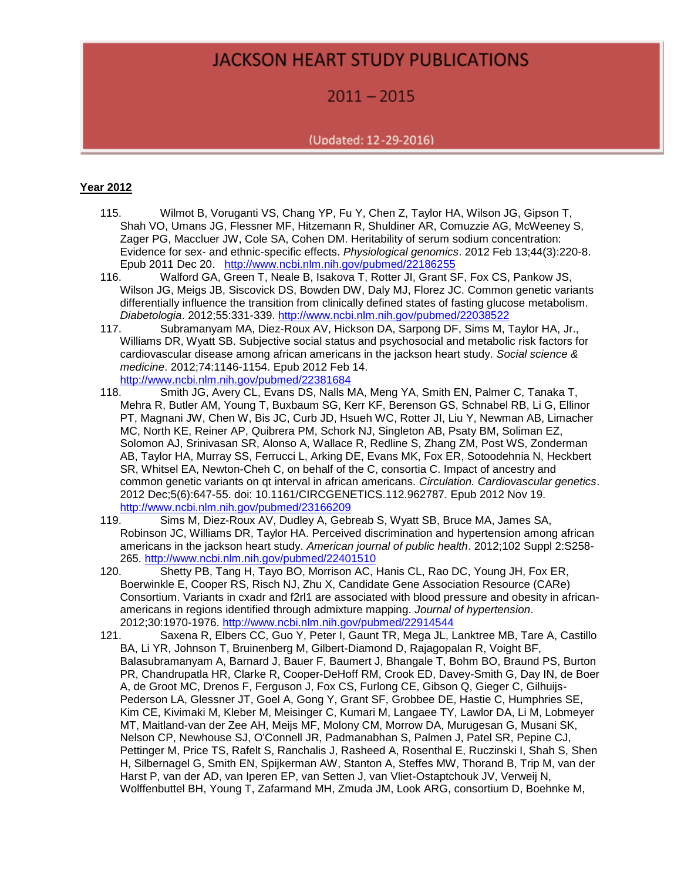# JACKSON HEART STUDY PUBLICATIONS

## 2011 – 2015

(Updated: 12-29-2016)

**Year 2012**

115. Wilmot B, Voruganti VS, Chang YP, Fu Y, Chen Z, Taylor HA, Wilson JG, Gipson T, Shah VO, Umans JG, Flessner MF, Hitzemann R, Shuldiner AR, Comuzzie AG, McWeeney S, Zager PG, Maccluer JW, Cole SA, Cohen DM. Heritability of serum sodium concentration: Evidence for sex- and ethnic-specific effects. *Physiological genomics*. 2012 Feb 13;44(3):220-8. Epub 2011 Dec 20. http://www.ncbi.nlm.nih.gov/pubmed/22186255
116. Walford GA, Green T, Neale B, Isakova T, Rotter JI, Grant SF, Fox CS, Pankow JS, Wilson JG, Meigs JB, Siscovick DS, Bowden DW, Daly MJ, Florez JC. Common genetic variants differentially influence the transition from clinically defined states of fasting glucose metabolism. *Diabetologia*. 2012;55:331-339. http://www.ncbi.nlm.nih.gov/pubmed/22038522
117. Subramanyam MA, Diez-Roux AV, Hickson DA, Sarpong DF, Sims M, Taylor HA, Jr., Williams DR, Wyatt SB. Subjective social status and psychosocial and metabolic risk factors for cardiovascular disease among african americans in the jackson heart study. *Social science & medicine*. 2012;74:1146-1154. Epub 2012 Feb 14. http://www.ncbi.nlm.nih.gov/pubmed/22381684
118. Smith JG, Avery CL, Evans DS, Nalls MA, Meng YA, Smith EN, Palmer C, Tanaka T, Mehra R, Butler AM, Young T, Buxbaum SG, Kerr KF, Berenson GS, Schnabel RB, Li G, Ellinor PT, Magnani JW, Chen W, Bis JC, Curb JD, Hsueh WC, Rotter JI, Liu Y, Newman AB, Limacher MC, North KE, Reiner AP, Quibrera PM, Schork NJ, Singleton AB, Psaty BM, Soliman EZ, Solomon AJ, Srinivasan SR, Alonso A, Wallace R, Redline S, Zhang ZM, Post WS, Zonderman AB, Taylor HA, Murray SS, Ferrucci L, Arking DE, Evans MK, Fox ER, Sotoodehnia N, Heckbert SR, Whitsel EA, Newton-Cheh C, on behalf of the C, consortia C. Impact of ancestry and common genetic variants on qt interval in african americans. *Circulation. Cardiovascular genetics*. 2012 Dec;5(6):647-55. doi: 10.1161/CIRCGENETICS.112.962787. Epub 2012 Nov 19. http://www.ncbi.nlm.nih.gov/pubmed/23166209
119. Sims M, Diez-Roux AV, Dudley A, Gebreab S, Wyatt SB, Bruce MA, James SA, Robinson JC, Williams DR, Taylor HA. Perceived discrimination and hypertension among african americans in the jackson heart study. *American journal of public health*. 2012;102 Suppl 2:S258-265. http://www.ncbi.nlm.nih.gov/pubmed/22401510
120. Shetty PB, Tang H, Tayo BO, Morrison AC, Hanis CL, Rao DC, Young JH, Fox ER, Boerwinkle E, Cooper RS, Risch NJ, Zhu X, Candidate Gene Association Resource (CARe) Consortium. Variants in cxadr and f2rl1 are associated with blood pressure and obesity in african-americans in regions identified through admixture mapping. *Journal of hypertension*. 2012;30:1970-1976. http://www.ncbi.nlm.nih.gov/pubmed/22914544
121. Saxena R, Elbers CC, Guo Y, Peter I, Gaunt TR, Mega JL, Lanktree MB, Tare A, Castillo BA, Li YR, Johnson T, Bruinenberg M, Gilbert-Diamond D, Rajagopalan R, Voight BF, Balasubramanyam A, Barnard J, Bauer F, Baumert J, Bhangale T, Bohm BO, Braund PS, Burton PR, Chandrupatla HR, Clarke R, Cooper-DeHoff RM, Crook ED, Davey-Smith G, Day IN, de Boer A, de Groot MC, Drenos F, Ferguson J, Fox CS, Furlong CE, Gibson Q, Gieger C, Gilhuijs-Pederson LA, Glessner JT, Goel A, Gong Y, Grant SF, Grobbee DE, Hastie C, Humphries SE, Kim CE, Kivimaki M, Kleber M, Meisinger C, Kumari M, Langaee TY, Lawlor DA, Li M, Lobmeyer MT, Maitland-van der Zee AH, Meijs MF, Molony CM, Morrow DA, Murugesan G, Musani SK, Nelson CP, Newhouse SJ, O'Connell JR, Padmanabhan S, Palmen J, Patel SR, Pepine CJ, Pettinger M, Price TS, Rafelt S, Ranchalis J, Rasheed A, Rosenthal E, Ruczinski I, Shah S, Shen H, Silbernagel G, Smith EN, Spijkerman AW, Stanton A, Steffes MW, Thorand B, Trip M, van der Harst P, van der AD, van Iperen EP, van Setten J, van Vliet-Ostaptchouk JV, Verweij N, Wolffenbuttel BH, Young T, Zafarmand MH, Zmuda JM, Look ARG, consortium D, Boehnke M,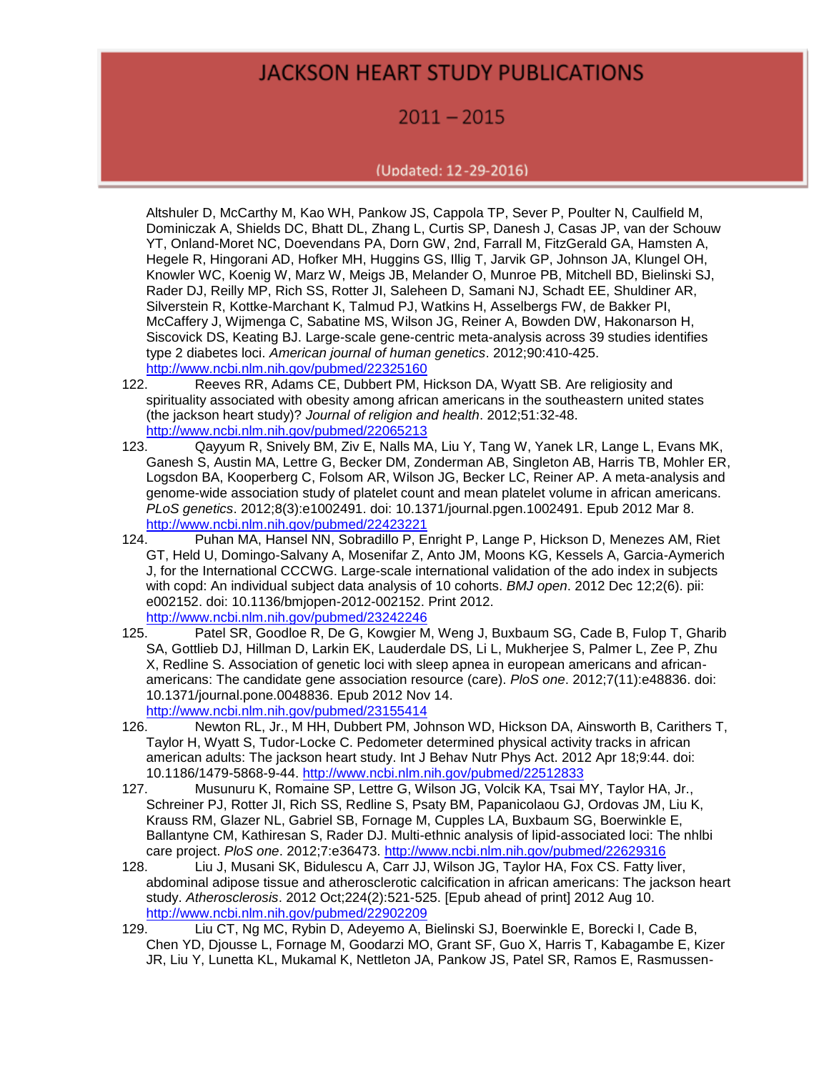Altshuler D, McCarthy M, Kao WH, Pankow JS, Cappola TP, Sever P, Poulter N, Caulfield M, Dominiczak A, Shields DC, Bhatt DL, Zhang L, Curtis SP, Danesh J, Casas JP, van der Schouw YT, Onland-Moret NC, Doevendans PA, Dorn GW, 2nd, Farrall M, FitzGerald GA, Hamsten A, Hegele R, Hingorani AD, Hofker MH, Huggins GS, Illig T, Jarvik GP, Johnson JA, Klungel OH, Knowler WC, Koenig W, Marz W, Meigs JB, Melander O, Munroe PB, Mitchell BD, Bielinski SJ, Rader DJ, Reilly MP, Rich SS, Rotter JI, Saleheen D, Samani NJ, Schadt EE, Shuldiner AR, Silverstein R, Kottke-Marchant K, Talmud PJ, Watkins H, Asselbergs FW, de Bakker PI, McCaffery J, Wijmenga C, Sabatine MS, Wilson JG, Reiner A, Bowden DW, Hakonarson H, Siscovick DS, Keating BJ. Large-scale gene-centric meta-analysis across 39 studies identifies type 2 diabetes loci. *American journal of human genetics*. 2012;90:410-425. http://www.ncbi.nlm.nih.gov/pubmed/22325160

122. Reeves RR, Adams CE, Dubbert PM, Hickson DA, Wyatt SB. Are religiosity and spirituality associated with obesity among african americans in the southeastern united states (the jackson heart study)? *Journal of religion and health*. 2012;51:32-48. http://www.ncbi.nlm.nih.gov/pubmed/22065213

123. Qayyum R, Snively BM, Ziv E, Nalls MA, Liu Y, Tang W, Yanek LR, Lange L, Evans MK, Ganesh S, Austin MA, Lettre G, Becker DM, Zonderman AB, Singleton AB, Harris TB, Mohler ER, Logsdon BA, Kooperberg C, Folsom AR, Wilson JG, Becker LC, Reiner AP. A meta-analysis and genome-wide association study of platelet count and mean platelet volume in african americans. *PLoS genetics*. 2012;8(3):e1002491. doi: 10.1371/journal.pgen.1002491. Epub 2012 Mar 8. http://www.ncbi.nlm.nih.gov/pubmed/22423221

124. Puhan MA, Hansel NN, Sobradillo P, Enright P, Lange P, Hickson D, Menezes AM, Riet GT, Held U, Domingo-Salvany A, Mosenifar Z, Anto JM, Moons KG, Kessels A, Garcia-Aymerich J, for the International CCCWG. Large-scale international validation of the ado index in subjects with copd: An individual subject data analysis of 10 cohorts. *BMJ open*. 2012 Dec 12;2(6). pii: e002152. doi: 10.1136/bmjopen-2012-002152. Print 2012. http://www.ncbi.nlm.nih.gov/pubmed/23242246

125. Patel SR, Goodloe R, De G, Kowgier M, Weng J, Buxbaum SG, Cade B, Fulop T, Gharib SA, Gottlieb DJ, Hillman D, Larkin EK, Lauderdale DS, Li L, Mukherjee S, Palmer L, Zee P, Zhu X, Redline S. Association of genetic loci with sleep apnea in european americans and african-americans: The candidate gene association resource (care). *PloS one*. 2012;7(11):e48836. doi: 10.1371/journal.pone.0048836. Epub 2012 Nov 14. http://www.ncbi.nlm.nih.gov/pubmed/23155414

126. Newton RL, Jr., M HH, Dubbert PM, Johnson WD, Hickson DA, Ainsworth B, Carithers T, Taylor H, Wyatt S, Tudor-Locke C. Pedometer determined physical activity tracks in african american adults: The jackson heart study. Int J Behav Nutr Phys Act. 2012 Apr 18;9:44. doi: 10.1186/1479-5868-9-44. http://www.ncbi.nlm.nih.gov/pubmed/22512833

127. Musunuru K, Romaine SP, Lettre G, Wilson JG, Volcik KA, Tsai MY, Taylor HA, Jr., Schreiner PJ, Rotter JI, Rich SS, Redline S, Psaty BM, Papanicolaou GJ, Ordovas JM, Liu K, Krauss RM, Glazer NL, Gabriel SB, Fornage M, Cupples LA, Buxbaum SG, Boerwinkle E, Ballantyne CM, Kathiresan S, Rader DJ. Multi-ethnic analysis of lipid-associated loci: The nhlbi care project. *PloS one*. 2012;7:e36473. http://www.ncbi.nlm.nih.gov/pubmed/22629316

128. Liu J, Musani SK, Bidulescu A, Carr JJ, Wilson JG, Taylor HA, Fox CS. Fatty liver, abdominal adipose tissue and atherosclerotic calcification in african americans: The jackson heart study. *Atherosclerosis*. 2012 Oct;224(2):521-525. [Epub ahead of print] 2012 Aug 10. http://www.ncbi.nlm.nih.gov/pubmed/22902209

129. Liu CT, Ng MC, Rybin D, Adeyemo A, Bielinski SJ, Boerwinkle E, Borecki I, Cade B, Chen YD, Djousse L, Fornage M, Goodarzi MO, Grant SF, Guo X, Harris T, Kabagambe E, Kizer JR, Liu Y, Lunetta KL, Mukamal K, Nettleton JA, Pankow JS, Patel SR, Ramos E, Rasmussen-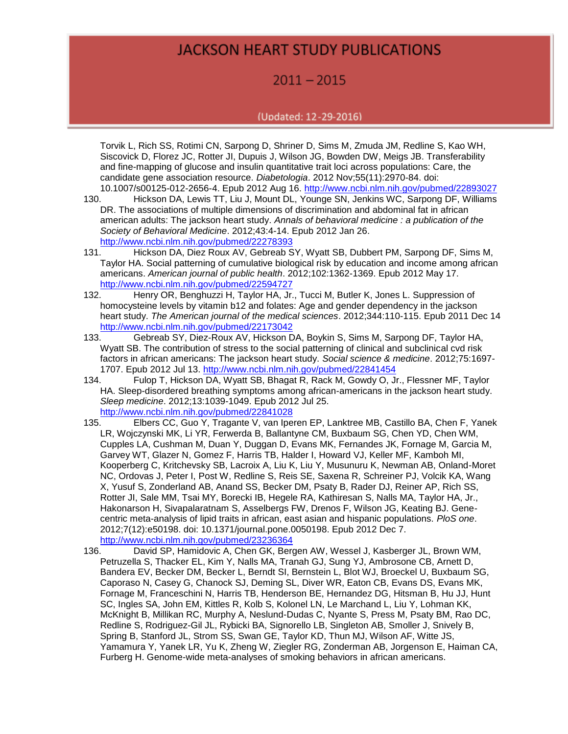Torvik L, Rich SS, Rotimi CN, Sarpong D, Shriner D, Sims M, Zmuda JM, Redline S, Kao WH, Siscovick D, Florez JC, Rotter JI, Dupuis J, Wilson JG, Bowden DW, Meigs JB. Transferability and fine-mapping of glucose and insulin quantitative trait loci across populations: Care, the candidate gene association resource. *Diabetologia*. 2012 Nov;55(11):2970-84. doi: 10.1007/s00125-012-2656-4. Epub 2012 Aug 16. http://www.ncbi.nlm.nih.gov/pubmed/22893027

130. Hickson DA, Lewis TT, Liu J, Mount DL, Younge SN, Jenkins WC, Sarpong DF, Williams DR. The associations of multiple dimensions of discrimination and abdominal fat in african american adults: The jackson heart study. *Annals of behavioral medicine : a publication of the Society of Behavioral Medicine*. 2012;43:4-14. Epub 2012 Jan 26. http://www.ncbi.nlm.nih.gov/pubmed/22278393

131. Hickson DA, Diez Roux AV, Gebreab SY, Wyatt SB, Dubbert PM, Sarpong DF, Sims M, Taylor HA. Social patterning of cumulative biological risk by education and income among african americans. *American journal of public health*. 2012;102:1362-1369. Epub 2012 May 17. http://www.ncbi.nlm.nih.gov/pubmed/22594727

132. Henry OR, Benghuzzi H, Taylor HA, Jr., Tucci M, Butler K, Jones L. Suppression of homocysteine levels by vitamin b12 and folates: Age and gender dependency in the jackson heart study. *The American journal of the medical sciences*. 2012;344:110-115. Epub 2011 Dec 14 http://www.ncbi.nlm.nih.gov/pubmed/22173042

133. Gebreab SY, Diez-Roux AV, Hickson DA, Boykin S, Sims M, Sarpong DF, Taylor HA, Wyatt SB. The contribution of stress to the social patterning of clinical and subclinical cvd risk factors in african americans: The jackson heart study. *Social science & medicine*. 2012;75:1697-1707. Epub 2012 Jul 13. http://www.ncbi.nlm.nih.gov/pubmed/22841454

134. Fulop T, Hickson DA, Wyatt SB, Bhagat R, Rack M, Gowdy O, Jr., Flessner MF, Taylor HA. Sleep-disordered breathing symptoms among african-americans in the jackson heart study. *Sleep medicine*. 2012;13:1039-1049. Epub 2012 Jul 25. http://www.ncbi.nlm.nih.gov/pubmed/22841028

135. Elbers CC, Guo Y, Tragante V, van Iperen EP, Lanktree MB, Castillo BA, Chen F, Yanek LR, Wojczynski MK, Li YR, Ferwerda B, Ballantyne CM, Buxbaum SG, Chen YD, Chen WM, Cupples LA, Cushman M, Duan Y, Duggan D, Evans MK, Fernandes JK, Fornage M, Garcia M, Garvey WT, Glazer N, Gomez F, Harris TB, Halder I, Howard VJ, Keller MF, Kamboh MI, Kooperberg C, Kritchevsky SB, Lacroix A, Liu K, Liu Y, Musunuru K, Newman AB, Onland-Moret NC, Ordovas J, Peter I, Post W, Redline S, Reis SE, Saxena R, Schreiner PJ, Volcik KA, Wang X, Yusuf S, Zonderland AB, Anand SS, Becker DM, Psaty B, Rader DJ, Reiner AP, Rich SS, Rotter JI, Sale MM, Tsai MY, Borecki IB, Hegele RA, Kathiresan S, Nalls MA, Taylor HA, Jr., Hakonarson H, Sivapalaratnam S, Asselbergs FW, Drenos F, Wilson JG, Keating BJ. Gene-centric meta-analysis of lipid traits in african, east asian and hispanic populations. *PloS one*. 2012;7(12):e50198. doi: 10.1371/journal.pone.0050198. Epub 2012 Dec 7. http://www.ncbi.nlm.nih.gov/pubmed/23236364

136. David SP, Hamidovic A, Chen GK, Bergen AW, Wessel J, Kasberger JL, Brown WM, Petruzella S, Thacker EL, Kim Y, Nalls MA, Tranah GJ, Sung YJ, Ambrosone CB, Arnett D, Bandera EV, Becker DM, Becker L, Berndt SI, Bernstein L, Blot WJ, Broeckel U, Buxbaum SG, Caporaso N, Casey G, Chanock SJ, Deming SL, Diver WR, Eaton CB, Evans DS, Evans MK, Fornage M, Franceschini N, Harris TB, Henderson BE, Hernandez DG, Hitsman B, Hu JJ, Hunt SC, Ingles SA, John EM, Kittles R, Kolb S, Kolonel LN, Le Marchand L, Liu Y, Lohman KK, McKnight B, Millikan RC, Murphy A, Neslund-Dudas C, Nyante S, Press M, Psaty BM, Rao DC, Redline S, Rodriguez-Gil JL, Rybicki BA, Signorello LB, Singleton AB, Smoller J, Snively B, Spring B, Stanford JL, Strom SS, Swan GE, Taylor KD, Thun MJ, Wilson AF, Witte JS, Yamamura Y, Yanek LR, Yu K, Zheng W, Ziegler RG, Zonderman AB, Jorgenson E, Haiman CA, Furberg H. Genome-wide meta-analyses of smoking behaviors in african americans.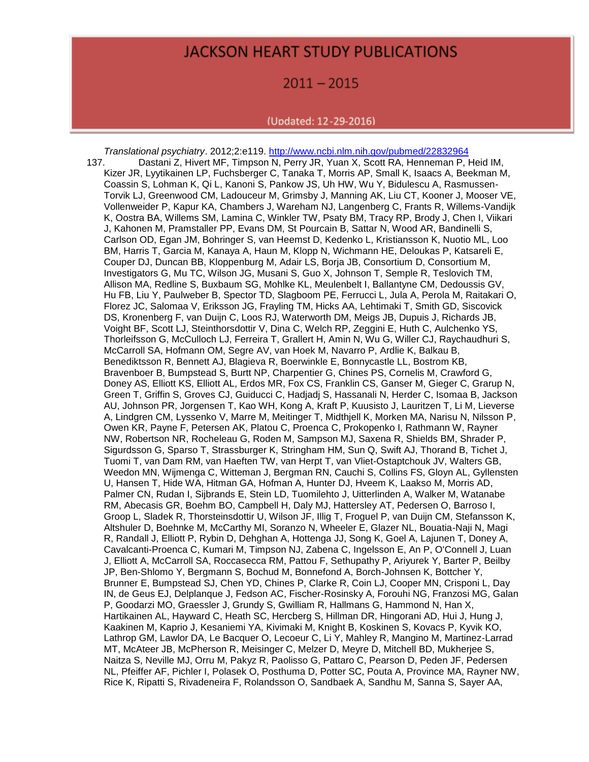*Translational psychiatry*. 2012;2:e119. http://www.ncbi.nlm.nih.gov/pubmed/22832964

137. Dastani Z, Hivert MF, Timpson N, Perry JR, Yuan X, Scott RA, Henneman P, Heid IM, Kizer JR, Lyytikainen LP, Fuchsberger C, Tanaka T, Morris AP, Small K, Isaacs A, Beekman M, Coassin S, Lohman K, Qi L, Kanoni S, Pankow JS, Uh HW, Wu Y, Bidulescu A, Rasmussen-Torvik LJ, Greenwood CM, Ladouceur M, Grimsby J, Manning AK, Liu CT, Kooner J, Mooser VE, Vollenweider P, Kapur KA, Chambers J, Wareham NJ, Langenberg C, Frants R, Willems-Vandijk K, Oostra BA, Willems SM, Lamina C, Winkler TW, Psaty BM, Tracy RP, Brody J, Chen I, Viikari J, Kahonen M, Pramstaller PP, Evans DM, St Pourcain B, Sattar N, Wood AR, Bandinelli S, Carlson OD, Egan JM, Bohringer S, van Heemst D, Kedenko L, Kristiansson K, Nuotio ML, Loo BM, Harris T, Garcia M, Kanaya A, Haun M, Klopp N, Wichmann HE, Deloukas P, Katsareli E, Couper DJ, Duncan BB, Kloppenburg M, Adair LS, Borja JB, Consortium D, Consortium M, Investigators G, Mu TC, Wilson JG, Musani S, Guo X, Johnson T, Semple R, Teslovich TM, Allison MA, Redline S, Buxbaum SG, Mohlke KL, Meulenbelt I, Ballantyne CM, Dedoussis GV, Hu FB, Liu Y, Paulweber B, Spector TD, Slagboom PE, Ferrucci L, Jula A, Perola M, Raitakari O, Florez JC, Salomaa V, Eriksson JG, Frayling TM, Hicks AA, Lehtimaki T, Smith GD, Siscovick DS, Kronenberg F, van Duijn C, Loos RJ, Waterworth DM, Meigs JB, Dupuis J, Richards JB, Voight BF, Scott LJ, Steinthorsdottir V, Dina C, Welch RP, Zeggini E, Huth C, Aulchenko YS, Thorleifsson G, McCulloch LJ, Ferreira T, Grallert H, Amin N, Wu G, Willer CJ, Raychaudhuri S, McCarroll SA, Hofmann OM, Segre AV, van Hoek M, Navarro P, Ardlie K, Balkau B, Benediktsson R, Bennett AJ, Blagieva R, Boerwinkle E, Bonnycastle LL, Bostrom KB, Bravenboer B, Bumpstead S, Burtt NP, Charpentier G, Chines PS, Cornelis M, Crawford G, Doney AS, Elliott KS, Elliott AL, Erdos MR, Fox CS, Franklin CS, Ganser M, Gieger C, Grarup N, Green T, Griffin S, Groves CJ, Guiducci C, Hadjadj S, Hassanali N, Herder C, Isomaa B, Jackson AU, Johnson PR, Jorgensen T, Kao WH, Kong A, Kraft P, Kuusisto J, Lauritzen T, Li M, Lieverse A, Lindgren CM, Lyssenko V, Marre M, Meitinger T, Midthjell K, Morken MA, Narisu N, Nilsson P, Owen KR, Payne F, Petersen AK, Platou C, Proenca C, Prokopenko I, Rathmann W, Rayner NW, Robertson NR, Rocheleau G, Roden M, Sampson MJ, Saxena R, Shields BM, Shrader P, Sigurdsson G, Sparso T, Strassburger K, Stringham HM, Sun Q, Swift AJ, Thorand B, Tichet J, Tuomi T, van Dam RM, van Haeften TW, van Herpt T, van Vliet-Ostaptchouk JV, Walters GB, Weedon MN, Wijmenga C, Witteman J, Bergman RN, Cauchi S, Collins FS, Gloyn AL, Gyllensten U, Hansen T, Hide WA, Hitman GA, Hofman A, Hunter DJ, Hveem K, Laakso M, Morris AD, Palmer CN, Rudan I, Sijbrands E, Stein LD, Tuomilehto J, Uitterlinden A, Walker M, Watanabe RM, Abecasis GR, Boehm BO, Campbell H, Daly MJ, Hattersley AT, Pedersen O, Barroso I, Groop L, Sladek R, Thorsteinsdottir U, Wilson JF, Illig T, Froguel P, van Duijn CM, Stefansson K, Altshuler D, Boehnke M, McCarthy MI, Soranzo N, Wheeler E, Glazer NL, Bouatia-Naji N, Magi R, Randall J, Elliott P, Rybin D, Dehghan A, Hottenga JJ, Song K, Goel A, Lajunen T, Doney A, Cavalcanti-Proenca C, Kumari M, Timpson NJ, Zabena C, Ingelsson E, An P, O'Connell J, Luan J, Elliott A, McCarroll SA, Roccasecca RM, Pattou F, Sethupathy P, Ariyurek Y, Barter P, Beilby JP, Ben-Shlomo Y, Bergmann S, Bochud M, Bonnefond A, Borch-Johnsen K, Bottcher Y, Brunner E, Bumpstead SJ, Chen YD, Chines P, Clarke R, Coin LJ, Cooper MN, Crisponi L, Day IN, de Geus EJ, Delplanque J, Fedson AC, Fischer-Rosinsky A, Forouhi NG, Franzosi MG, Galan P, Goodarzi MO, Graessler J, Grundy S, Gwilliam R, Hallmans G, Hammond N, Han X, Hartikainen AL, Hayward C, Heath SC, Hercberg S, Hillman DR, Hingorani AD, Hui J, Hung J, Kaakinen M, Kaprio J, Kesaniemi YA, Kivimaki M, Knight B, Koskinen S, Kovacs P, Kyvik KO, Lathrop GM, Lawlor DA, Le Bacquer O, Lecoeur C, Li Y, Mahley R, Mangino M, Martinez-Larrad MT, McAteer JB, McPherson R, Meisinger C, Melzer D, Meyre D, Mitchell BD, Mukherjee S, Naitza S, Neville MJ, Orru M, Pakyz R, Paolisso G, Pattaro C, Pearson D, Peden JF, Pedersen NL, Pfeiffer AF, Pichler I, Polasek O, Posthuma D, Potter SC, Pouta A, Province MA, Rayner NW, Rice K, Ripatti S, Rivadeneira F, Rolandsson O, Sandbaek A, Sandhu M, Sanna S, Sayer AA,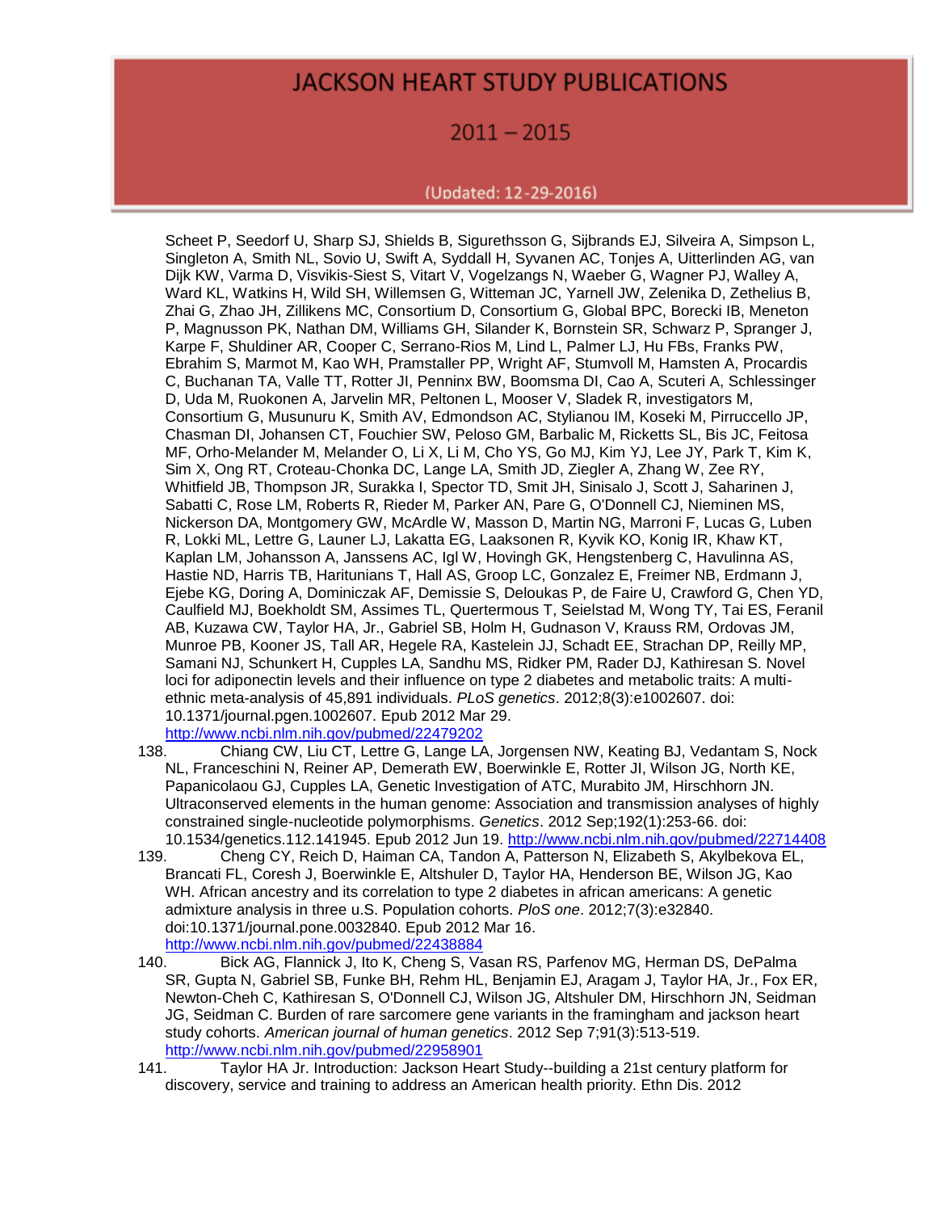Scheet P, Seedorf U, Sharp SJ, Shields B, Sigurethsson G, Sijbrands EJ, Silveira A, Simpson L, Singleton A, Smith NL, Sovio U, Swift A, Syddall H, Syvanen AC, Tonjes A, Uitterlinden AG, van Dijk KW, Varma D, Visvikis-Siest S, Vitart V, Vogelzangs N, Waeber G, Wagner PJ, Walley A, Ward KL, Watkins H, Wild SH, Willemsen G, Witteman JC, Yarnell JW, Zelenika D, Zethelius B, Zhai G, Zhao JH, Zillikens MC, Consortium D, Consortium G, Global BPC, Borecki IB, Meneton P, Magnusson PK, Nathan DM, Williams GH, Silander K, Bornstein SR, Schwarz P, Spranger J, Karpe F, Shuldiner AR, Cooper C, Serrano-Rios M, Lind L, Palmer LJ, Hu FBs, Franks PW, Ebrahim S, Marmot M, Kao WH, Pramstaller PP, Wright AF, Stumvoll M, Hamsten A, Procardis C, Buchanan TA, Valle TT, Rotter JI, Penninx BW, Boomsma DI, Cao A, Scuteri A, Schlessinger D, Uda M, Ruokonen A, Jarvelin MR, Peltonen L, Mooser V, Sladek R, investigators M, Consortium G, Musunuru K, Smith AV, Edmondson AC, Stylianou IM, Koseki M, Pirruccello JP, Chasman DI, Johansen CT, Fouchier SW, Peloso GM, Barbalic M, Ricketts SL, Bis JC, Feitosa MF, Orho-Melander M, Melander O, Li X, Li M, Cho YS, Go MJ, Kim YJ, Lee JY, Park T, Kim K, Sim X, Ong RT, Croteau-Chonka DC, Lange LA, Smith JD, Ziegler A, Zhang W, Zee RY, Whitfield JB, Thompson JR, Surakka I, Spector TD, Smit JH, Sinisalo J, Scott J, Saharinen J, Sabatti C, Rose LM, Roberts R, Rieder M, Parker AN, Pare G, O'Donnell CJ, Nieminen MS, Nickerson DA, Montgomery GW, McArdle W, Masson D, Martin NG, Marroni F, Lucas G, Luben R, Lokki ML, Lettre G, Launer LJ, Lakatta EG, Laaksonen R, Kyvik KO, Konig IR, Khaw KT, Kaplan LM, Johansson A, Janssens AC, Igl W, Hovingh GK, Hengstenberg C, Havulinna AS, Hastie ND, Harris TB, Haritunians T, Hall AS, Groop LC, Gonzalez E, Freimer NB, Erdmann J, Ejebe KG, Doring A, Dominiczak AF, Demissie S, Deloukas P, de Faire U, Crawford G, Chen YD, Caulfield MJ, Boekholdt SM, Assimes TL, Quertermous T, Seielstad M, Wong TY, Tai ES, Feranil AB, Kuzawa CW, Taylor HA, Jr., Gabriel SB, Holm H, Gudnason V, Krauss RM, Ordovas JM, Munroe PB, Kooner JS, Tall AR, Hegele RA, Kastelein JJ, Schadt EE, Strachan DP, Reilly MP, Samani NJ, Schunkert H, Cupples LA, Sandhu MS, Ridker PM, Rader DJ, Kathiresan S. Novel loci for adiponectin levels and their influence on type 2 diabetes and metabolic traits: A multi-ethnic meta-analysis of 45,891 individuals. *PLoS genetics*. 2012;8(3):e1002607. doi: 10.1371/journal.pgen.1002607. Epub 2012 Mar 29.
http://www.ncbi.nlm.nih.gov/pubmed/22479202

138. Chiang CW, Liu CT, Lettre G, Lange LA, Jorgensen NW, Keating BJ, Vedantam S, Nock NL, Franceschini N, Reiner AP, Demerath EW, Boerwinkle E, Rotter JI, Wilson JG, North KE, Papanicolaou GJ, Cupples LA, Genetic Investigation of ATC, Murabito JM, Hirschhorn JN. Ultraconserved elements in the human genome: Association and transmission analyses of highly constrained single-nucleotide polymorphisms. *Genetics*. 2012 Sep;192(1):253-66. doi: 10.1534/genetics.112.141945. Epub 2012 Jun 19. http://www.ncbi.nlm.nih.gov/pubmed/22714408

139. Cheng CY, Reich D, Haiman CA, Tandon A, Patterson N, Elizabeth S, Akylbekova EL, Brancati FL, Coresh J, Boerwinkle E, Altshuler D, Taylor HA, Henderson BE, Wilson JG, Kao WH. African ancestry and its correlation to type 2 diabetes in african americans: A genetic admixture analysis in three u.S. Population cohorts. *PloS one*. 2012;7(3):e32840. doi:10.1371/journal.pone.0032840. Epub 2012 Mar 16.
http://www.ncbi.nlm.nih.gov/pubmed/22438884

140. Bick AG, Flannick J, Ito K, Cheng S, Vasan RS, Parfenov MG, Herman DS, DePalma SR, Gupta N, Gabriel SB, Funke BH, Rehm HL, Benjamin EJ, Aragam J, Taylor HA, Jr., Fox ER, Newton-Cheh C, Kathiresan S, O'Donnell CJ, Wilson JG, Altshuler DM, Hirschhorn JN, Seidman JG, Seidman C. Burden of rare sarcomere gene variants in the framingham and jackson heart study cohorts. *American journal of human genetics*. 2012 Sep 7;91(3):513-519.
http://www.ncbi.nlm.nih.gov/pubmed/22958901

141. Taylor HA Jr. Introduction: Jackson Heart Study--building a 21st century platform for discovery, service and training to address an American health priority. Ethn Dis. 2012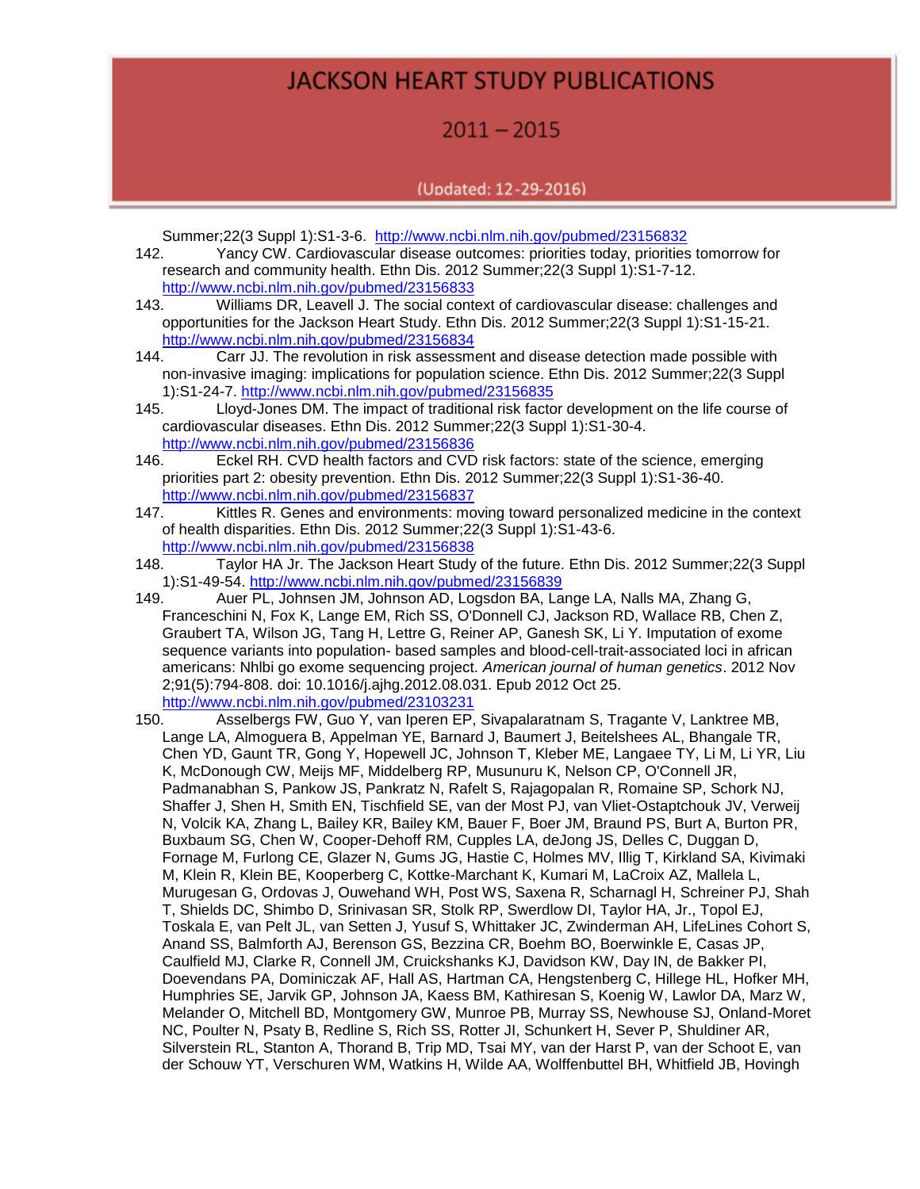Summer;22(3 Suppl 1):S1-3-6. http://www.ncbi.nlm.nih.gov/pubmed/23156832

142. Yancy CW. Cardiovascular disease outcomes: priorities today, priorities tomorrow for research and community health. Ethn Dis. 2012 Summer;22(3 Suppl 1):S1-7-12. http://www.ncbi.nlm.nih.gov/pubmed/23156833

143. Williams DR, Leavell J. The social context of cardiovascular disease: challenges and opportunities for the Jackson Heart Study. Ethn Dis. 2012 Summer;22(3 Suppl 1):S1-15-21. http://www.ncbi.nlm.nih.gov/pubmed/23156834

144. Carr JJ. The revolution in risk assessment and disease detection made possible with non-invasive imaging: implications for population science. Ethn Dis. 2012 Summer;22(3 Suppl 1):S1-24-7. http://www.ncbi.nlm.nih.gov/pubmed/23156835

145. Lloyd-Jones DM. The impact of traditional risk factor development on the life course of cardiovascular diseases. Ethn Dis. 2012 Summer;22(3 Suppl 1):S1-30-4. http://www.ncbi.nlm.nih.gov/pubmed/23156836

146. Eckel RH. CVD health factors and CVD risk factors: state of the science, emerging priorities part 2: obesity prevention. Ethn Dis. 2012 Summer;22(3 Suppl 1):S1-36-40. http://www.ncbi.nlm.nih.gov/pubmed/23156837

147. Kittles R. Genes and environments: moving toward personalized medicine in the context of health disparities. Ethn Dis. 2012 Summer;22(3 Suppl 1):S1-43-6. http://www.ncbi.nlm.nih.gov/pubmed/23156838

148. Taylor HA Jr. The Jackson Heart Study of the future. Ethn Dis. 2012 Summer;22(3 Suppl 1):S1-49-54. http://www.ncbi.nlm.nih.gov/pubmed/23156839

149. Auer PL, Johnsen JM, Johnson AD, Logsdon BA, Lange LA, Nalls MA, Zhang G, Franceschini N, Fox K, Lange EM, Rich SS, O'Donnell CJ, Jackson RD, Wallace RB, Chen Z, Graubert TA, Wilson JG, Tang H, Lettre G, Reiner AP, Ganesh SK, Li Y. Imputation of exome sequence variants into population- based samples and blood-cell-trait-associated loci in african americans: Nhlbi go exome sequencing project. *American journal of human genetics*. 2012 Nov 2;91(5):794-808. doi: 10.1016/j.ajhg.2012.08.031. Epub 2012 Oct 25. http://www.ncbi.nlm.nih.gov/pubmed/23103231

150. Asselbergs FW, Guo Y, van Iperen EP, Sivapalaratnam S, Tragante V, Lanktree MB, Lange LA, Almoguera B, Appelman YE, Barnard J, Baumert J, Beitelshees AL, Bhangale TR, Chen YD, Gaunt TR, Gong Y, Hopewell JC, Johnson T, Kleber ME, Langaee TY, Li M, Li YR, Liu K, McDonough CW, Meijs MF, Middelberg RP, Musunuru K, Nelson CP, O'Connell JR, Padmanabhan S, Pankow JS, Pankratz N, Rafelt S, Rajagopalan R, Romaine SP, Schork NJ, Shaffer J, Shen H, Smith EN, Tischfield SE, van der Most PJ, van Vliet-Ostaptchouk JV, Verweij N, Volcik KA, Zhang L, Bailey KR, Bailey KM, Bauer F, Boer JM, Braund PS, Burt A, Burton PR, Buxbaum SG, Chen W, Cooper-Dehoff RM, Cupples LA, deJong JS, Delles C, Duggan D, Fornage M, Furlong CE, Glazer N, Gums JG, Hastie C, Holmes MV, Illig T, Kirkland SA, Kivimaki M, Klein R, Klein BE, Kooperberg C, Kottke-Marchant K, Kumari M, LaCroix AZ, Mallela L, Murugesan G, Ordovas J, Ouwehand WH, Post WS, Saxena R, Scharnagl H, Schreiner PJ, Shah T, Shields DC, Shimbo D, Srinivasan SR, Stolk RP, Swerdlow DI, Taylor HA, Jr., Topol EJ, Toskala E, van Pelt JL, van Setten J, Yusuf S, Whittaker JC, Zwinderman AH, LifeLines Cohort S, Anand SS, Balmforth AJ, Berenson GS, Bezzina CR, Boehm BO, Boerwinkle E, Casas JP, Caulfield MJ, Clarke R, Connell JM, Cruickshanks KJ, Davidson KW, Day IN, de Bakker PI, Doevendans PA, Dominiczak AF, Hall AS, Hartman CA, Hengstenberg C, Hillege HL, Hofker MH, Humphries SE, Jarvik GP, Johnson JA, Kaess BM, Kathiresan S, Koenig W, Lawlor DA, Marz W, Melander O, Mitchell BD, Montgomery GW, Munroe PB, Murray SS, Newhouse SJ, Onland-Moret NC, Poulter N, Psaty B, Redline S, Rich SS, Rotter JI, Schunkert H, Sever P, Shuldiner AR, Silverstein RL, Stanton A, Thorand B, Trip MD, Tsai MY, van der Harst P, van der Schoot E, van der Schouw YT, Verschuren WM, Watkins H, Wilde AA, Wolffenbuttel BH, Whitfield JB, Hovingh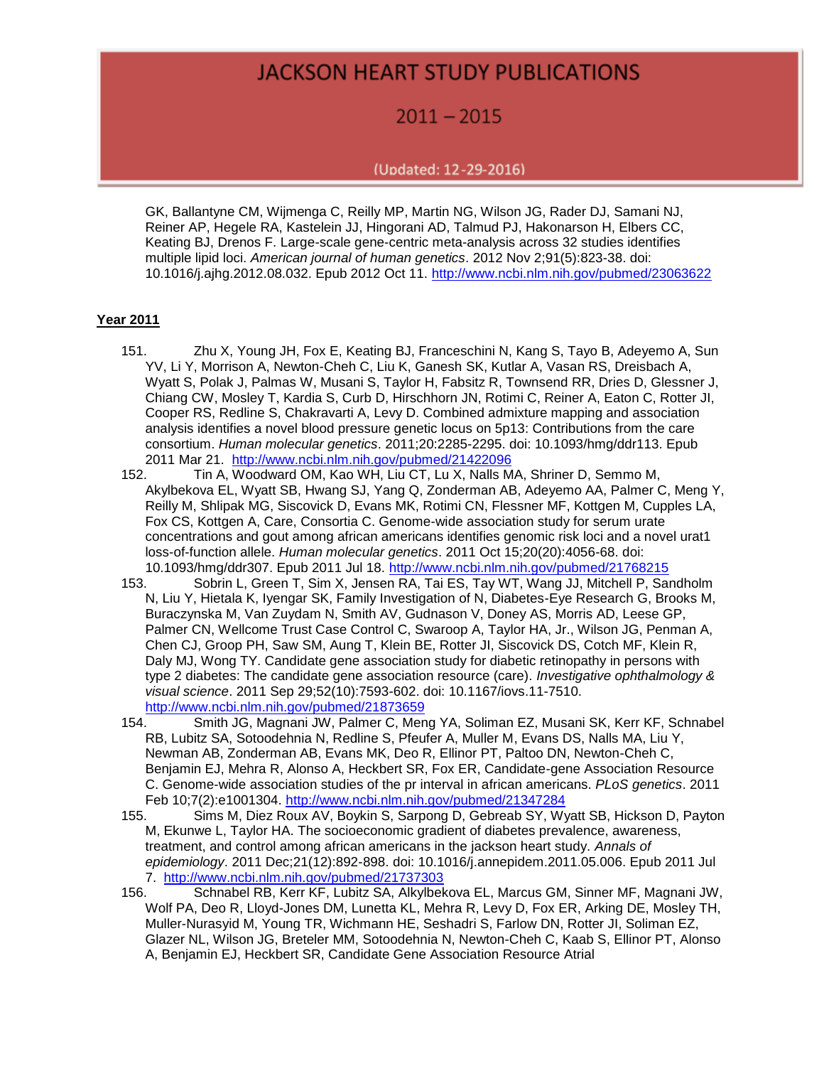GK, Ballantyne CM, Wijmenga C, Reilly MP, Martin NG, Wilson JG, Rader DJ, Samani NJ, Reiner AP, Hegele RA, Kastelein JJ, Hingorani AD, Talmud PJ, Hakonarson H, Elbers CC, Keating BJ, Drenos F. Large-scale gene-centric meta-analysis across 32 studies identifies multiple lipid loci. *American journal of human genetics*. 2012 Nov 2;91(5):823-38. doi: 10.1016/j.ajhg.2012.08.032. Epub 2012 Oct 11. http://www.ncbi.nlm.nih.gov/pubmed/23063622

**Year 2011**

151. Zhu X, Young JH, Fox E, Keating BJ, Franceschini N, Kang S, Tayo B, Adeyemo A, Sun YV, Li Y, Morrison A, Newton-Cheh C, Liu K, Ganesh SK, Kutlar A, Vasan RS, Dreisbach A, Wyatt S, Polak J, Palmas W, Musani S, Taylor H, Fabsitz R, Townsend RR, Dries D, Glessner J, Chiang CW, Mosley T, Kardia S, Curb D, Hirschhorn JN, Rotimi C, Reiner A, Eaton C, Rotter JI, Cooper RS, Redline S, Chakravarti A, Levy D. Combined admixture mapping and association analysis identifies a novel blood pressure genetic locus on 5p13: Contributions from the care consortium. *Human molecular genetics*. 2011;20:2285-2295. doi: 10.1093/hmg/ddr113. Epub 2011 Mar 21. http://www.ncbi.nlm.nih.gov/pubmed/21422096
152. Tin A, Woodward OM, Kao WH, Liu CT, Lu X, Nalls MA, Shriner D, Semmo M, Akylbekova EL, Wyatt SB, Hwang SJ, Yang Q, Zonderman AB, Adeyemo AA, Palmer C, Meng Y, Reilly M, Shlipak MG, Siscovick D, Evans MK, Rotimi CN, Flessner MF, Kottgen M, Cupples LA, Fox CS, Kottgen A, Care, Consortia C. Genome-wide association study for serum urate concentrations and gout among african americans identifies genomic risk loci and a novel urat1 loss-of-function allele. *Human molecular genetics*. 2011 Oct 15;20(20):4056-68. doi: 10.1093/hmg/ddr307. Epub 2011 Jul 18. http://www.ncbi.nlm.nih.gov/pubmed/21768215
153. Sobrin L, Green T, Sim X, Jensen RA, Tai ES, Tay WT, Wang JJ, Mitchell P, Sandholm N, Liu Y, Hietala K, Iyengar SK, Family Investigation of N, Diabetes-Eye Research G, Brooks M, Buraczynska M, Van Zuydam N, Smith AV, Gudnason V, Doney AS, Morris AD, Leese GP, Palmer CN, Wellcome Trust Case Control C, Swaroop A, Taylor HA, Jr., Wilson JG, Penman A, Chen CJ, Groop PH, Saw SM, Aung T, Klein BE, Rotter JI, Siscovick DS, Cotch MF, Klein R, Daly MJ, Wong TY. Candidate gene association study for diabetic retinopathy in persons with type 2 diabetes: The candidate gene association resource (care). *Investigative ophthalmology & visual science*. 2011 Sep 29;52(10):7593-602. doi: 10.1167/iovs.11-7510. http://www.ncbi.nlm.nih.gov/pubmed/21873659
154. Smith JG, Magnani JW, Palmer C, Meng YA, Soliman EZ, Musani SK, Kerr KF, Schnabel RB, Lubitz SA, Sotoodehnia N, Redline S, Pfeufer A, Muller M, Evans DS, Nalls MA, Liu Y, Newman AB, Zonderman AB, Evans MK, Deo R, Ellinor PT, Paltoo DN, Newton-Cheh C, Benjamin EJ, Mehra R, Alonso A, Heckbert SR, Fox ER, Candidate-gene Association Resource C. Genome-wide association studies of the pr interval in african americans. *PLoS genetics*. 2011 Feb 10;7(2):e1001304. http://www.ncbi.nlm.nih.gov/pubmed/21347284
155. Sims M, Diez Roux AV, Boykin S, Sarpong D, Gebreab SY, Wyatt SB, Hickson D, Payton M, Ekunwe L, Taylor HA. The socioeconomic gradient of diabetes prevalence, awareness, treatment, and control among african americans in the jackson heart study. *Annals of epidemiology*. 2011 Dec;21(12):892-898. doi: 10.1016/j.annepidem.2011.05.006. Epub 2011 Jul 7. http://www.ncbi.nlm.nih.gov/pubmed/21737303
156. Schnabel RB, Kerr KF, Lubitz SA, Alkylbekova EL, Marcus GM, Sinner MF, Magnani JW, Wolf PA, Deo R, Lloyd-Jones DM, Lunetta KL, Mehra R, Levy D, Fox ER, Arking DE, Mosley TH, Muller-Nurasyid M, Young TR, Wichmann HE, Seshadri S, Farlow DN, Rotter JI, Soliman EZ, Glazer NL, Wilson JG, Breteler MM, Sotoodehnia N, Newton-Cheh C, Kaab S, Ellinor PT, Alonso A, Benjamin EJ, Heckbert SR, Candidate Gene Association Resource Atrial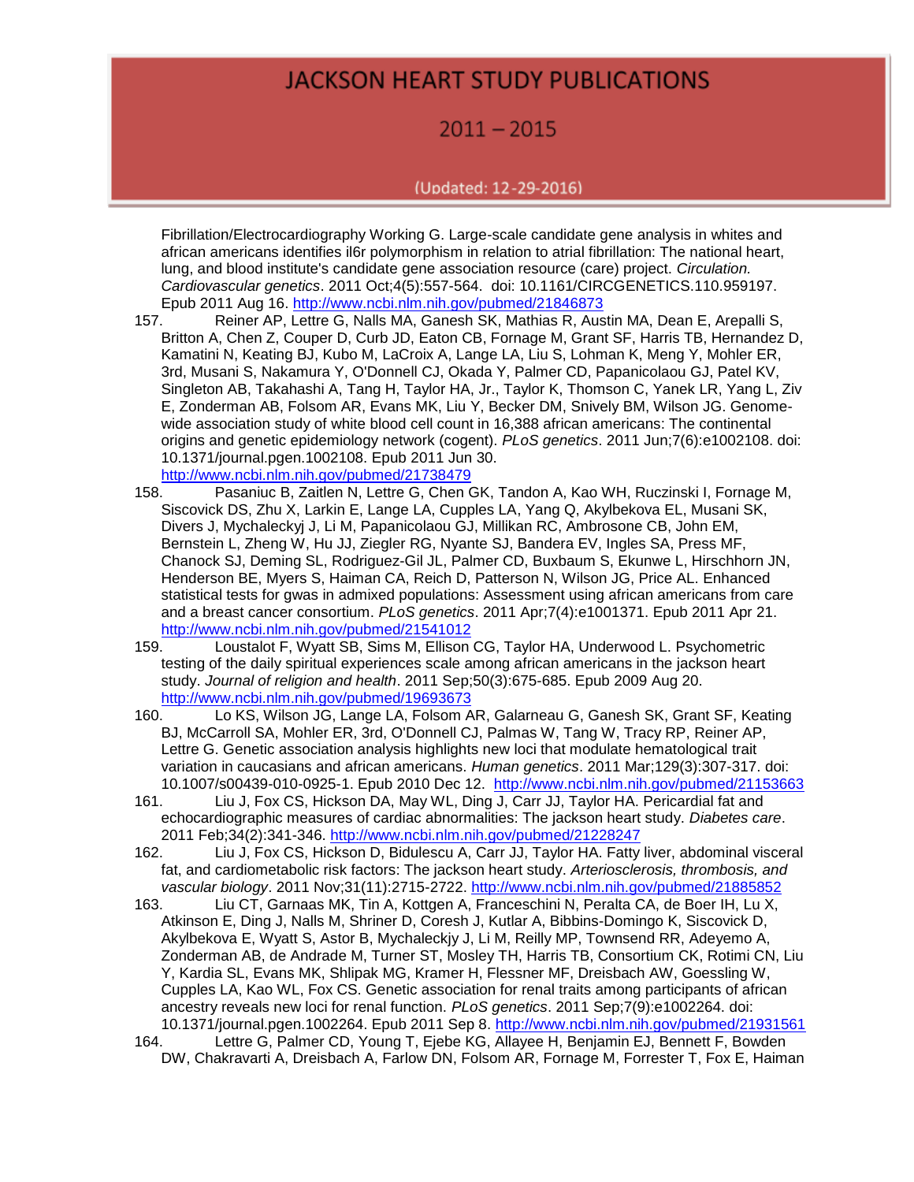Fibrillation/Electrocardiography Working G. Large-scale candidate gene analysis in whites and african americans identifies il6r polymorphism in relation to atrial fibrillation: The national heart, lung, and blood institute's candidate gene association resource (care) project. *Circulation. Cardiovascular genetics*. 2011 Oct;4(5):557-564. doi: 10.1161/CIRCGENETICS.110.959197. Epub 2011 Aug 16. http://www.ncbi.nlm.nih.gov/pubmed/21846873

157. Reiner AP, Lettre G, Nalls MA, Ganesh SK, Mathias R, Austin MA, Dean E, Arepalli S, Britton A, Chen Z, Couper D, Curb JD, Eaton CB, Fornage M, Grant SF, Harris TB, Hernandez D, Kamatini N, Keating BJ, Kubo M, LaCroix A, Lange LA, Liu S, Lohman K, Meng Y, Mohler ER, 3rd, Musani S, Nakamura Y, O'Donnell CJ, Okada Y, Palmer CD, Papanicolaou GJ, Patel KV, Singleton AB, Takahashi A, Tang H, Taylor HA, Jr., Taylor K, Thomson C, Yanek LR, Yang L, Ziv E, Zonderman AB, Folsom AR, Evans MK, Liu Y, Becker DM, Snively BM, Wilson JG. Genome-wide association study of white blood cell count in 16,388 african americans: The continental origins and genetic epidemiology network (cogent). *PLoS genetics*. 2011 Jun;7(6):e1002108. doi: 10.1371/journal.pgen.1002108. Epub 2011 Jun 30. http://www.ncbi.nlm.nih.gov/pubmed/21738479

158. Pasaniuc B, Zaitlen N, Lettre G, Chen GK, Tandon A, Kao WH, Ruczinski I, Fornage M, Siscovick DS, Zhu X, Larkin E, Lange LA, Cupples LA, Yang Q, Akylbekova EL, Musani SK, Divers J, Mychaleckyj J, Li M, Papanicolaou GJ, Millikan RC, Ambrosone CB, John EM, Bernstein L, Zheng W, Hu JJ, Ziegler RG, Nyante SJ, Bandera EV, Ingles SA, Press MF, Chanock SJ, Deming SL, Rodriguez-Gil JL, Palmer CD, Buxbaum S, Ekunwe L, Hirschhorn JN, Henderson BE, Myers S, Haiman CA, Reich D, Patterson N, Wilson JG, Price AL. Enhanced statistical tests for gwas in admixed populations: Assessment using african americans from care and a breast cancer consortium. *PLoS genetics*. 2011 Apr;7(4):e1001371. Epub 2011 Apr 21. http://www.ncbi.nlm.nih.gov/pubmed/21541012

159. Loustalot F, Wyatt SB, Sims M, Ellison CG, Taylor HA, Underwood L. Psychometric testing of the daily spiritual experiences scale among african americans in the jackson heart study. *Journal of religion and health*. 2011 Sep;50(3):675-685. Epub 2009 Aug 20. http://www.ncbi.nlm.nih.gov/pubmed/19693673

160. Lo KS, Wilson JG, Lange LA, Folsom AR, Galarneau G, Ganesh SK, Grant SF, Keating BJ, McCarroll SA, Mohler ER, 3rd, O'Donnell CJ, Palmas W, Tang W, Tracy RP, Reiner AP, Lettre G. Genetic association analysis highlights new loci that modulate hematological trait variation in caucasians and african americans. *Human genetics*. 2011 Mar;129(3):307-317. doi: 10.1007/s00439-010-0925-1. Epub 2010 Dec 12. http://www.ncbi.nlm.nih.gov/pubmed/21153663

161. Liu J, Fox CS, Hickson DA, May WL, Ding J, Carr JJ, Taylor HA. Pericardial fat and echocardiographic measures of cardiac abnormalities: The jackson heart study. *Diabetes care*. 2011 Feb;34(2):341-346. http://www.ncbi.nlm.nih.gov/pubmed/21228247

162. Liu J, Fox CS, Hickson D, Bidulescu A, Carr JJ, Taylor HA. Fatty liver, abdominal visceral fat, and cardiometabolic risk factors: The jackson heart study. *Arteriosclerosis, thrombosis, and vascular biology*. 2011 Nov;31(11):2715-2722. http://www.ncbi.nlm.nih.gov/pubmed/21885852

163. Liu CT, Garnaas MK, Tin A, Kottgen A, Franceschini N, Peralta CA, de Boer IH, Lu X, Atkinson E, Ding J, Nalls M, Shriner D, Coresh J, Kutlar A, Bibbins-Domingo K, Siscovick D, Akylbekova E, Wyatt S, Astor B, Mychaleckjy J, Li M, Reilly MP, Townsend RR, Adeyemo A, Zonderman AB, de Andrade M, Turner ST, Mosley TH, Harris TB, Consortium CK, Rotimi CN, Liu Y, Kardia SL, Evans MK, Shlipak MG, Kramer H, Flessner MF, Dreisbach AW, Goessling W, Cupples LA, Kao WL, Fox CS. Genetic association for renal traits among participants of african ancestry reveals new loci for renal function. *PLoS genetics*. 2011 Sep;7(9):e1002264. doi: 10.1371/journal.pgen.1002264. Epub 2011 Sep 8. http://www.ncbi.nlm.nih.gov/pubmed/21931561

164. Lettre G, Palmer CD, Young T, Ejebe KG, Allayee H, Benjamin EJ, Bennett F, Bowden DW, Chakravarti A, Dreisbach A, Farlow DN, Folsom AR, Fornage M, Forrester T, Fox E, Haiman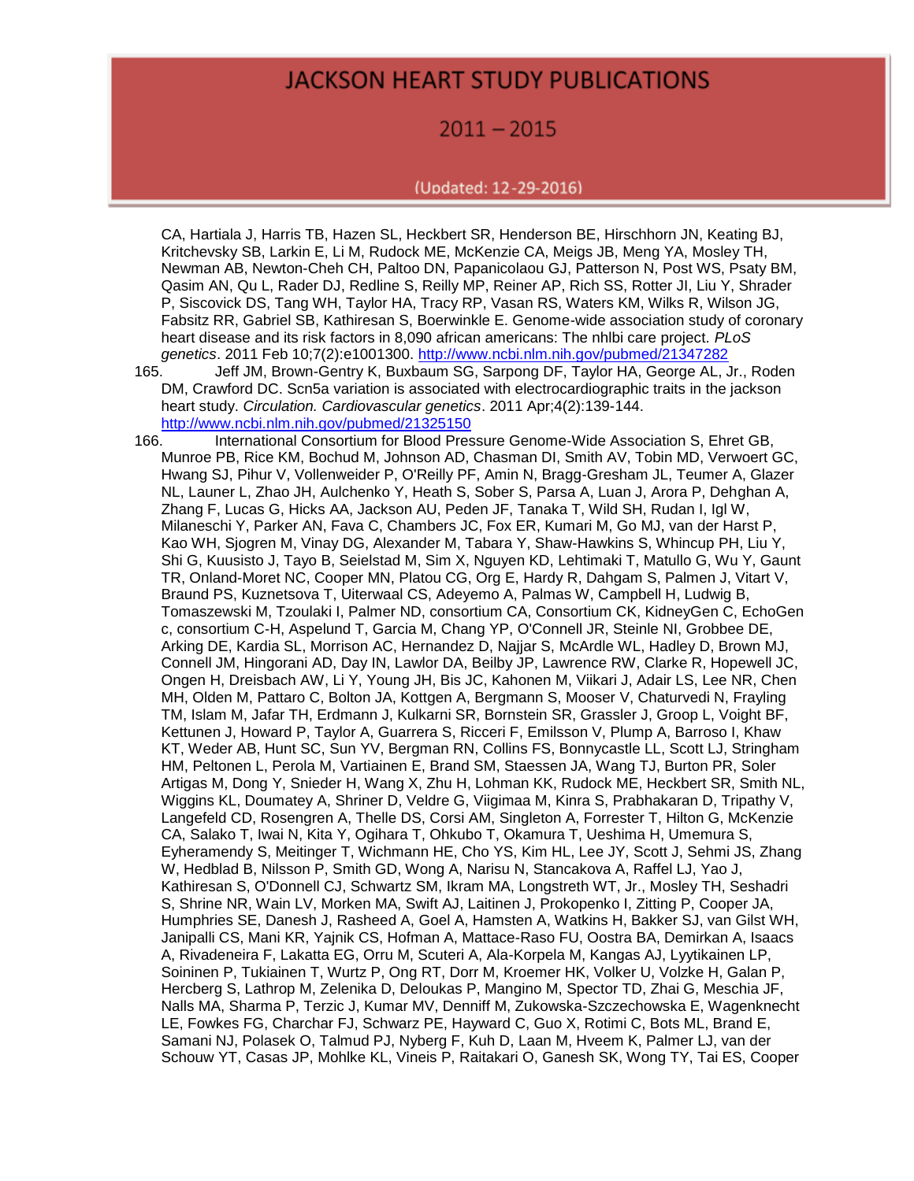CA, Hartiala J, Harris TB, Hazen SL, Heckbert SR, Henderson BE, Hirschhorn JN, Keating BJ, Kritchevsky SB, Larkin E, Li M, Rudock ME, McKenzie CA, Meigs JB, Meng YA, Mosley TH, Newman AB, Newton-Cheh CH, Paltoo DN, Papanicolaou GJ, Patterson N, Post WS, Psaty BM, Qasim AN, Qu L, Rader DJ, Redline S, Reilly MP, Reiner AP, Rich SS, Rotter JI, Liu Y, Shrader P, Siscovick DS, Tang WH, Taylor HA, Tracy RP, Vasan RS, Waters KM, Wilks R, Wilson JG, Fabsitz RR, Gabriel SB, Kathiresan S, Boerwinkle E. Genome-wide association study of coronary heart disease and its risk factors in 8,090 african americans: The nhlbi care project. *PLoS genetics*. 2011 Feb 10;7(2):e1001300. http://www.ncbi.nlm.nih.gov/pubmed/21347282

165. Jeff JM, Brown-Gentry K, Buxbaum SG, Sarpong DF, Taylor HA, George AL, Jr., Roden DM, Crawford DC. Scn5a variation is associated with electrocardiographic traits in the jackson heart study. *Circulation. Cardiovascular genetics*. 2011 Apr;4(2):139-144. http://www.ncbi.nlm.nih.gov/pubmed/21325150

166. International Consortium for Blood Pressure Genome-Wide Association S, Ehret GB, Munroe PB, Rice KM, Bochud M, Johnson AD, Chasman DI, Smith AV, Tobin MD, Verwoert GC, Hwang SJ, Pihur V, Vollenweider P, O'Reilly PF, Amin N, Bragg-Gresham JL, Teumer A, Glazer NL, Launer L, Zhao JH, Aulchenko Y, Heath S, Sober S, Parsa A, Luan J, Arora P, Dehghan A, Zhang F, Lucas G, Hicks AA, Jackson AU, Peden JF, Tanaka T, Wild SH, Rudan I, Igl W, Milaneschi Y, Parker AN, Fava C, Chambers JC, Fox ER, Kumari M, Go MJ, van der Harst P, Kao WH, Sjogren M, Vinay DG, Alexander M, Tabara Y, Shaw-Hawkins S, Whincup PH, Liu Y, Shi G, Kuusisto J, Tayo B, Seielstad M, Sim X, Nguyen KD, Lehtimaki T, Matullo G, Wu Y, Gaunt TR, Onland-Moret NC, Cooper MN, Platou CG, Org E, Hardy R, Dahgam S, Palmen J, Vitart V, Braund PS, Kuznetsova T, Uiterwaal CS, Adeyemo A, Palmas W, Campbell H, Ludwig B, Tomaszewski M, Tzoulaki I, Palmer ND, consortium CA, Consortium CK, KidneyGen C, EchoGen c, consortium C-H, Aspelund T, Garcia M, Chang YP, O'Connell JR, Steinle NI, Grobbee DE, Arking DE, Kardia SL, Morrison AC, Hernandez D, Najjar S, McArdle WL, Hadley D, Brown MJ, Connell JM, Hingorani AD, Day IN, Lawlor DA, Beilby JP, Lawrence RW, Clarke R, Hopewell JC, Ongen H, Dreisbach AW, Li Y, Young JH, Bis JC, Kahonen M, Viikari J, Adair LS, Lee NR, Chen MH, Olden M, Pattaro C, Bolton JA, Kottgen A, Bergmann S, Mooser V, Chaturvedi N, Frayling TM, Islam M, Jafar TH, Erdmann J, Kulkarni SR, Bornstein SR, Grassler J, Groop L, Voight BF, Kettunen J, Howard P, Taylor A, Guarrera S, Ricceri F, Emilsson V, Plump A, Barroso I, Khaw KT, Weder AB, Hunt SC, Sun YV, Bergman RN, Collins FS, Bonnycastle LL, Scott LJ, Stringham HM, Peltonen L, Perola M, Vartiainen E, Brand SM, Staessen JA, Wang TJ, Burton PR, Soler Artigas M, Dong Y, Snieder H, Wang X, Zhu H, Lohman KK, Rudock ME, Heckbert SR, Smith NL, Wiggins KL, Doumatey A, Shriner D, Veldre G, Viigimaa M, Kinra S, Prabhakaran D, Tripathy V, Langefeld CD, Rosengren A, Thelle DS, Corsi AM, Singleton A, Forrester T, Hilton G, McKenzie CA, Salako T, Iwai N, Kita Y, Ogihara T, Ohkubo T, Okamura T, Ueshima H, Umemura S, Eyheramendy S, Meitinger T, Wichmann HE, Cho YS, Kim HL, Lee JY, Scott J, Sehmi JS, Zhang W, Hedblad B, Nilsson P, Smith GD, Wong A, Narisu N, Stancakova A, Raffel LJ, Yao J, Kathiresan S, O'Donnell CJ, Schwartz SM, Ikram MA, Longstreth WT, Jr., Mosley TH, Seshadri S, Shrine NR, Wain LV, Morken MA, Swift AJ, Laitinen J, Prokopenko I, Zitting P, Cooper JA, Humphries SE, Danesh J, Rasheed A, Goel A, Hamsten A, Watkins H, Bakker SJ, van Gilst WH, Janipalli CS, Mani KR, Yajnik CS, Hofman A, Mattace-Raso FU, Oostra BA, Demirkan A, Isaacs A, Rivadeneira F, Lakatta EG, Orru M, Scuteri A, Ala-Korpela M, Kangas AJ, Lyytikainen LP, Soininen P, Tukiainen T, Wurtz P, Ong RT, Dorr M, Kroemer HK, Volker U, Volzke H, Galan P, Hercberg S, Lathrop M, Zelenika D, Deloukas P, Mangino M, Spector TD, Zhai G, Meschia JF, Nalls MA, Sharma P, Terzic J, Kumar MV, Denniff M, Zukowska-Szczechowska E, Wagenknecht LE, Fowkes FG, Charchar FJ, Schwarz PE, Hayward C, Guo X, Rotimi C, Bots ML, Brand E, Samani NJ, Polasek O, Talmud PJ, Nyberg F, Kuh D, Laan M, Hveem K, Palmer LJ, van der Schouw YT, Casas JP, Mohlke KL, Vineis P, Raitakari O, Ganesh SK, Wong TY, Tai ES, Cooper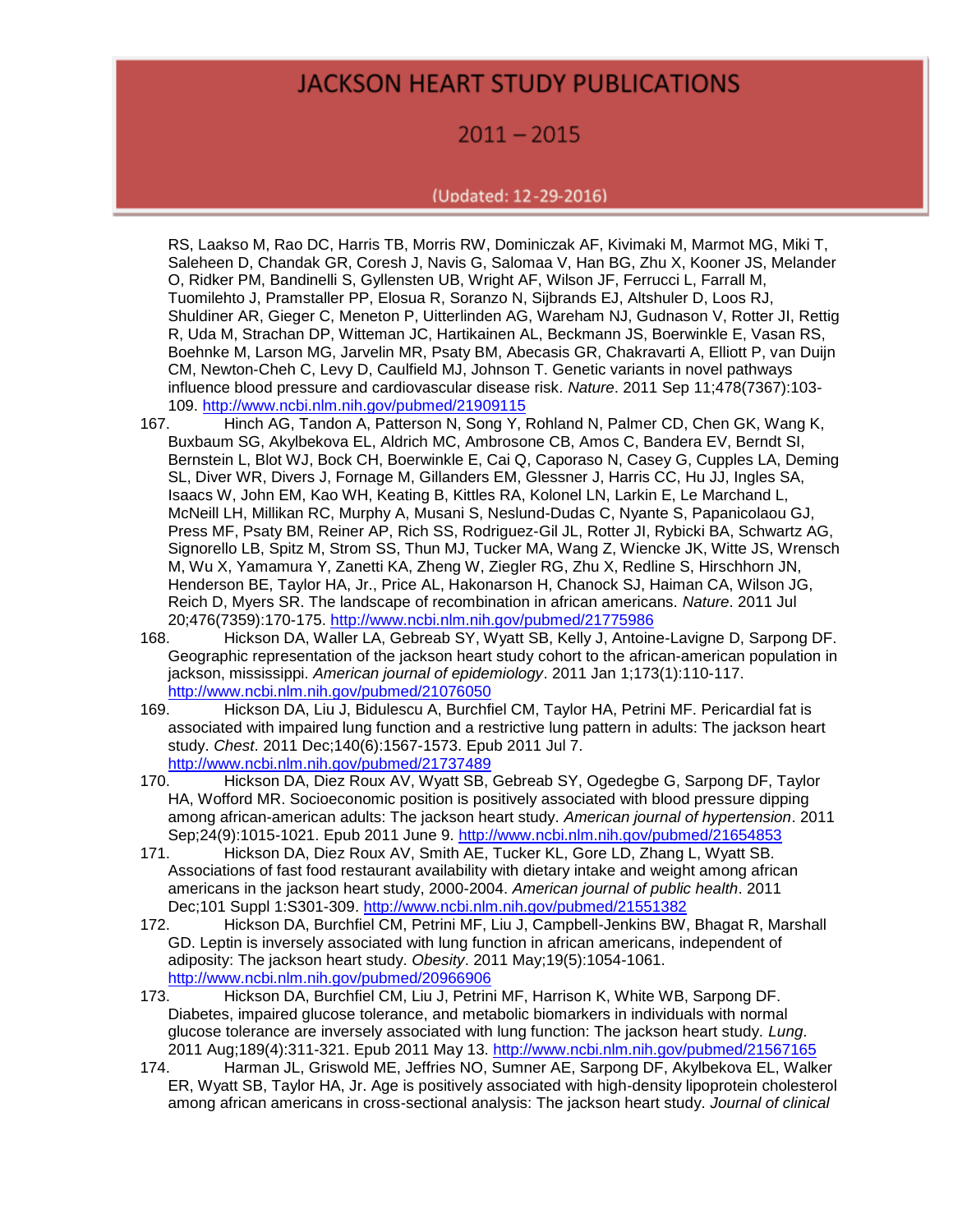RS, Laakso M, Rao DC, Harris TB, Morris RW, Dominiczak AF, Kivimaki M, Marmot MG, Miki T, Saleheen D, Chandak GR, Coresh J, Navis G, Salomaa V, Han BG, Zhu X, Kooner JS, Melander O, Ridker PM, Bandinelli S, Gyllensten UB, Wright AF, Wilson JF, Ferrucci L, Farrall M, Tuomilehto J, Pramstaller PP, Elosua R, Soranzo N, Sijbrands EJ, Altshuler D, Loos RJ, Shuldiner AR, Gieger C, Meneton P, Uitterlinden AG, Wareham NJ, Gudnason V, Rotter JI, Rettig R, Uda M, Strachan DP, Witteman JC, Hartikainen AL, Beckmann JS, Boerwinkle E, Vasan RS, Boehnke M, Larson MG, Jarvelin MR, Psaty BM, Abecasis GR, Chakravarti A, Elliott P, van Duijn CM, Newton-Cheh C, Levy D, Caulfield MJ, Johnson T. Genetic variants in novel pathways influence blood pressure and cardiovascular disease risk. *Nature*. 2011 Sep 11;478(7367):103-109. http://www.ncbi.nlm.nih.gov/pubmed/21909115

167. Hinch AG, Tandon A, Patterson N, Song Y, Rohland N, Palmer CD, Chen GK, Wang K, Buxbaum SG, Akylbekova EL, Aldrich MC, Ambrosone CB, Amos C, Bandera EV, Berndt SI, Bernstein L, Blot WJ, Bock CH, Boerwinkle E, Cai Q, Caporaso N, Casey G, Cupples LA, Deming SL, Diver WR, Divers J, Fornage M, Gillanders EM, Glessner J, Harris CC, Hu JJ, Ingles SA, Isaacs W, John EM, Kao WH, Keating B, Kittles RA, Kolonel LN, Larkin E, Le Marchand L, McNeill LH, Millikan RC, Murphy A, Musani S, Neslund-Dudas C, Nyante S, Papanicolaou GJ, Press MF, Psaty BM, Reiner AP, Rich SS, Rodriguez-Gil JL, Rotter JI, Rybicki BA, Schwartz AG, Signorello LB, Spitz M, Strom SS, Thun MJ, Tucker MA, Wang Z, Wiencke JK, Witte JS, Wrensch M, Wu X, Yamamura Y, Zanetti KA, Zheng W, Ziegler RG, Zhu X, Redline S, Hirschhorn JN, Henderson BE, Taylor HA, Jr., Price AL, Hakonarson H, Chanock SJ, Haiman CA, Wilson JG, Reich D, Myers SR. The landscape of recombination in african americans. *Nature*. 2011 Jul 20;476(7359):170-175. http://www.ncbi.nlm.nih.gov/pubmed/21775986

168. Hickson DA, Waller LA, Gebreab SY, Wyatt SB, Kelly J, Antoine-Lavigne D, Sarpong DF. Geographic representation of the jackson heart study cohort to the african-american population in jackson, mississippi. *American journal of epidemiology*. 2011 Jan 1;173(1):110-117. http://www.ncbi.nlm.nih.gov/pubmed/21076050

169. Hickson DA, Liu J, Bidulescu A, Burchfiel CM, Taylor HA, Petrini MF. Pericardial fat is associated with impaired lung function and a restrictive lung pattern in adults: The jackson heart study. *Chest*. 2011 Dec;140(6):1567-1573. Epub 2011 Jul 7. http://www.ncbi.nlm.nih.gov/pubmed/21737489

170. Hickson DA, Diez Roux AV, Wyatt SB, Gebreab SY, Ogedegbe G, Sarpong DF, Taylor HA, Wofford MR. Socioeconomic position is positively associated with blood pressure dipping among african-american adults: The jackson heart study. *American journal of hypertension*. 2011 Sep;24(9):1015-1021. Epub 2011 June 9. http://www.ncbi.nlm.nih.gov/pubmed/21654853

171. Hickson DA, Diez Roux AV, Smith AE, Tucker KL, Gore LD, Zhang L, Wyatt SB. Associations of fast food restaurant availability with dietary intake and weight among african americans in the jackson heart study, 2000-2004. *American journal of public health*. 2011 Dec;101 Suppl 1:S301-309. http://www.ncbi.nlm.nih.gov/pubmed/21551382

172. Hickson DA, Burchfiel CM, Petrini MF, Liu J, Campbell-Jenkins BW, Bhagat R, Marshall GD. Leptin is inversely associated with lung function in african americans, independent of adiposity: The jackson heart study. *Obesity*. 2011 May;19(5):1054-1061. http://www.ncbi.nlm.nih.gov/pubmed/20966906

173. Hickson DA, Burchfiel CM, Liu J, Petrini MF, Harrison K, White WB, Sarpong DF. Diabetes, impaired glucose tolerance, and metabolic biomarkers in individuals with normal glucose tolerance are inversely associated with lung function: The jackson heart study. *Lung*. 2011 Aug;189(4):311-321. Epub 2011 May 13. http://www.ncbi.nlm.nih.gov/pubmed/21567165

174. Harman JL, Griswold ME, Jeffries NO, Sumner AE, Sarpong DF, Akylbekova EL, Walker ER, Wyatt SB, Taylor HA, Jr. Age is positively associated with high-density lipoprotein cholesterol among african americans in cross-sectional analysis: The jackson heart study. *Journal of clinical*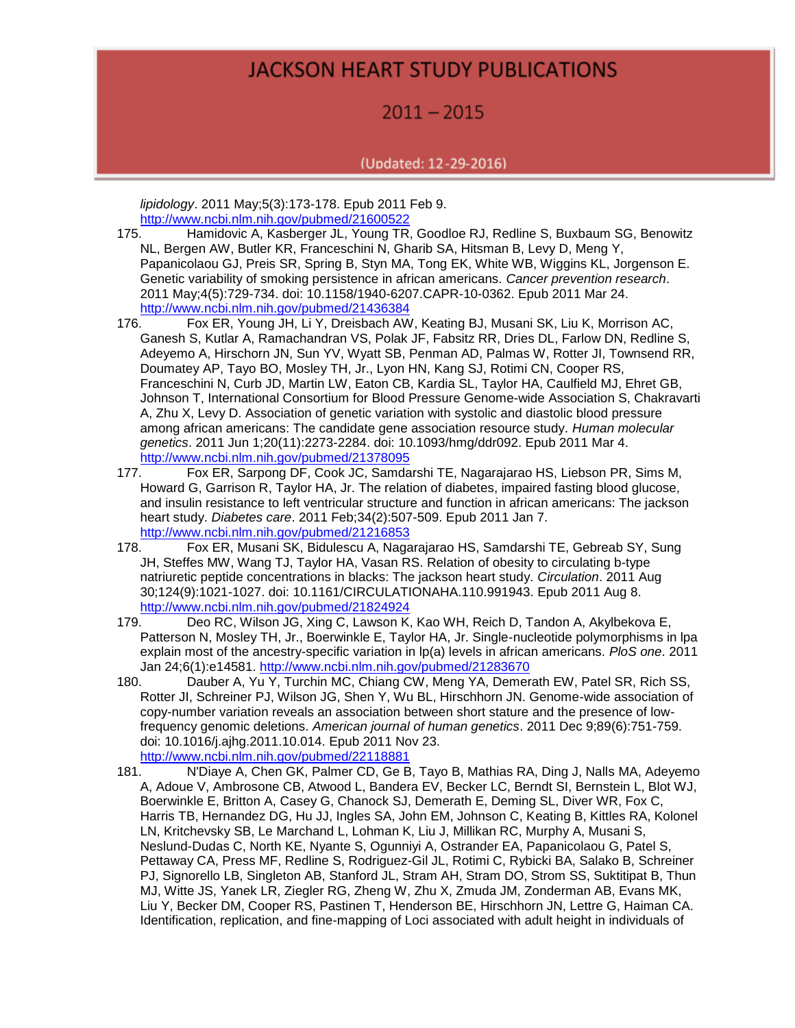*lipidology*. 2011 May;5(3):173-178. Epub 2011 Feb 9. http://www.ncbi.nlm.nih.gov/pubmed/21600522

175. Hamidovic A, Kasberger JL, Young TR, Goodloe RJ, Redline S, Buxbaum SG, Benowitz NL, Bergen AW, Butler KR, Franceschini N, Gharib SA, Hitsman B, Levy D, Meng Y, Papanicolaou GJ, Preis SR, Spring B, Styn MA, Tong EK, White WB, Wiggins KL, Jorgenson E. Genetic variability of smoking persistence in african americans. *Cancer prevention research*. 2011 May;4(5):729-734. doi: 10.1158/1940-6207.CAPR-10-0362. Epub 2011 Mar 24. http://www.ncbi.nlm.nih.gov/pubmed/21436384

176. Fox ER, Young JH, Li Y, Dreisbach AW, Keating BJ, Musani SK, Liu K, Morrison AC, Ganesh S, Kutlar A, Ramachandran VS, Polak JF, Fabsitz RR, Dries DL, Farlow DN, Redline S, Adeyemo A, Hirschorn JN, Sun YV, Wyatt SB, Penman AD, Palmas W, Rotter JI, Townsend RR, Doumatey AP, Tayo BO, Mosley TH, Jr., Lyon HN, Kang SJ, Rotimi CN, Cooper RS, Franceschini N, Curb JD, Martin LW, Eaton CB, Kardia SL, Taylor HA, Caulfield MJ, Ehret GB, Johnson T, International Consortium for Blood Pressure Genome-wide Association S, Chakravarti A, Zhu X, Levy D. Association of genetic variation with systolic and diastolic blood pressure among african americans: The candidate gene association resource study. *Human molecular genetics*. 2011 Jun 1;20(11):2273-2284. doi: 10.1093/hmg/ddr092. Epub 2011 Mar 4. http://www.ncbi.nlm.nih.gov/pubmed/21378095

177. Fox ER, Sarpong DF, Cook JC, Samdarshi TE, Nagarajarao HS, Liebson PR, Sims M, Howard G, Garrison R, Taylor HA, Jr. The relation of diabetes, impaired fasting blood glucose, and insulin resistance to left ventricular structure and function in african americans: The jackson heart study. *Diabetes care*. 2011 Feb;34(2):507-509. Epub 2011 Jan 7. http://www.ncbi.nlm.nih.gov/pubmed/21216853

178. Fox ER, Musani SK, Bidulescu A, Nagarajarao HS, Samdarshi TE, Gebreab SY, Sung JH, Steffes MW, Wang TJ, Taylor HA, Vasan RS. Relation of obesity to circulating b-type natriuretic peptide concentrations in blacks: The jackson heart study. *Circulation*. 2011 Aug 30;124(9):1021-1027. doi: 10.1161/CIRCULATIONAHA.110.991943. Epub 2011 Aug 8. http://www.ncbi.nlm.nih.gov/pubmed/21824924

179. Deo RC, Wilson JG, Xing C, Lawson K, Kao WH, Reich D, Tandon A, Akylbekova E, Patterson N, Mosley TH, Jr., Boerwinkle E, Taylor HA, Jr. Single-nucleotide polymorphisms in lpa explain most of the ancestry-specific variation in lp(a) levels in african americans. *PloS one*. 2011 Jan 24;6(1):e14581. http://www.ncbi.nlm.nih.gov/pubmed/21283670

180. Dauber A, Yu Y, Turchin MC, Chiang CW, Meng YA, Demerath EW, Patel SR, Rich SS, Rotter JI, Schreiner PJ, Wilson JG, Shen Y, Wu BL, Hirschhorn JN. Genome-wide association of copy-number variation reveals an association between short stature and the presence of low-frequency genomic deletions. *American journal of human genetics*. 2011 Dec 9;89(6):751-759. doi: 10.1016/j.ajhg.2011.10.014. Epub 2011 Nov 23. http://www.ncbi.nlm.nih.gov/pubmed/22118881

181. N'Diaye A, Chen GK, Palmer CD, Ge B, Tayo B, Mathias RA, Ding J, Nalls MA, Adeyemo A, Adoue V, Ambrosone CB, Atwood L, Bandera EV, Becker LC, Berndt SI, Bernstein L, Blot WJ, Boerwinkle E, Britton A, Casey G, Chanock SJ, Demerath E, Deming SL, Diver WR, Fox C, Harris TB, Hernandez DG, Hu JJ, Ingles SA, John EM, Johnson C, Keating B, Kittles RA, Kolonel LN, Kritchevsky SB, Le Marchand L, Lohman K, Liu J, Millikan RC, Murphy A, Musani S, Neslund-Dudas C, North KE, Nyante S, Ogunniyi A, Ostrander EA, Papanicolaou G, Patel S, Pettaway CA, Press MF, Redline S, Rodriguez-Gil JL, Rotimi C, Rybicki BA, Salako B, Schreiner PJ, Signorello LB, Singleton AB, Stanford JL, Stram AH, Stram DO, Strom SS, Suktitipat B, Thun MJ, Witte JS, Yanek LR, Ziegler RG, Zheng W, Zhu X, Zmuda JM, Zonderman AB, Evans MK, Liu Y, Becker DM, Cooper RS, Pastinen T, Henderson BE, Hirschhorn JN, Lettre G, Haiman CA. Identification, replication, and fine-mapping of Loci associated with adult height in individuals of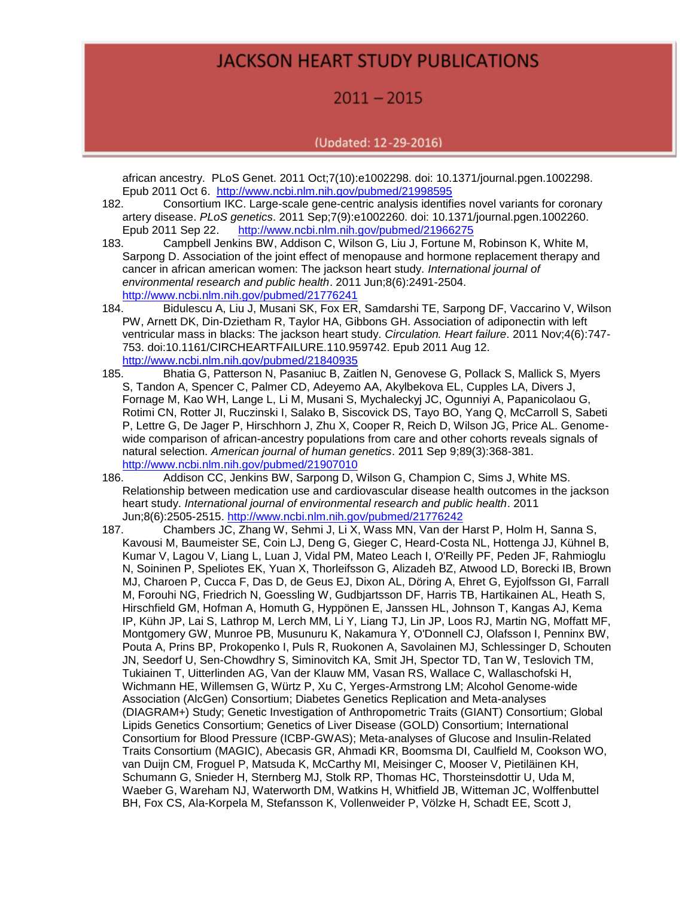african ancestry. PLoS Genet. 2011 Oct;7(10):e1002298. doi: 10.1371/journal.pgen.1002298. Epub 2011 Oct 6. http://www.ncbi.nlm.nih.gov/pubmed/21998595

182. Consortium IKC. Large-scale gene-centric analysis identifies novel variants for coronary artery disease. *PLoS genetics*. 2011 Sep;7(9):e1002260. doi: 10.1371/journal.pgen.1002260. Epub 2011 Sep 22. http://www.ncbi.nlm.nih.gov/pubmed/21966275

183. Campbell Jenkins BW, Addison C, Wilson G, Liu J, Fortune M, Robinson K, White M, Sarpong D. Association of the joint effect of menopause and hormone replacement therapy and cancer in african american women: The jackson heart study. *International journal of environmental research and public health*. 2011 Jun;8(6):2491-2504. http://www.ncbi.nlm.nih.gov/pubmed/21776241

184. Bidulescu A, Liu J, Musani SK, Fox ER, Samdarshi TE, Sarpong DF, Vaccarino V, Wilson PW, Arnett DK, Din-Dzietham R, Taylor HA, Gibbons GH. Association of adiponectin with left ventricular mass in blacks: The jackson heart study. *Circulation. Heart failure*. 2011 Nov;4(6):747-753. doi:10.1161/CIRCHEARTFAILURE.110.959742. Epub 2011 Aug 12. http://www.ncbi.nlm.nih.gov/pubmed/21840935

185. Bhatia G, Patterson N, Pasaniuc B, Zaitlen N, Genovese G, Pollack S, Mallick S, Myers S, Tandon A, Spencer C, Palmer CD, Adeyemo AA, Akylbekova EL, Cupples LA, Divers J, Fornage M, Kao WH, Lange L, Li M, Musani S, Mychaleckyj JC, Ogunniyi A, Papanicolaou G, Rotimi CN, Rotter JI, Ruczinski I, Salako B, Siscovick DS, Tayo BO, Yang Q, McCarroll S, Sabeti P, Lettre G, De Jager P, Hirschhorn J, Zhu X, Cooper R, Reich D, Wilson JG, Price AL. Genome-wide comparison of african-ancestry populations from care and other cohorts reveals signals of natural selection. *American journal of human genetics*. 2011 Sep 9;89(3):368-381. http://www.ncbi.nlm.nih.gov/pubmed/21907010

186. Addison CC, Jenkins BW, Sarpong D, Wilson G, Champion C, Sims J, White MS. Relationship between medication use and cardiovascular disease health outcomes in the jackson heart study. *International journal of environmental research and public health*. 2011 Jun;8(6):2505-2515. http://www.ncbi.nlm.nih.gov/pubmed/21776242

187. Chambers JC, Zhang W, Sehmi J, Li X, Wass MN, Van der Harst P, Holm H, Sanna S, Kavousi M, Baumeister SE, Coin LJ, Deng G, Gieger C, Heard-Costa NL, Hottenga JJ, Kühnel B, Kumar V, Lagou V, Liang L, Luan J, Vidal PM, Mateo Leach I, O'Reilly PF, Peden JF, Rahmioglu N, Soininen P, Speliotes EK, Yuan X, Thorleifsson G, Alizadeh BZ, Atwood LD, Borecki IB, Brown MJ, Charoen P, Cucca F, Das D, de Geus EJ, Dixon AL, Döring A, Ehret G, Eyjolfsson GI, Farrall M, Forouhi NG, Friedrich N, Goessling W, Gudbjartsson DF, Harris TB, Hartikainen AL, Heath S, Hirschfield GM, Hofman A, Homuth G, Hyppönen E, Janssen HL, Johnson T, Kangas AJ, Kema IP, Kühn JP, Lai S, Lathrop M, Lerch MM, Li Y, Liang TJ, Lin JP, Loos RJ, Martin NG, Moffatt MF, Montgomery GW, Munroe PB, Musunuru K, Nakamura Y, O'Donnell CJ, Olafsson I, Penninx BW, Pouta A, Prins BP, Prokopenko I, Puls R, Ruokonen A, Savolainen MJ, Schlessinger D, Schouten JN, Seedorf U, Sen-Chowdhry S, Siminovitch KA, Smit JH, Spector TD, Tan W, Teslovich TM, Tukiainen T, Uitterlinden AG, Van der Klauw MM, Vasan RS, Wallace C, Wallaschofski H, Wichmann HE, Willemsen G, Würtz P, Xu C, Yerges-Armstrong LM; Alcohol Genome-wide Association (AlcGen) Consortium; Diabetes Genetics Replication and Meta-analyses (DIAGRAM+) Study; Genetic Investigation of Anthropometric Traits (GIANT) Consortium; Global Lipids Genetics Consortium; Genetics of Liver Disease (GOLD) Consortium; International Consortium for Blood Pressure (ICBP-GWAS); Meta-analyses of Glucose and Insulin-Related Traits Consortium (MAGIC), Abecasis GR, Ahmadi KR, Boomsma DI, Caulfield M, Cookson WO, van Duijn CM, Froguel P, Matsuda K, McCarthy MI, Meisinger C, Mooser V, Pietiläinen KH, Schumann G, Snieder H, Sternberg MJ, Stolk RP, Thomas HC, Thorsteinsdottir U, Uda M, Waeber G, Wareham NJ, Waterworth DM, Watkins H, Whitfield JB, Witteman JC, Wolffenbuttel BH, Fox CS, Ala-Korpela M, Stefansson K, Vollenweider P, Völzke H, Schadt EE, Scott J,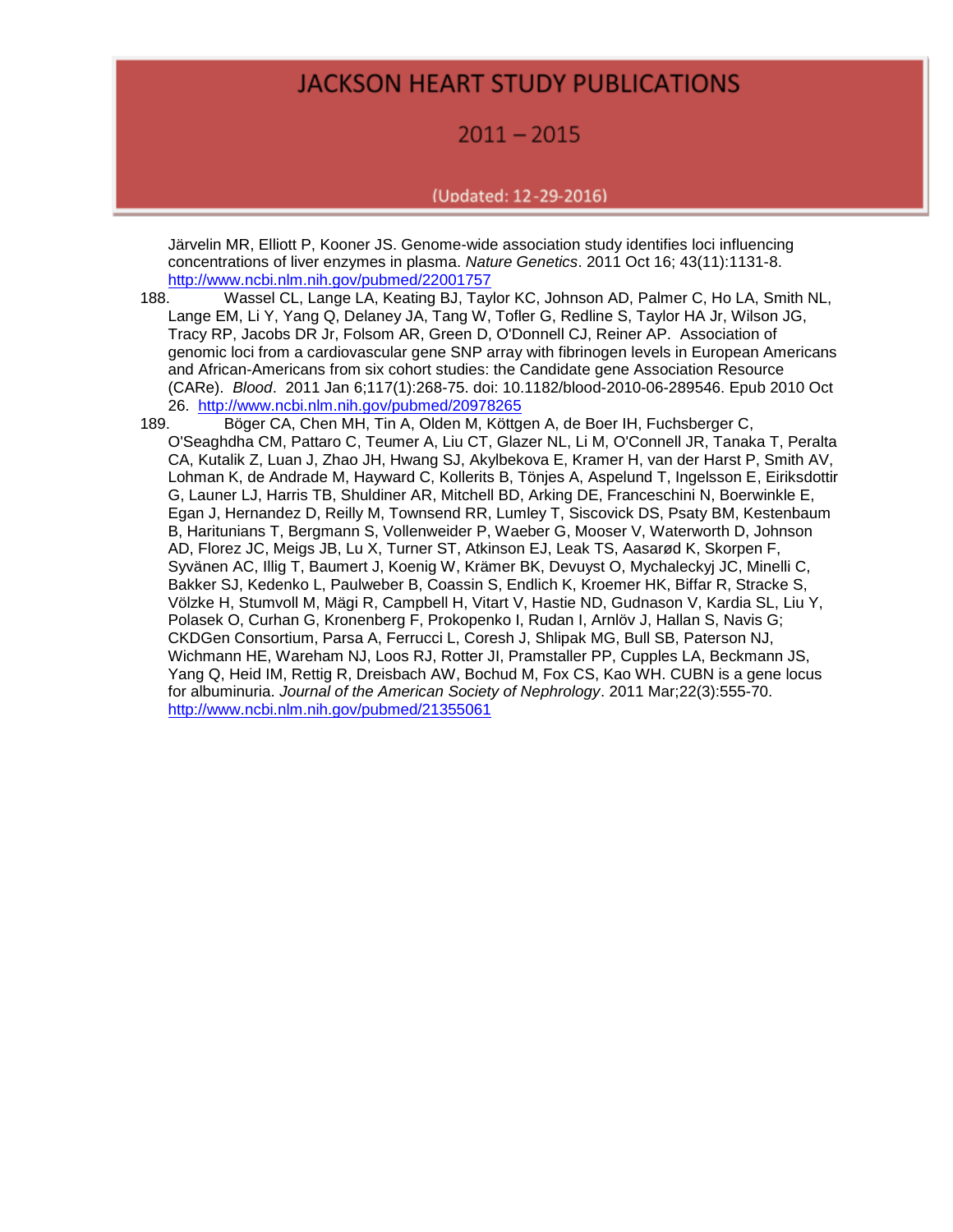Järvelin MR, Elliott P, Kooner JS. Genome-wide association study identifies loci influencing concentrations of liver enzymes in plasma. *Nature Genetics*. 2011 Oct 16; 43(11):1131-8. http://www.ncbi.nlm.nih.gov/pubmed/22001757

188. Wassel CL, Lange LA, Keating BJ, Taylor KC, Johnson AD, Palmer C, Ho LA, Smith NL, Lange EM, Li Y, Yang Q, Delaney JA, Tang W, Tofler G, Redline S, Taylor HA Jr, Wilson JG, Tracy RP, Jacobs DR Jr, Folsom AR, Green D, O'Donnell CJ, Reiner AP. Association of genomic loci from a cardiovascular gene SNP array with fibrinogen levels in European Americans and African-Americans from six cohort studies: the Candidate gene Association Resource (CARe). *Blood*. 2011 Jan 6;117(1):268-75. doi: 10.1182/blood-2010-06-289546. Epub 2010 Oct 26. http://www.ncbi.nlm.nih.gov/pubmed/20978265

189. Böger CA, Chen MH, Tin A, Olden M, Köttgen A, de Boer IH, Fuchsberger C, O'Seaghdha CM, Pattaro C, Teumer A, Liu CT, Glazer NL, Li M, O'Connell JR, Tanaka T, Peralta CA, Kutalik Z, Luan J, Zhao JH, Hwang SJ, Akylbekova E, Kramer H, van der Harst P, Smith AV, Lohman K, de Andrade M, Hayward C, Kollerits B, Tönjes A, Aspelund T, Ingelsson E, Eiriksdottir G, Launer LJ, Harris TB, Shuldiner AR, Mitchell BD, Arking DE, Franceschini N, Boerwinkle E, Egan J, Hernandez D, Reilly M, Townsend RR, Lumley T, Siscovick DS, Psaty BM, Kestenbaum B, Haritunians T, Bergmann S, Vollenweider P, Waeber G, Mooser V, Waterworth D, Johnson AD, Florez JC, Meigs JB, Lu X, Turner ST, Atkinson EJ, Leak TS, Aasarød K, Skorpen F, Syvänen AC, Illig T, Baumert J, Koenig W, Krämer BK, Devuyst O, Mychaleckyj JC, Minelli C, Bakker SJ, Kedenko L, Paulweber B, Coassin S, Endlich K, Kroemer HK, Biffar R, Stracke S, Völzke H, Stumvoll M, Mägi R, Campbell H, Vitart V, Hastie ND, Gudnason V, Kardia SL, Liu Y, Polasek O, Curhan G, Kronenberg F, Prokopenko I, Rudan I, Arnlöv J, Hallan S, Navis G; CKDGen Consortium, Parsa A, Ferrucci L, Coresh J, Shlipak MG, Bull SB, Paterson NJ, Wichmann HE, Wareham NJ, Loos RJ, Rotter JI, Pramstaller PP, Cupples LA, Beckmann JS, Yang Q, Heid IM, Rettig R, Dreisbach AW, Bochud M, Fox CS, Kao WH. CUBN is a gene locus for albuminuria. *Journal of the American Society of Nephrology*. 2011 Mar;22(3):555-70. http://www.ncbi.nlm.nih.gov/pubmed/21355061